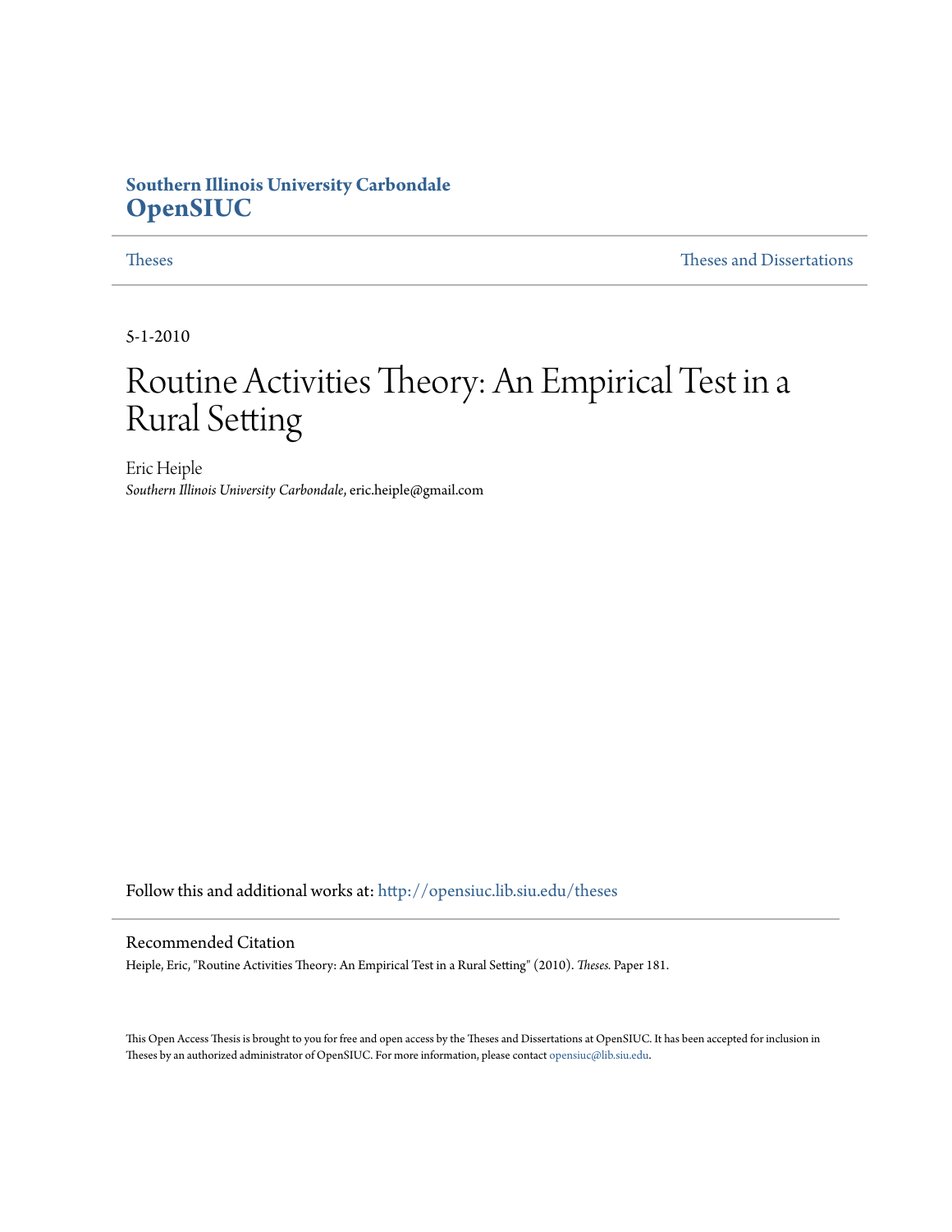**Southern Illinois University Carbondale**
**OpenSIUC**

Theses | Theses and Dissertations

5-1-2010

# Routine Activities Theory: An Empirical Test in a Rural Setting

Eric Heiple
*Southern Illinois University Carbondale*, eric.heiple@gmail.com

Follow this and additional works at: http://opensiuc.lib.siu.edu/theses

## Recommended Citation

Heiple, Eric, "Routine Activities Theory: An Empirical Test in a Rural Setting" (2010). *Theses.* Paper 181.

This Open Access Thesis is brought to you for free and open access by the Theses and Dissertations at OpenSIUC. It has been accepted for inclusion in Theses by an authorized administrator of OpenSIUC. For more information, please contact opensiuc@lib.siu.edu.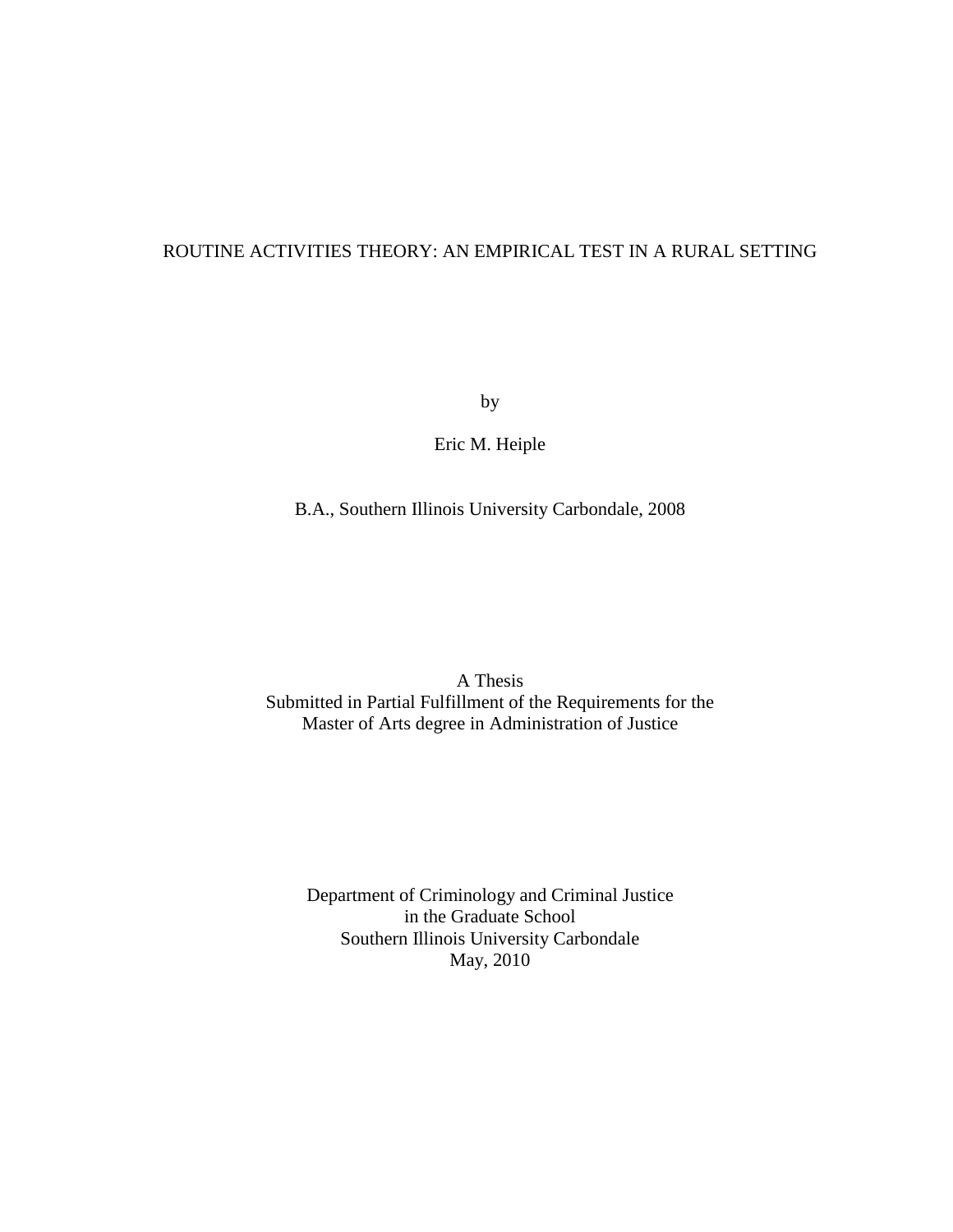# ROUTINE ACTIVITIES THEORY: AN EMPIRICAL TEST IN A RURAL SETTING

by

Eric M. Heiple

B.A., Southern Illinois University Carbondale, 2008

A Thesis
Submitted in Partial Fulfillment of the Requirements for the
Master of Arts degree in Administration of Justice

Department of Criminology and Criminal Justice
in the Graduate School
Southern Illinois University Carbondale
May, 2010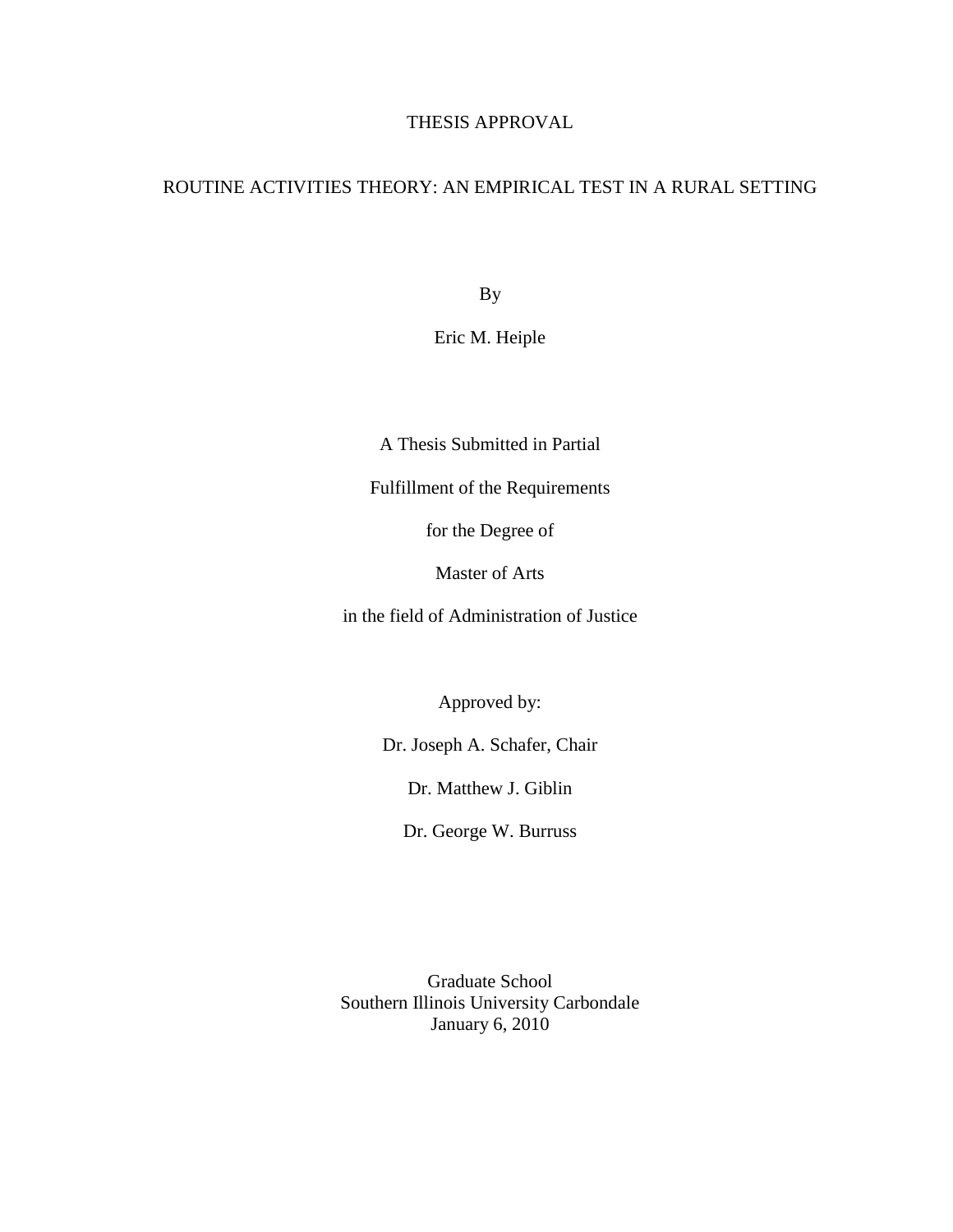# THESIS APPROVAL

## ROUTINE ACTIVITIES THEORY: AN EMPIRICAL TEST IN A RURAL SETTING

By

Eric M. Heiple

A Thesis Submitted in Partial

Fulfillment of the Requirements

for the Degree of

Master of Arts

in the field of Administration of Justice

Approved by:

Dr. Joseph A. Schafer, Chair

Dr. Matthew J. Giblin

Dr. George W. Burruss

Graduate School
Southern Illinois University Carbondale
January 6, 2010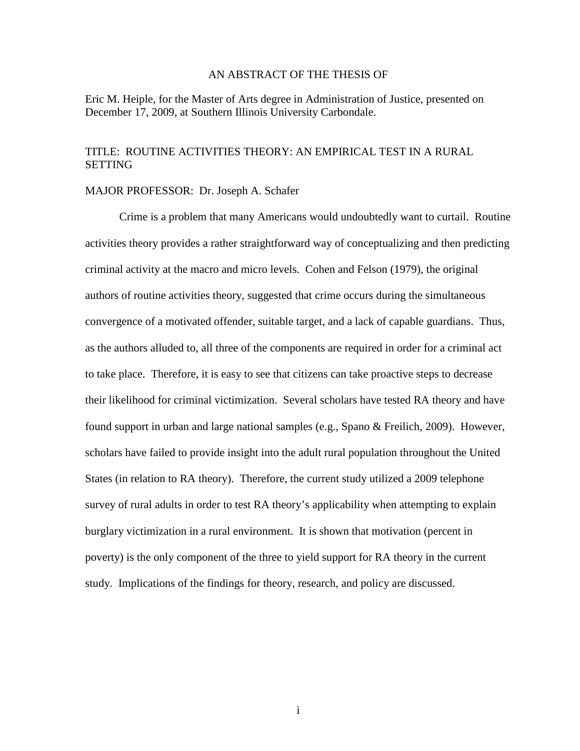# AN ABSTRACT OF THE THESIS OF

Eric M. Heiple, for the Master of Arts degree in Administration of Justice, presented on December 17, 2009, at Southern Illinois University Carbondale.

TITLE: ROUTINE ACTIVITIES THEORY: AN EMPIRICAL TEST IN A RURAL SETTING

MAJOR PROFESSOR: Dr. Joseph A. Schafer

Crime is a problem that many Americans would undoubtedly want to curtail. Routine activities theory provides a rather straightforward way of conceptualizing and then predicting criminal activity at the macro and micro levels. Cohen and Felson (1979), the original authors of routine activities theory, suggested that crime occurs during the simultaneous convergence of a motivated offender, suitable target, and a lack of capable guardians. Thus, as the authors alluded to, all three of the components are required in order for a criminal act to take place. Therefore, it is easy to see that citizens can take proactive steps to decrease their likelihood for criminal victimization. Several scholars have tested RA theory and have found support in urban and large national samples (e.g., Spano & Freilich, 2009). However, scholars have failed to provide insight into the adult rural population throughout the United States (in relation to RA theory). Therefore, the current study utilized a 2009 telephone survey of rural adults in order to test RA theory's applicability when attempting to explain burglary victimization in a rural environment. It is shown that motivation (percent in poverty) is the only component of the three to yield support for RA theory in the current study. Implications of the findings for theory, research, and policy are discussed.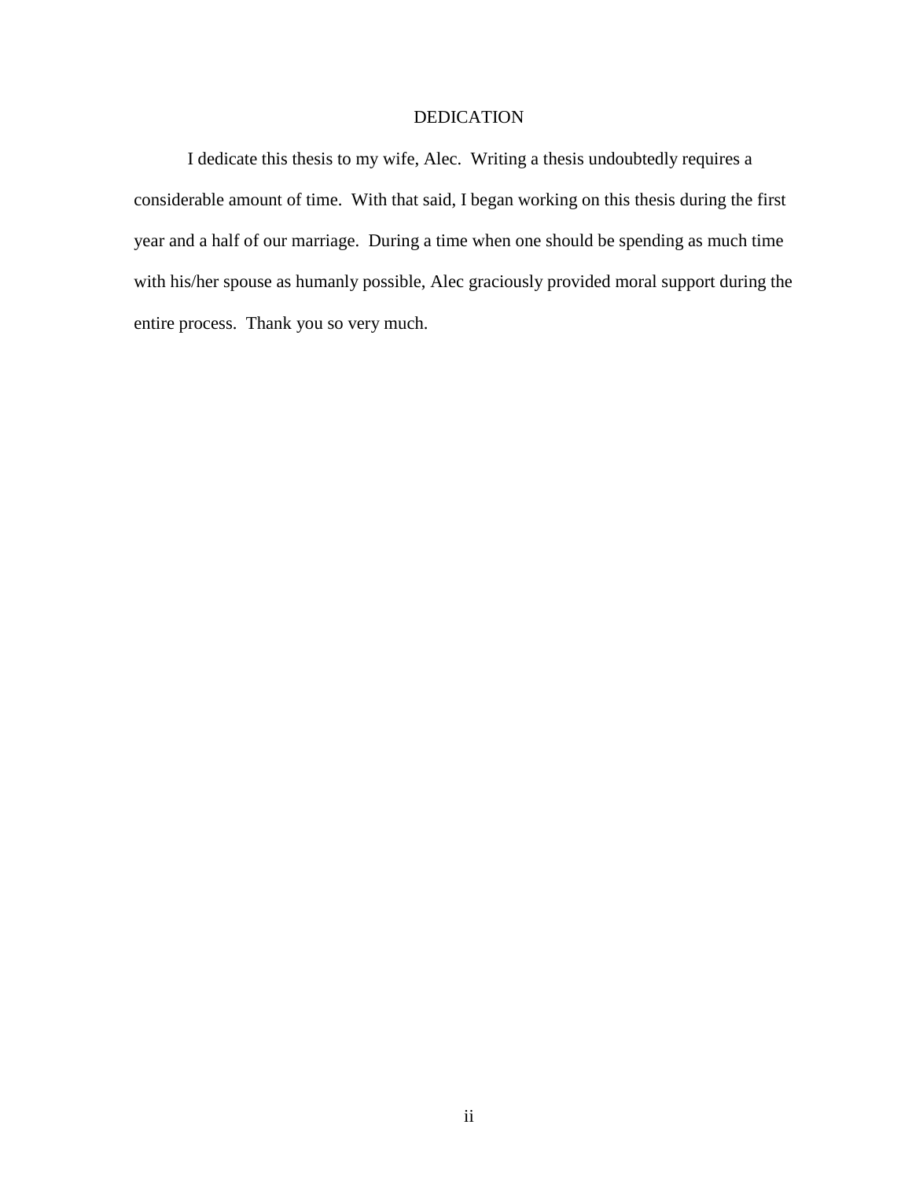# DEDICATION

I dedicate this thesis to my wife, Alec.  Writing a thesis undoubtedly requires a considerable amount of time.  With that said, I began working on this thesis during the first year and a half of our marriage.  During a time when one should be spending as much time with his/her spouse as humanly possible, Alec graciously provided moral support during the entire process.  Thank you so very much.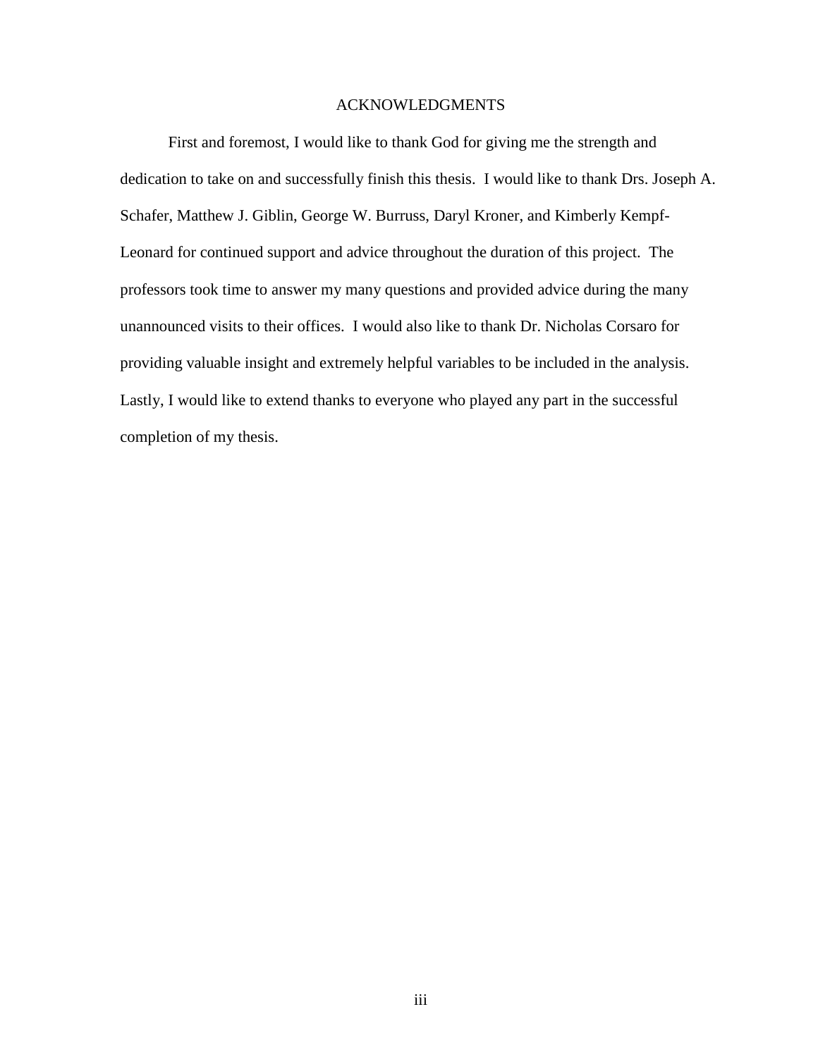# ACKNOWLEDGMENTS

First and foremost, I would like to thank God for giving me the strength and dedication to take on and successfully finish this thesis. I would like to thank Drs. Joseph A. Schafer, Matthew J. Giblin, George W. Burruss, Daryl Kroner, and Kimberly Kempf-Leonard for continued support and advice throughout the duration of this project. The professors took time to answer my many questions and provided advice during the many unannounced visits to their offices. I would also like to thank Dr. Nicholas Corsaro for providing valuable insight and extremely helpful variables to be included in the analysis. Lastly, I would like to extend thanks to everyone who played any part in the successful completion of my thesis.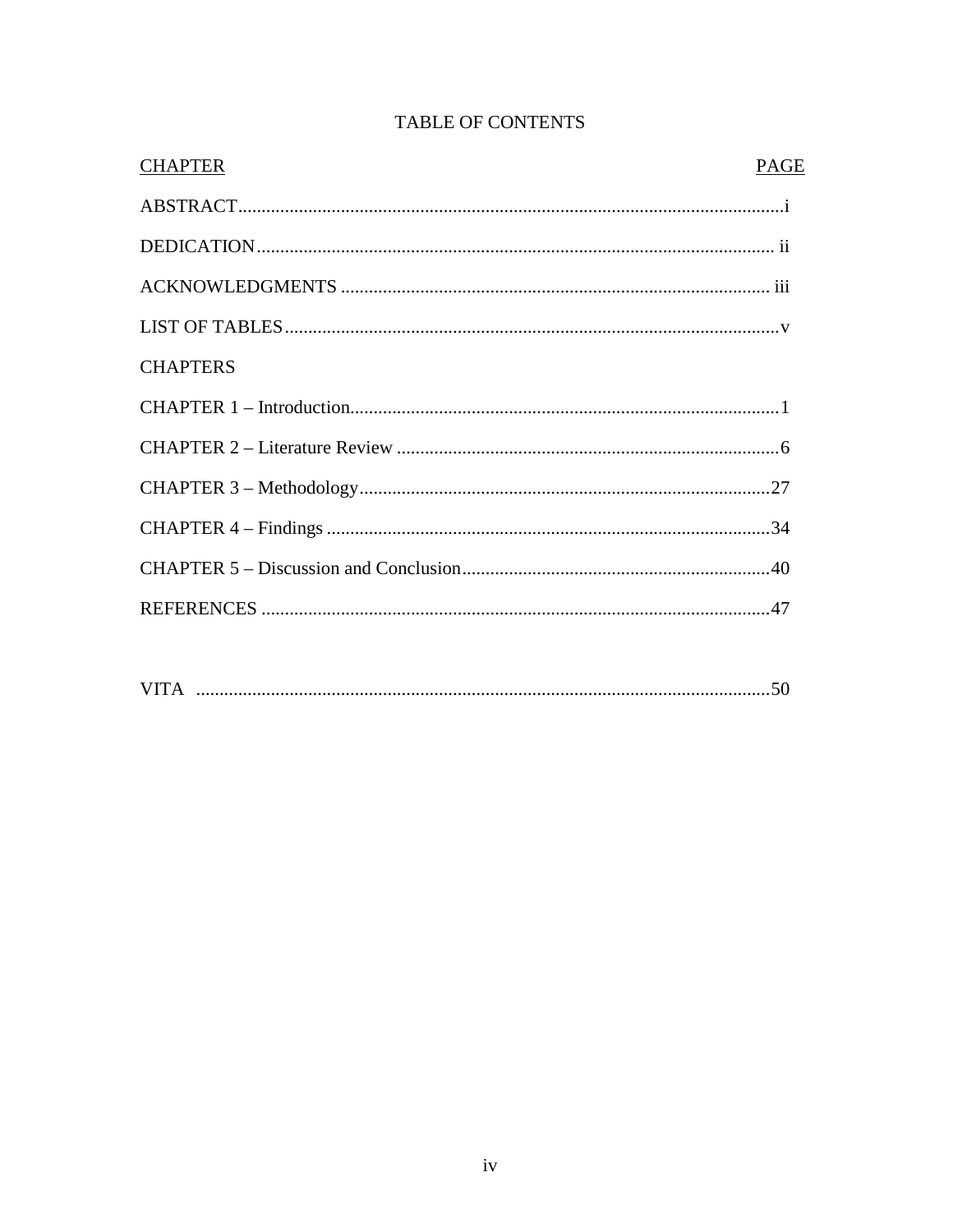# TABLE OF CONTENTS

| CHAPTER | PAGE |
|---|---|
| ABSTRACT | i |
| DEDICATION | ii |
| ACKNOWLEDGMENTS | iii |
| LIST OF TABLES | v |
| CHAPTERS | |
| CHAPTER 1 – Introduction | 1 |
| CHAPTER 2 – Literature Review | 6 |
| CHAPTER 3 – Methodology | 27 |
| CHAPTER 4 – Findings | 34 |
| CHAPTER 5 – Discussion and Conclusion | 40 |
| REFERENCES | 47 |
| VITA | 50 |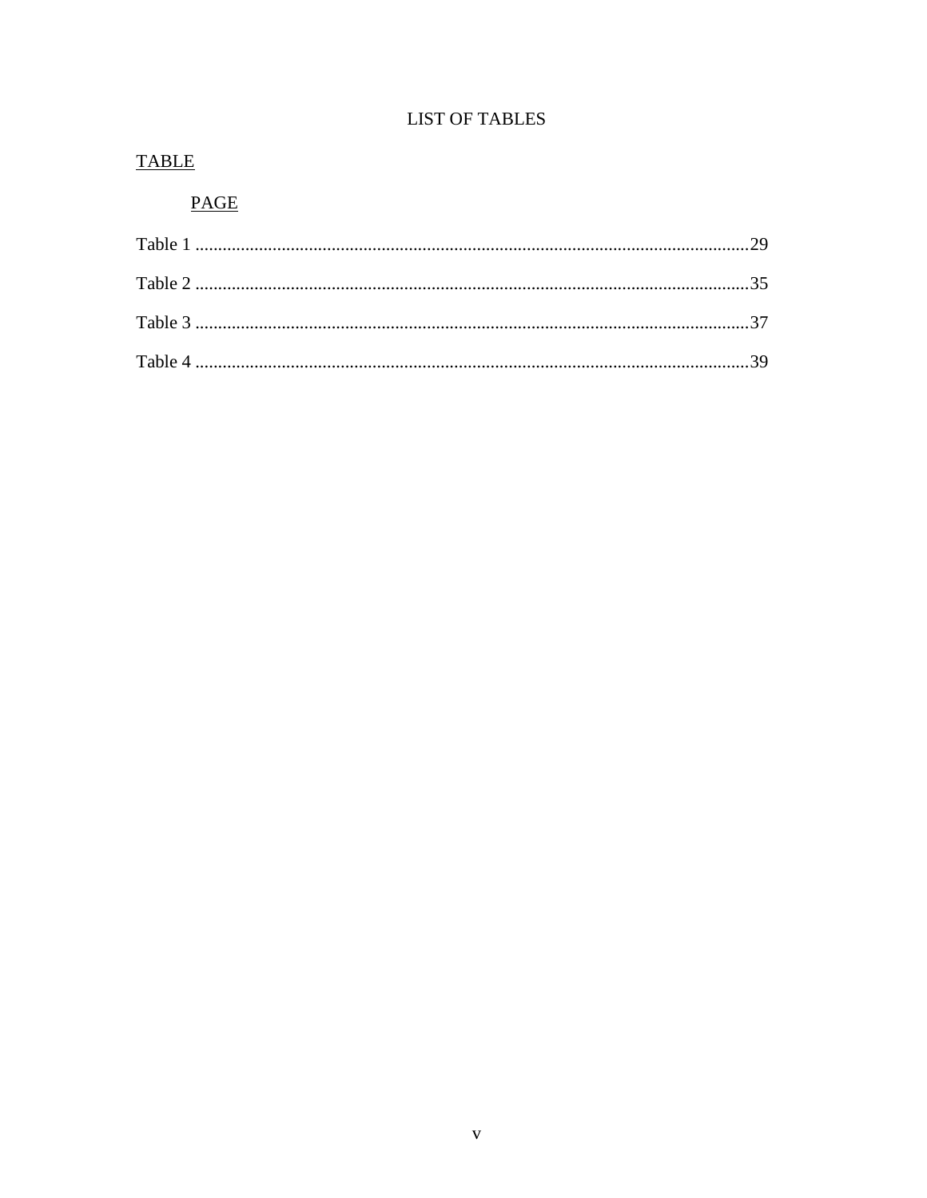# LIST OF TABLES

TABLE

PAGE

Table 1 ....................................................................................................................29

Table 2 ....................................................................................................................35

Table 3 ....................................................................................................................37

Table 4 ....................................................................................................................39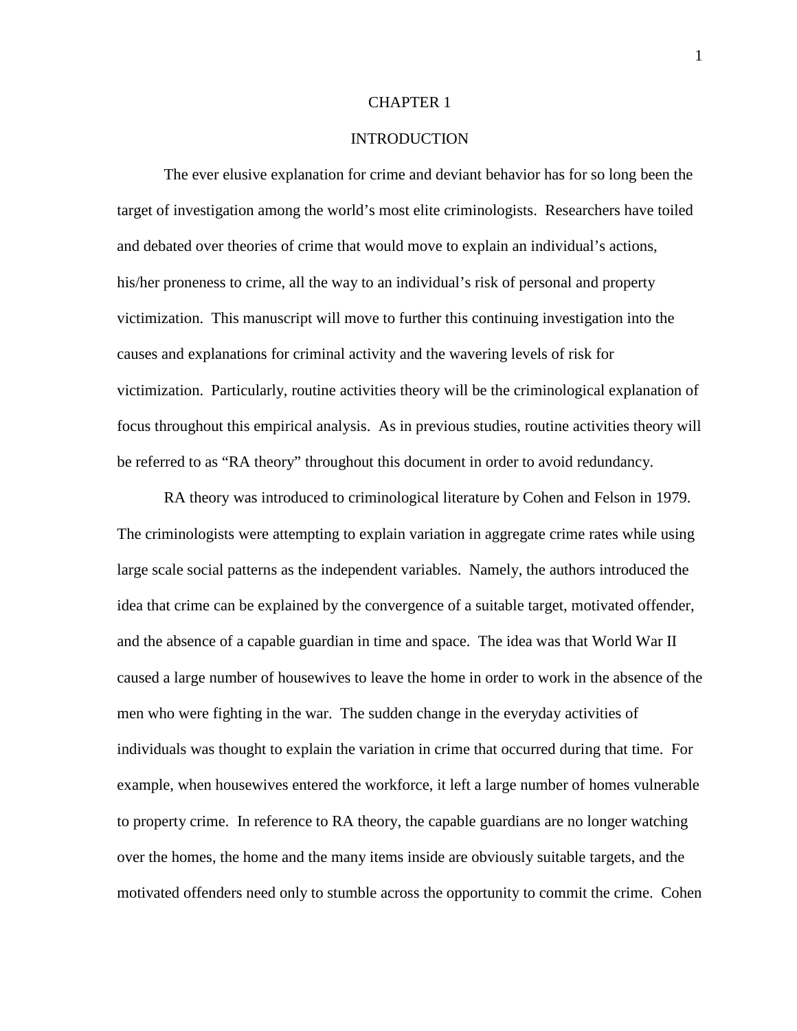# CHAPTER 1

## INTRODUCTION

The ever elusive explanation for crime and deviant behavior has for so long been the target of investigation among the world's most elite criminologists. Researchers have toiled and debated over theories of crime that would move to explain an individual's actions, his/her proneness to crime, all the way to an individual's risk of personal and property victimization. This manuscript will move to further this continuing investigation into the causes and explanations for criminal activity and the wavering levels of risk for victimization. Particularly, routine activities theory will be the criminological explanation of focus throughout this empirical analysis. As in previous studies, routine activities theory will be referred to as "RA theory" throughout this document in order to avoid redundancy.

RA theory was introduced to criminological literature by Cohen and Felson in 1979. The criminologists were attempting to explain variation in aggregate crime rates while using large scale social patterns as the independent variables. Namely, the authors introduced the idea that crime can be explained by the convergence of a suitable target, motivated offender, and the absence of a capable guardian in time and space. The idea was that World War II caused a large number of housewives to leave the home in order to work in the absence of the men who were fighting in the war. The sudden change in the everyday activities of individuals was thought to explain the variation in crime that occurred during that time. For example, when housewives entered the workforce, it left a large number of homes vulnerable to property crime. In reference to RA theory, the capable guardians are no longer watching over the homes, the home and the many items inside are obviously suitable targets, and the motivated offenders need only to stumble across the opportunity to commit the crime. Cohen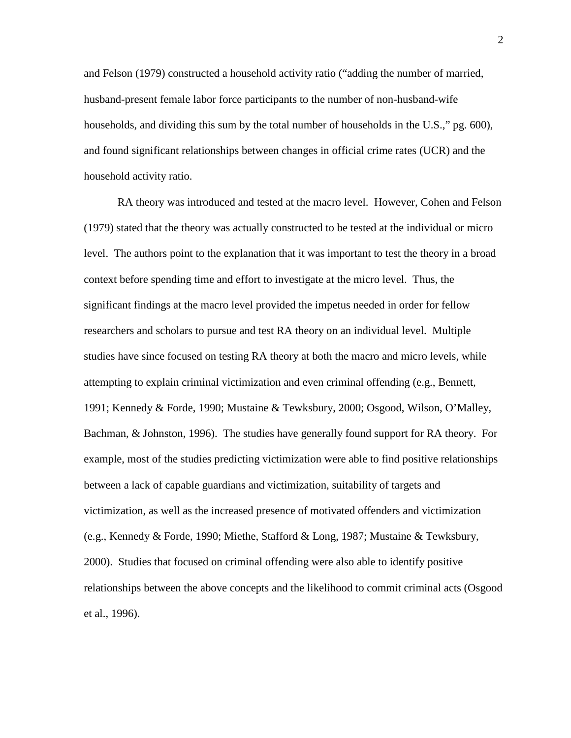and Felson (1979) constructed a household activity ratio ("adding the number of married, husband-present female labor force participants to the number of non-husband-wife households, and dividing this sum by the total number of households in the U.S.," pg. 600), and found significant relationships between changes in official crime rates (UCR) and the household activity ratio.

RA theory was introduced and tested at the macro level. However, Cohen and Felson (1979) stated that the theory was actually constructed to be tested at the individual or micro level. The authors point to the explanation that it was important to test the theory in a broad context before spending time and effort to investigate at the micro level. Thus, the significant findings at the macro level provided the impetus needed in order for fellow researchers and scholars to pursue and test RA theory on an individual level. Multiple studies have since focused on testing RA theory at both the macro and micro levels, while attempting to explain criminal victimization and even criminal offending (e.g., Bennett, 1991; Kennedy & Forde, 1990; Mustaine & Tewksbury, 2000; Osgood, Wilson, O'Malley, Bachman, & Johnston, 1996). The studies have generally found support for RA theory. For example, most of the studies predicting victimization were able to find positive relationships between a lack of capable guardians and victimization, suitability of targets and victimization, as well as the increased presence of motivated offenders and victimization (e.g., Kennedy & Forde, 1990; Miethe, Stafford & Long, 1987; Mustaine & Tewksbury, 2000). Studies that focused on criminal offending were also able to identify positive relationships between the above concepts and the likelihood to commit criminal acts (Osgood et al., 1996).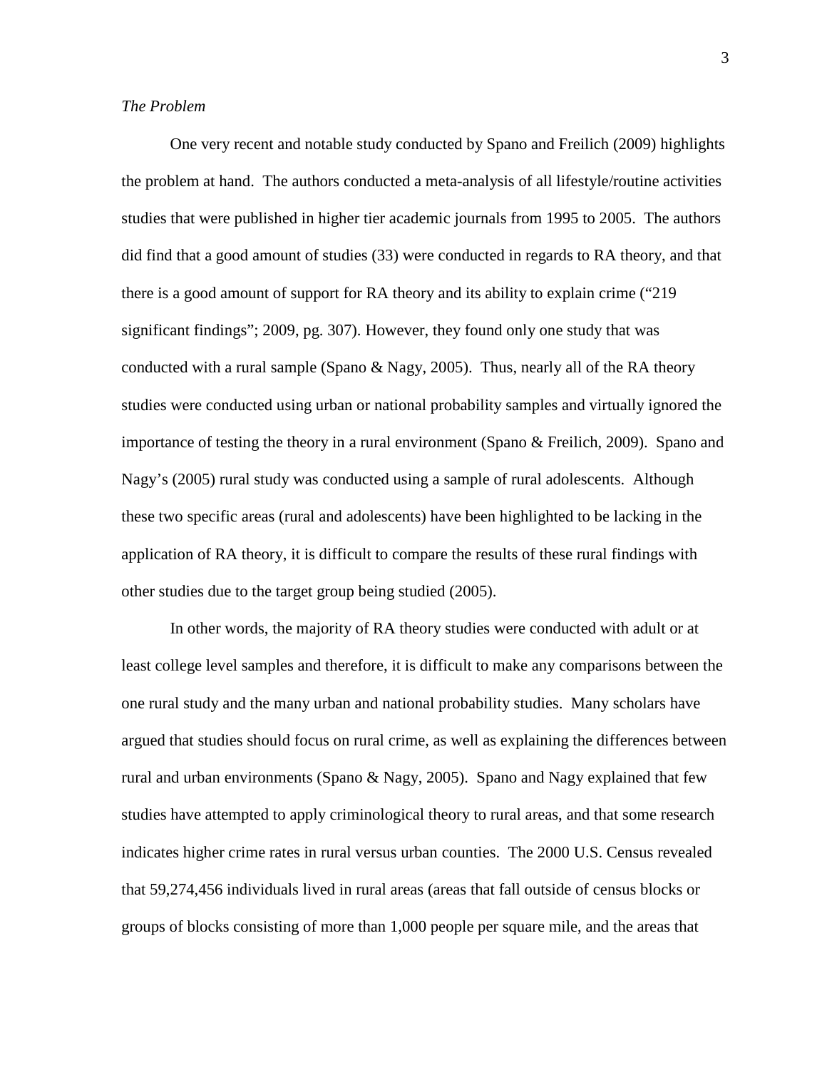*The Problem*

One very recent and notable study conducted by Spano and Freilich (2009) highlights the problem at hand. The authors conducted a meta-analysis of all lifestyle/routine activities studies that were published in higher tier academic journals from 1995 to 2005. The authors did find that a good amount of studies (33) were conducted in regards to RA theory, and that there is a good amount of support for RA theory and its ability to explain crime ("219 significant findings"; 2009, pg. 307). However, they found only one study that was conducted with a rural sample (Spano & Nagy, 2005). Thus, nearly all of the RA theory studies were conducted using urban or national probability samples and virtually ignored the importance of testing the theory in a rural environment (Spano & Freilich, 2009). Spano and Nagy's (2005) rural study was conducted using a sample of rural adolescents. Although these two specific areas (rural and adolescents) have been highlighted to be lacking in the application of RA theory, it is difficult to compare the results of these rural findings with other studies due to the target group being studied (2005).

In other words, the majority of RA theory studies were conducted with adult or at least college level samples and therefore, it is difficult to make any comparisons between the one rural study and the many urban and national probability studies. Many scholars have argued that studies should focus on rural crime, as well as explaining the differences between rural and urban environments (Spano & Nagy, 2005). Spano and Nagy explained that few studies have attempted to apply criminological theory to rural areas, and that some research indicates higher crime rates in rural versus urban counties. The 2000 U.S. Census revealed that 59,274,456 individuals lived in rural areas (areas that fall outside of census blocks or groups of blocks consisting of more than 1,000 people per square mile, and the areas that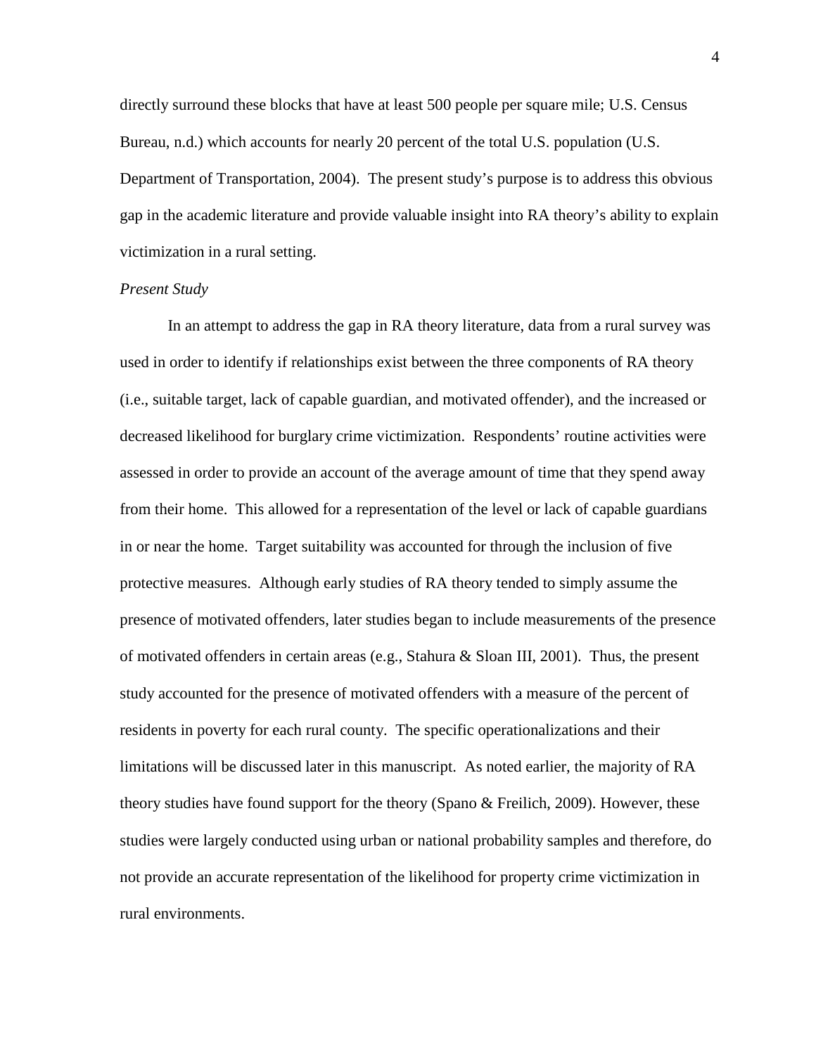directly surround these blocks that have at least 500 people per square mile; U.S. Census Bureau, n.d.) which accounts for nearly 20 percent of the total U.S. population (U.S. Department of Transportation, 2004). The present study's purpose is to address this obvious gap in the academic literature and provide valuable insight into RA theory's ability to explain victimization in a rural setting.

### *Present Study*

In an attempt to address the gap in RA theory literature, data from a rural survey was used in order to identify if relationships exist between the three components of RA theory (i.e., suitable target, lack of capable guardian, and motivated offender), and the increased or decreased likelihood for burglary crime victimization. Respondents' routine activities were assessed in order to provide an account of the average amount of time that they spend away from their home. This allowed for a representation of the level or lack of capable guardians in or near the home. Target suitability was accounted for through the inclusion of five protective measures. Although early studies of RA theory tended to simply assume the presence of motivated offenders, later studies began to include measurements of the presence of motivated offenders in certain areas (e.g., Stahura & Sloan III, 2001). Thus, the present study accounted for the presence of motivated offenders with a measure of the percent of residents in poverty for each rural county. The specific operationalizations and their limitations will be discussed later in this manuscript. As noted earlier, the majority of RA theory studies have found support for the theory (Spano & Freilich, 2009). However, these studies were largely conducted using urban or national probability samples and therefore, do not provide an accurate representation of the likelihood for property crime victimization in rural environments.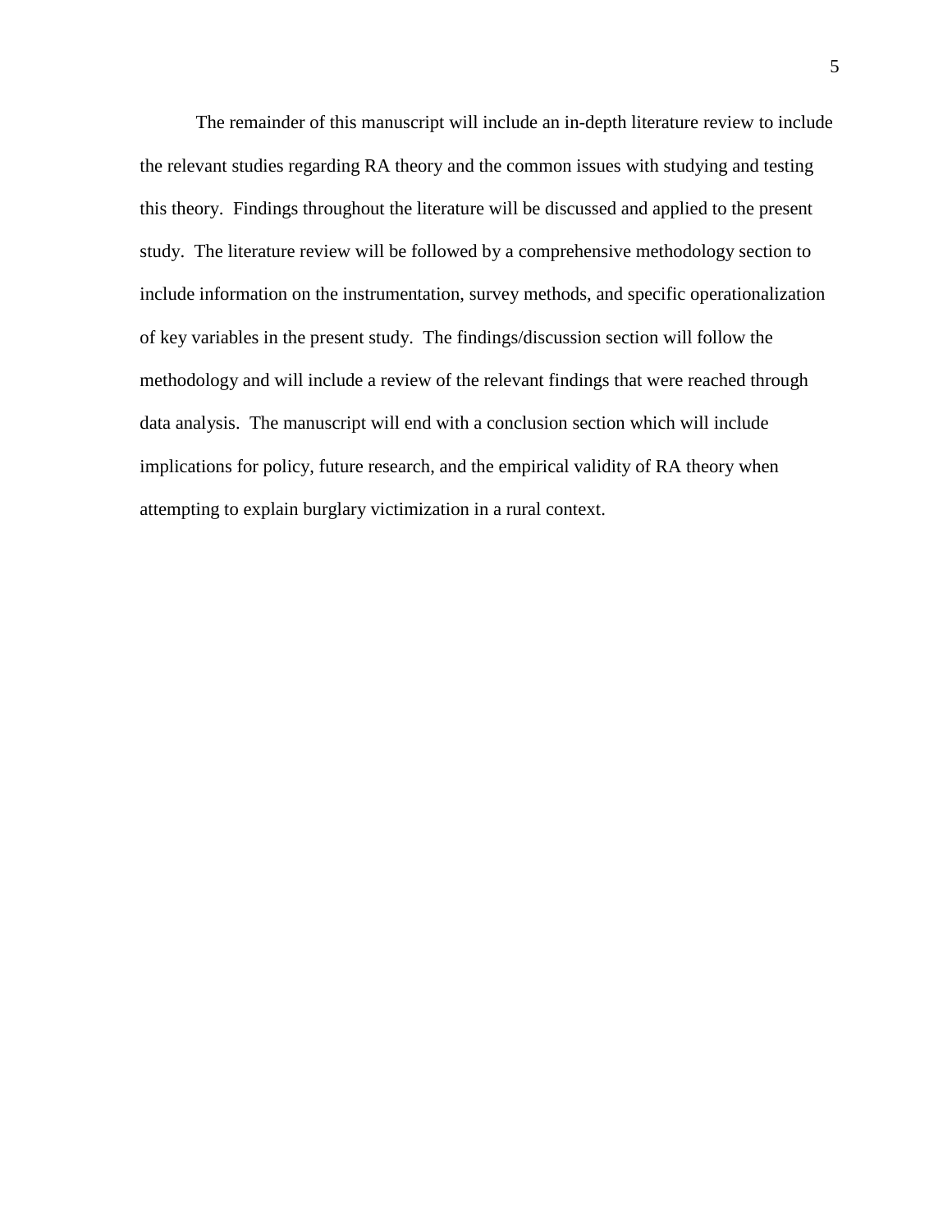The remainder of this manuscript will include an in-depth literature review to include the relevant studies regarding RA theory and the common issues with studying and testing this theory. Findings throughout the literature will be discussed and applied to the present study. The literature review will be followed by a comprehensive methodology section to include information on the instrumentation, survey methods, and specific operationalization of key variables in the present study. The findings/discussion section will follow the methodology and will include a review of the relevant findings that were reached through data analysis. The manuscript will end with a conclusion section which will include implications for policy, future research, and the empirical validity of RA theory when attempting to explain burglary victimization in a rural context.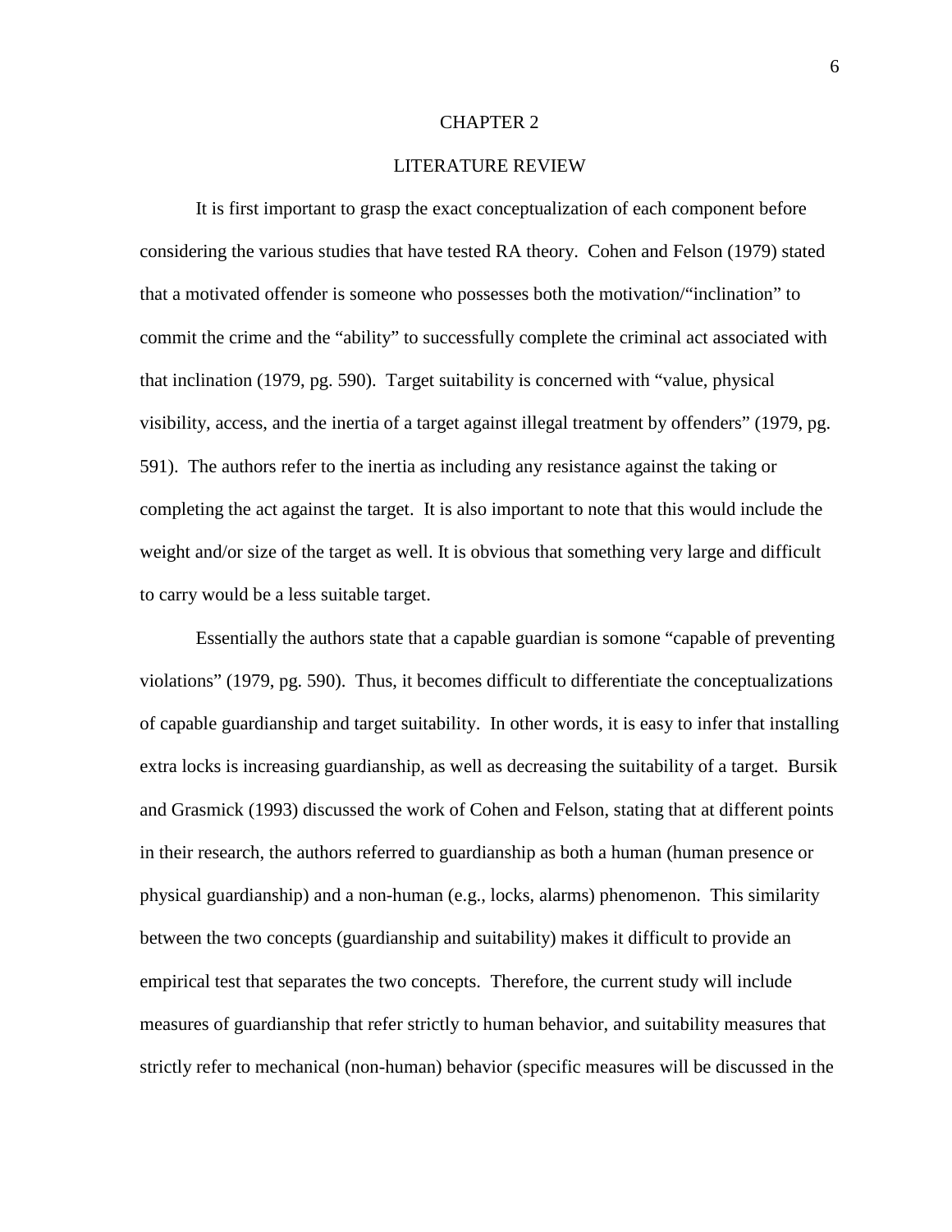# CHAPTER 2

## LITERATURE REVIEW

It is first important to grasp the exact conceptualization of each component before considering the various studies that have tested RA theory. Cohen and Felson (1979) stated that a motivated offender is someone who possesses both the motivation/"inclination" to commit the crime and the "ability" to successfully complete the criminal act associated with that inclination (1979, pg. 590). Target suitability is concerned with "value, physical visibility, access, and the inertia of a target against illegal treatment by offenders" (1979, pg. 591). The authors refer to the inertia as including any resistance against the taking or completing the act against the target. It is also important to note that this would include the weight and/or size of the target as well. It is obvious that something very large and difficult to carry would be a less suitable target.

Essentially the authors state that a capable guardian is somone "capable of preventing violations" (1979, pg. 590). Thus, it becomes difficult to differentiate the conceptualizations of capable guardianship and target suitability. In other words, it is easy to infer that installing extra locks is increasing guardianship, as well as decreasing the suitability of a target. Bursik and Grasmick (1993) discussed the work of Cohen and Felson, stating that at different points in their research, the authors referred to guardianship as both a human (human presence or physical guardianship) and a non-human (e.g., locks, alarms) phenomenon. This similarity between the two concepts (guardianship and suitability) makes it difficult to provide an empirical test that separates the two concepts. Therefore, the current study will include measures of guardianship that refer strictly to human behavior, and suitability measures that strictly refer to mechanical (non-human) behavior (specific measures will be discussed in the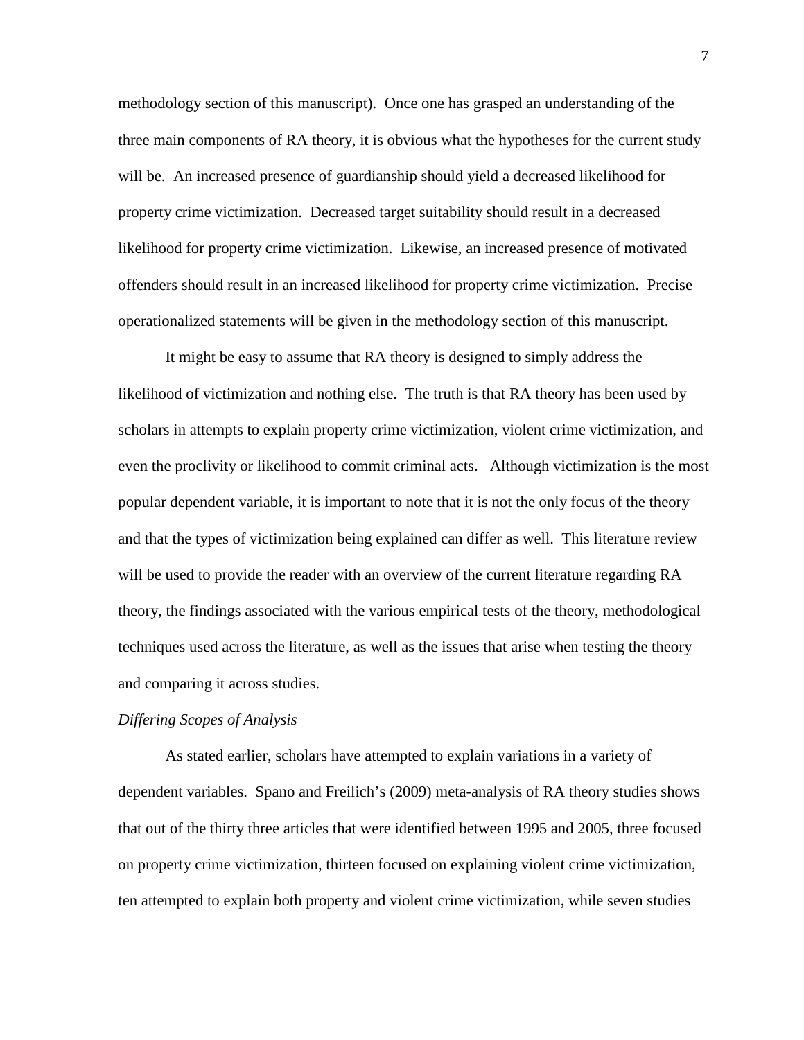methodology section of this manuscript). Once one has grasped an understanding of the three main components of RA theory, it is obvious what the hypotheses for the current study will be. An increased presence of guardianship should yield a decreased likelihood for property crime victimization. Decreased target suitability should result in a decreased likelihood for property crime victimization. Likewise, an increased presence of motivated offenders should result in an increased likelihood for property crime victimization. Precise operationalized statements will be given in the methodology section of this manuscript.

It might be easy to assume that RA theory is designed to simply address the likelihood of victimization and nothing else. The truth is that RA theory has been used by scholars in attempts to explain property crime victimization, violent crime victimization, and even the proclivity or likelihood to commit criminal acts. Although victimization is the most popular dependent variable, it is important to note that it is not the only focus of the theory and that the types of victimization being explained can differ as well. This literature review will be used to provide the reader with an overview of the current literature regarding RA theory, the findings associated with the various empirical tests of the theory, methodological techniques used across the literature, as well as the issues that arise when testing the theory and comparing it across studies.

*Differing Scopes of Analysis*

As stated earlier, scholars have attempted to explain variations in a variety of dependent variables. Spano and Freilich's (2009) meta-analysis of RA theory studies shows that out of the thirty three articles that were identified between 1995 and 2005, three focused on property crime victimization, thirteen focused on explaining violent crime victimization, ten attempted to explain both property and violent crime victimization, while seven studies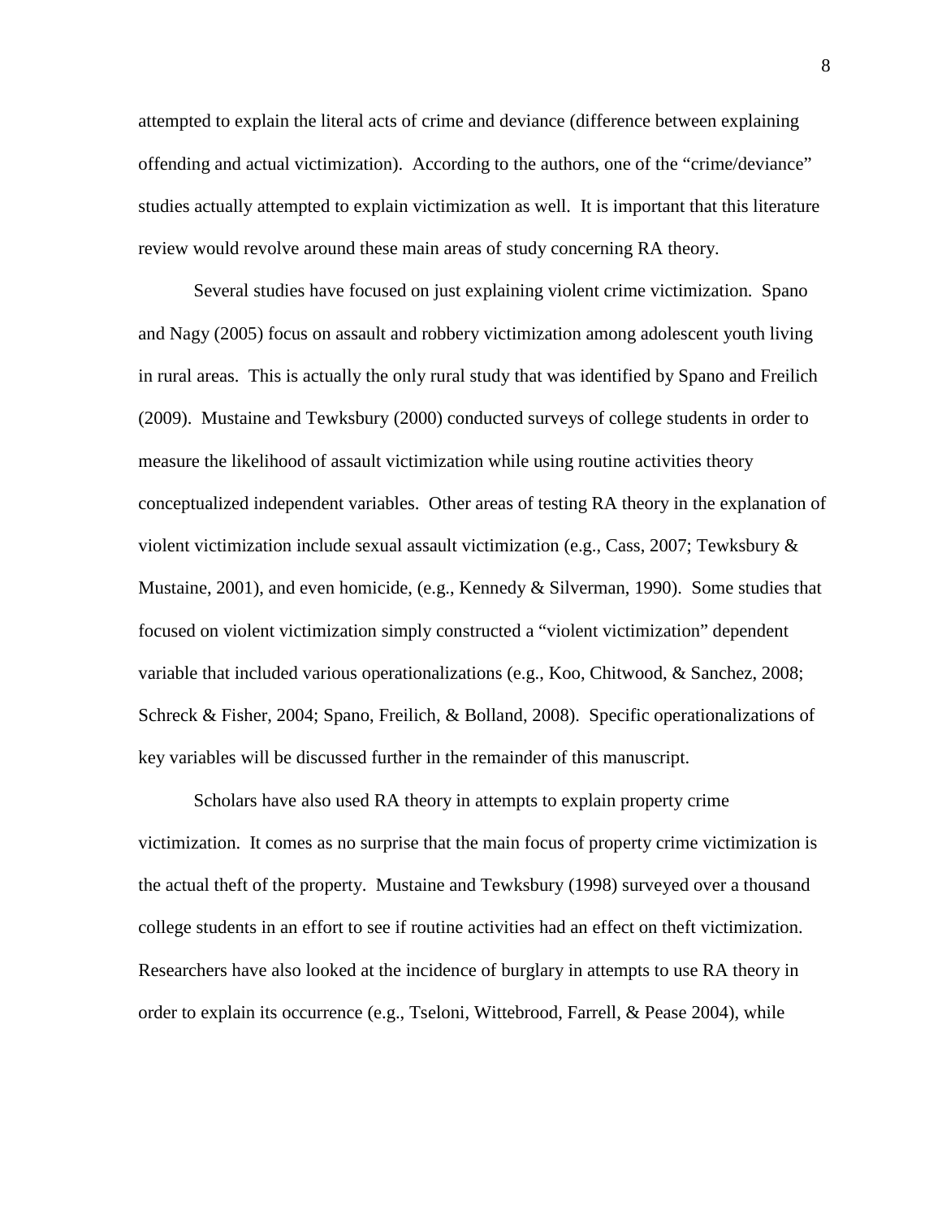attempted to explain the literal acts of crime and deviance (difference between explaining offending and actual victimization). According to the authors, one of the "crime/deviance" studies actually attempted to explain victimization as well. It is important that this literature review would revolve around these main areas of study concerning RA theory.

Several studies have focused on just explaining violent crime victimization. Spano and Nagy (2005) focus on assault and robbery victimization among adolescent youth living in rural areas. This is actually the only rural study that was identified by Spano and Freilich (2009). Mustaine and Tewksbury (2000) conducted surveys of college students in order to measure the likelihood of assault victimization while using routine activities theory conceptualized independent variables. Other areas of testing RA theory in the explanation of violent victimization include sexual assault victimization (e.g., Cass, 2007; Tewksbury & Mustaine, 2001), and even homicide, (e.g., Kennedy & Silverman, 1990). Some studies that focused on violent victimization simply constructed a "violent victimization" dependent variable that included various operationalizations (e.g., Koo, Chitwood, & Sanchez, 2008; Schreck & Fisher, 2004; Spano, Freilich, & Bolland, 2008). Specific operationalizations of key variables will be discussed further in the remainder of this manuscript.

Scholars have also used RA theory in attempts to explain property crime victimization. It comes as no surprise that the main focus of property crime victimization is the actual theft of the property. Mustaine and Tewksbury (1998) surveyed over a thousand college students in an effort to see if routine activities had an effect on theft victimization. Researchers have also looked at the incidence of burglary in attempts to use RA theory in order to explain its occurrence (e.g., Tseloni, Wittebrood, Farrell, & Pease 2004), while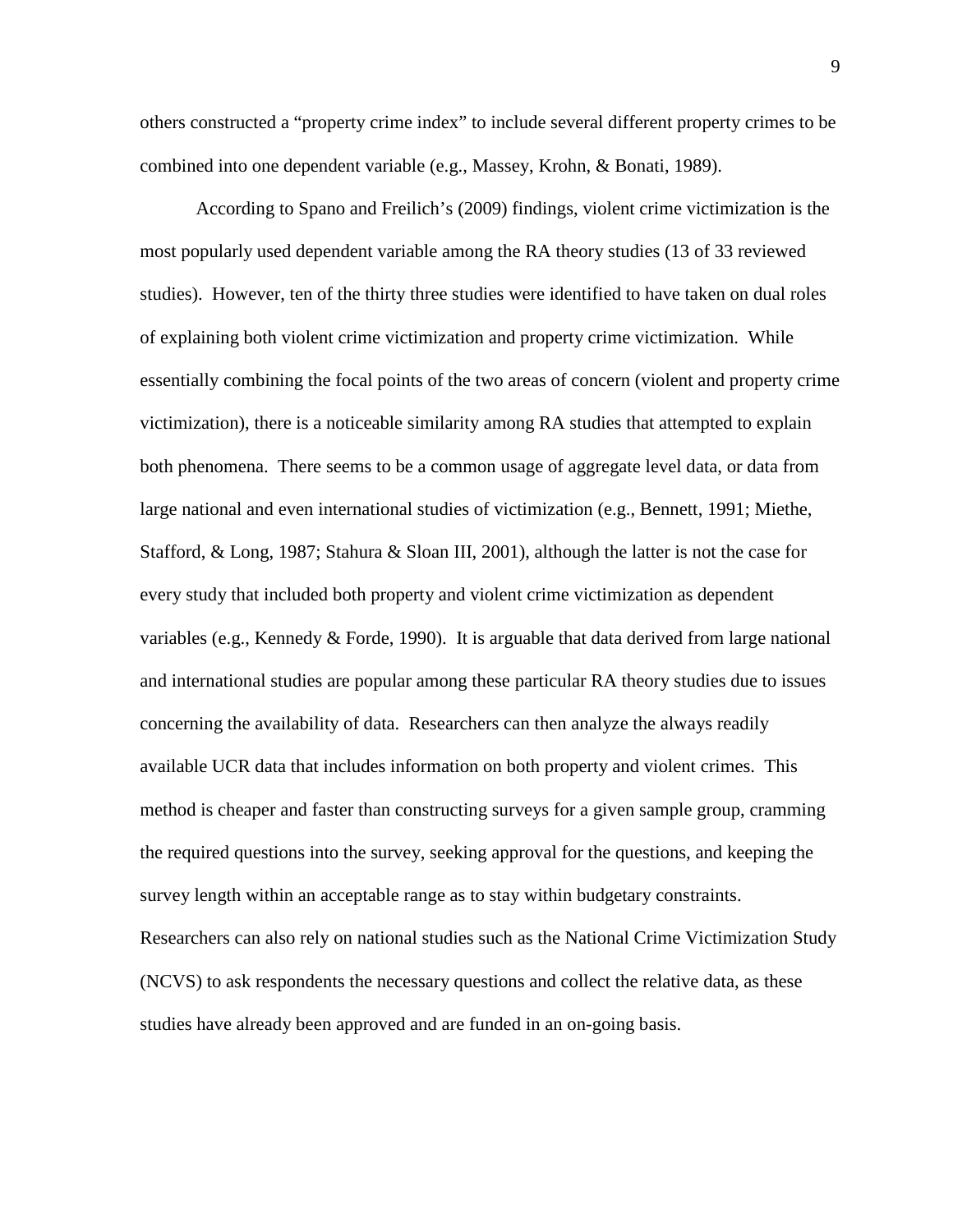others constructed a "property crime index" to include several different property crimes to be combined into one dependent variable (e.g., Massey, Krohn, & Bonati, 1989).

According to Spano and Freilich's (2009) findings, violent crime victimization is the most popularly used dependent variable among the RA theory studies (13 of 33 reviewed studies). However, ten of the thirty three studies were identified to have taken on dual roles of explaining both violent crime victimization and property crime victimization. While essentially combining the focal points of the two areas of concern (violent and property crime victimization), there is a noticeable similarity among RA studies that attempted to explain both phenomena. There seems to be a common usage of aggregate level data, or data from large national and even international studies of victimization (e.g., Bennett, 1991; Miethe, Stafford, & Long, 1987; Stahura & Sloan III, 2001), although the latter is not the case for every study that included both property and violent crime victimization as dependent variables (e.g., Kennedy & Forde, 1990). It is arguable that data derived from large national and international studies are popular among these particular RA theory studies due to issues concerning the availability of data. Researchers can then analyze the always readily available UCR data that includes information on both property and violent crimes. This method is cheaper and faster than constructing surveys for a given sample group, cramming the required questions into the survey, seeking approval for the questions, and keeping the survey length within an acceptable range as to stay within budgetary constraints. Researchers can also rely on national studies such as the National Crime Victimization Study (NCVS) to ask respondents the necessary questions and collect the relative data, as these studies have already been approved and are funded in an on-going basis.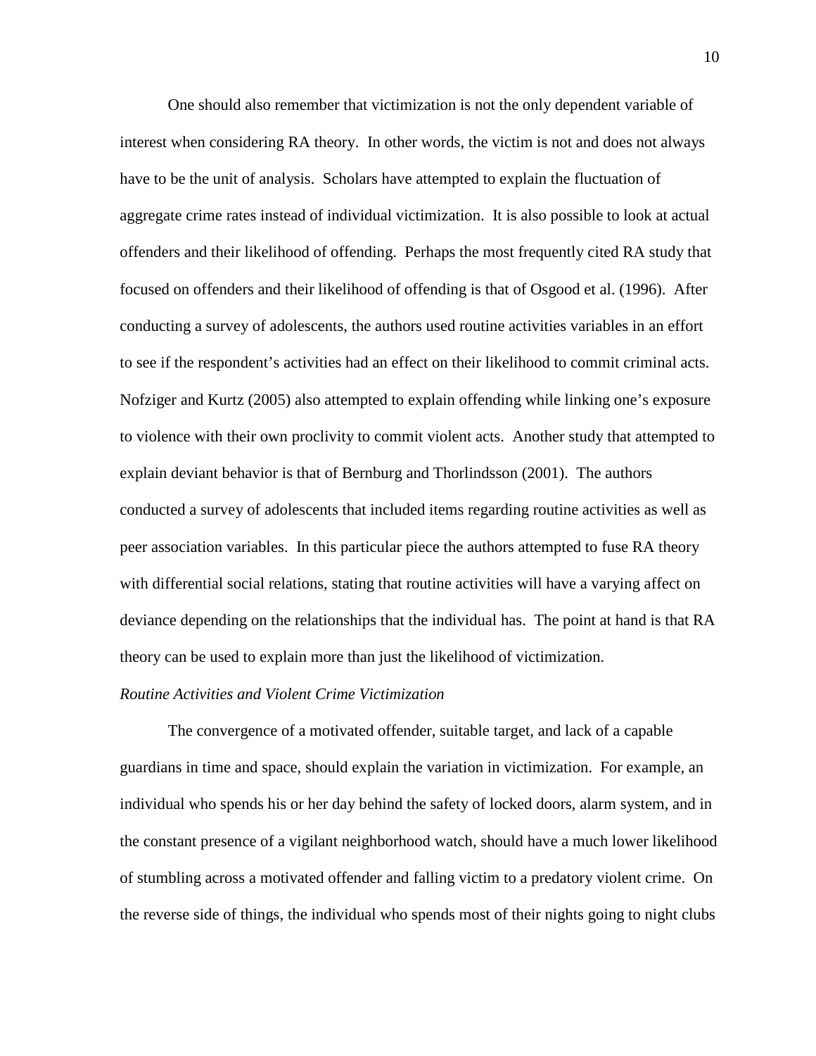One should also remember that victimization is not the only dependent variable of interest when considering RA theory. In other words, the victim is not and does not always have to be the unit of analysis. Scholars have attempted to explain the fluctuation of aggregate crime rates instead of individual victimization. It is also possible to look at actual offenders and their likelihood of offending. Perhaps the most frequently cited RA study that focused on offenders and their likelihood of offending is that of Osgood et al. (1996). After conducting a survey of adolescents, the authors used routine activities variables in an effort to see if the respondent's activities had an effect on their likelihood to commit criminal acts. Nofziger and Kurtz (2005) also attempted to explain offending while linking one's exposure to violence with their own proclivity to commit violent acts. Another study that attempted to explain deviant behavior is that of Bernburg and Thorlindsson (2001). The authors conducted a survey of adolescents that included items regarding routine activities as well as peer association variables. In this particular piece the authors attempted to fuse RA theory with differential social relations, stating that routine activities will have a varying affect on deviance depending on the relationships that the individual has. The point at hand is that RA theory can be used to explain more than just the likelihood of victimization.

*Routine Activities and Violent Crime Victimization*

The convergence of a motivated offender, suitable target, and lack of a capable guardians in time and space, should explain the variation in victimization. For example, an individual who spends his or her day behind the safety of locked doors, alarm system, and in the constant presence of a vigilant neighborhood watch, should have a much lower likelihood of stumbling across a motivated offender and falling victim to a predatory violent crime. On the reverse side of things, the individual who spends most of their nights going to night clubs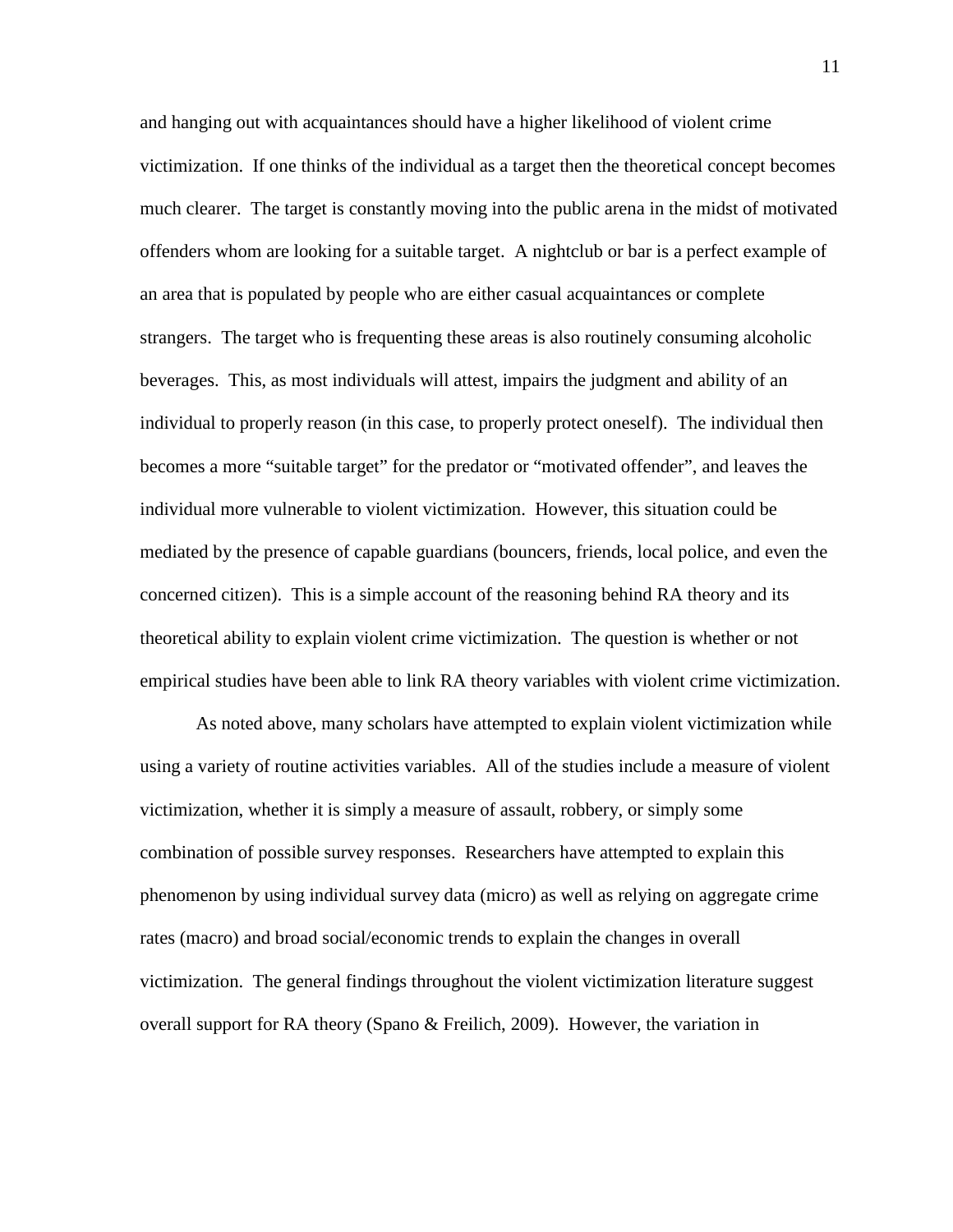and hanging out with acquaintances should have a higher likelihood of violent crime victimization. If one thinks of the individual as a target then the theoretical concept becomes much clearer. The target is constantly moving into the public arena in the midst of motivated offenders whom are looking for a suitable target. A nightclub or bar is a perfect example of an area that is populated by people who are either casual acquaintances or complete strangers. The target who is frequenting these areas is also routinely consuming alcoholic beverages. This, as most individuals will attest, impairs the judgment and ability of an individual to properly reason (in this case, to properly protect oneself). The individual then becomes a more "suitable target" for the predator or "motivated offender", and leaves the individual more vulnerable to violent victimization. However, this situation could be mediated by the presence of capable guardians (bouncers, friends, local police, and even the concerned citizen). This is a simple account of the reasoning behind RA theory and its theoretical ability to explain violent crime victimization. The question is whether or not empirical studies have been able to link RA theory variables with violent crime victimization.

As noted above, many scholars have attempted to explain violent victimization while using a variety of routine activities variables. All of the studies include a measure of violent victimization, whether it is simply a measure of assault, robbery, or simply some combination of possible survey responses. Researchers have attempted to explain this phenomenon by using individual survey data (micro) as well as relying on aggregate crime rates (macro) and broad social/economic trends to explain the changes in overall victimization. The general findings throughout the violent victimization literature suggest overall support for RA theory (Spano & Freilich, 2009). However, the variation in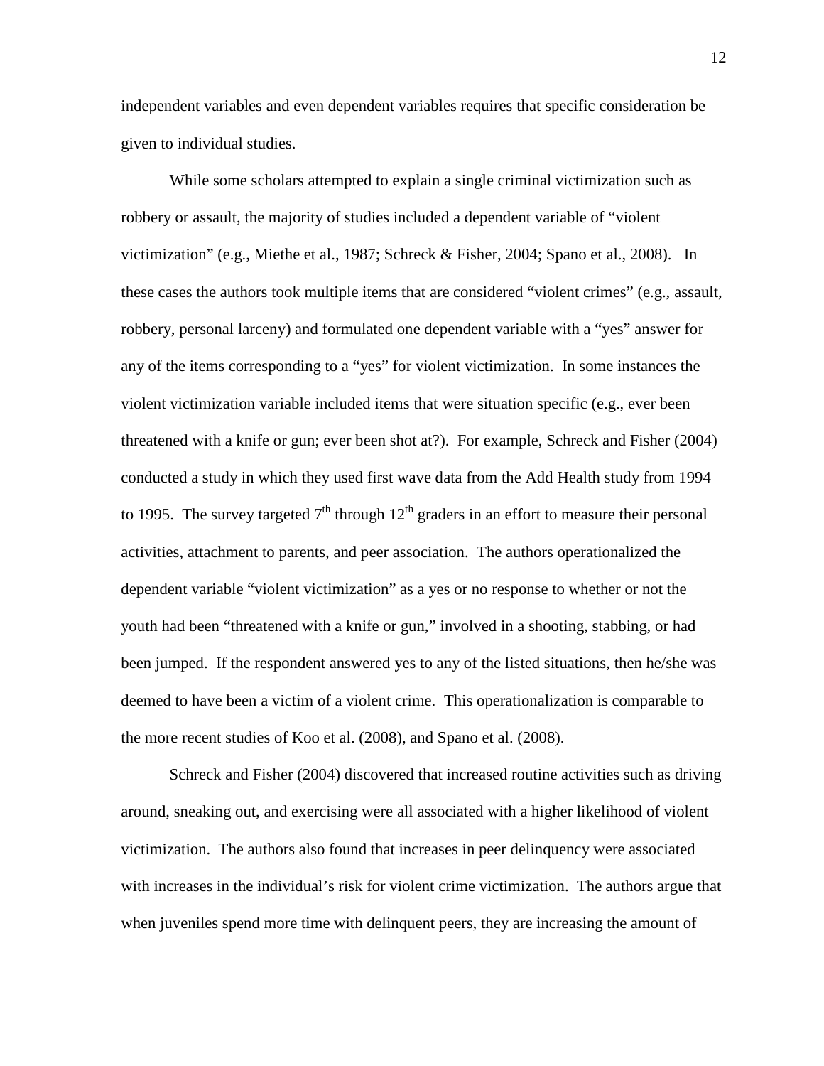independent variables and even dependent variables requires that specific consideration be given to individual studies.

While some scholars attempted to explain a single criminal victimization such as robbery or assault, the majority of studies included a dependent variable of "violent victimization" (e.g., Miethe et al., 1987; Schreck & Fisher, 2004; Spano et al., 2008). In these cases the authors took multiple items that are considered "violent crimes" (e.g., assault, robbery, personal larceny) and formulated one dependent variable with a "yes" answer for any of the items corresponding to a "yes" for violent victimization. In some instances the violent victimization variable included items that were situation specific (e.g., ever been threatened with a knife or gun; ever been shot at?). For example, Schreck and Fisher (2004) conducted a study in which they used first wave data from the Add Health study from 1994 to 1995. The survey targeted 7th through 12th graders in an effort to measure their personal activities, attachment to parents, and peer association. The authors operationalized the dependent variable "violent victimization" as a yes or no response to whether or not the youth had been "threatened with a knife or gun," involved in a shooting, stabbing, or had been jumped. If the respondent answered yes to any of the listed situations, then he/she was deemed to have been a victim of a violent crime. This operationalization is comparable to the more recent studies of Koo et al. (2008), and Spano et al. (2008).

Schreck and Fisher (2004) discovered that increased routine activities such as driving around, sneaking out, and exercising were all associated with a higher likelihood of violent victimization. The authors also found that increases in peer delinquency were associated with increases in the individual's risk for violent crime victimization. The authors argue that when juveniles spend more time with delinquent peers, they are increasing the amount of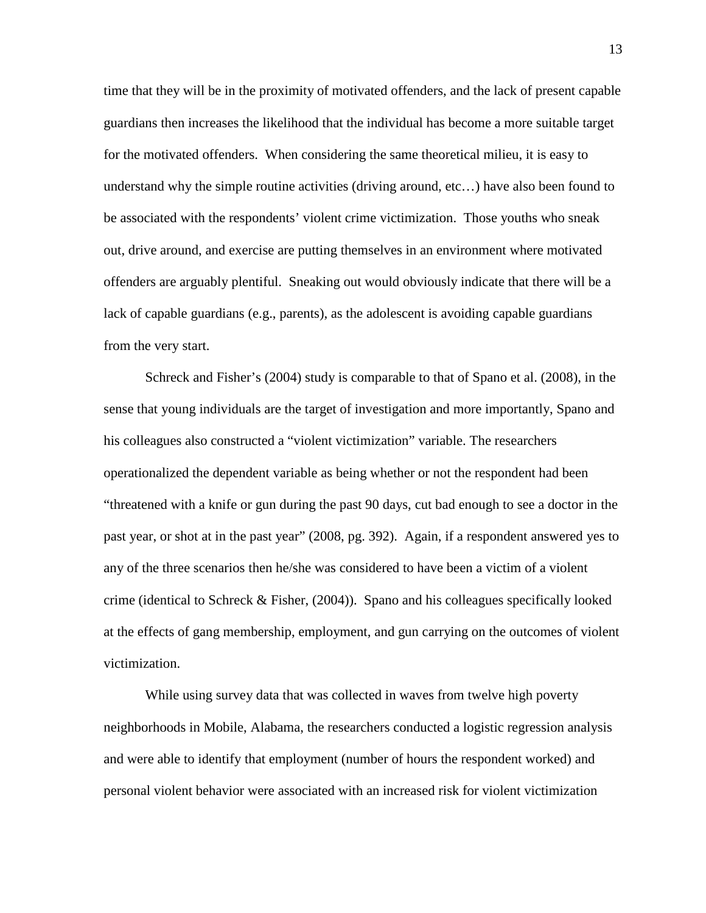time that they will be in the proximity of motivated offenders, and the lack of present capable guardians then increases the likelihood that the individual has become a more suitable target for the motivated offenders. When considering the same theoretical milieu, it is easy to understand why the simple routine activities (driving around, etc…) have also been found to be associated with the respondents' violent crime victimization. Those youths who sneak out, drive around, and exercise are putting themselves in an environment where motivated offenders are arguably plentiful. Sneaking out would obviously indicate that there will be a lack of capable guardians (e.g., parents), as the adolescent is avoiding capable guardians from the very start.

Schreck and Fisher's (2004) study is comparable to that of Spano et al. (2008), in the sense that young individuals are the target of investigation and more importantly, Spano and his colleagues also constructed a "violent victimization" variable. The researchers operationalized the dependent variable as being whether or not the respondent had been "threatened with a knife or gun during the past 90 days, cut bad enough to see a doctor in the past year, or shot at in the past year" (2008, pg. 392). Again, if a respondent answered yes to any of the three scenarios then he/she was considered to have been a victim of a violent crime (identical to Schreck & Fisher, (2004)). Spano and his colleagues specifically looked at the effects of gang membership, employment, and gun carrying on the outcomes of violent victimization.

While using survey data that was collected in waves from twelve high poverty neighborhoods in Mobile, Alabama, the researchers conducted a logistic regression analysis and were able to identify that employment (number of hours the respondent worked) and personal violent behavior were associated with an increased risk for violent victimization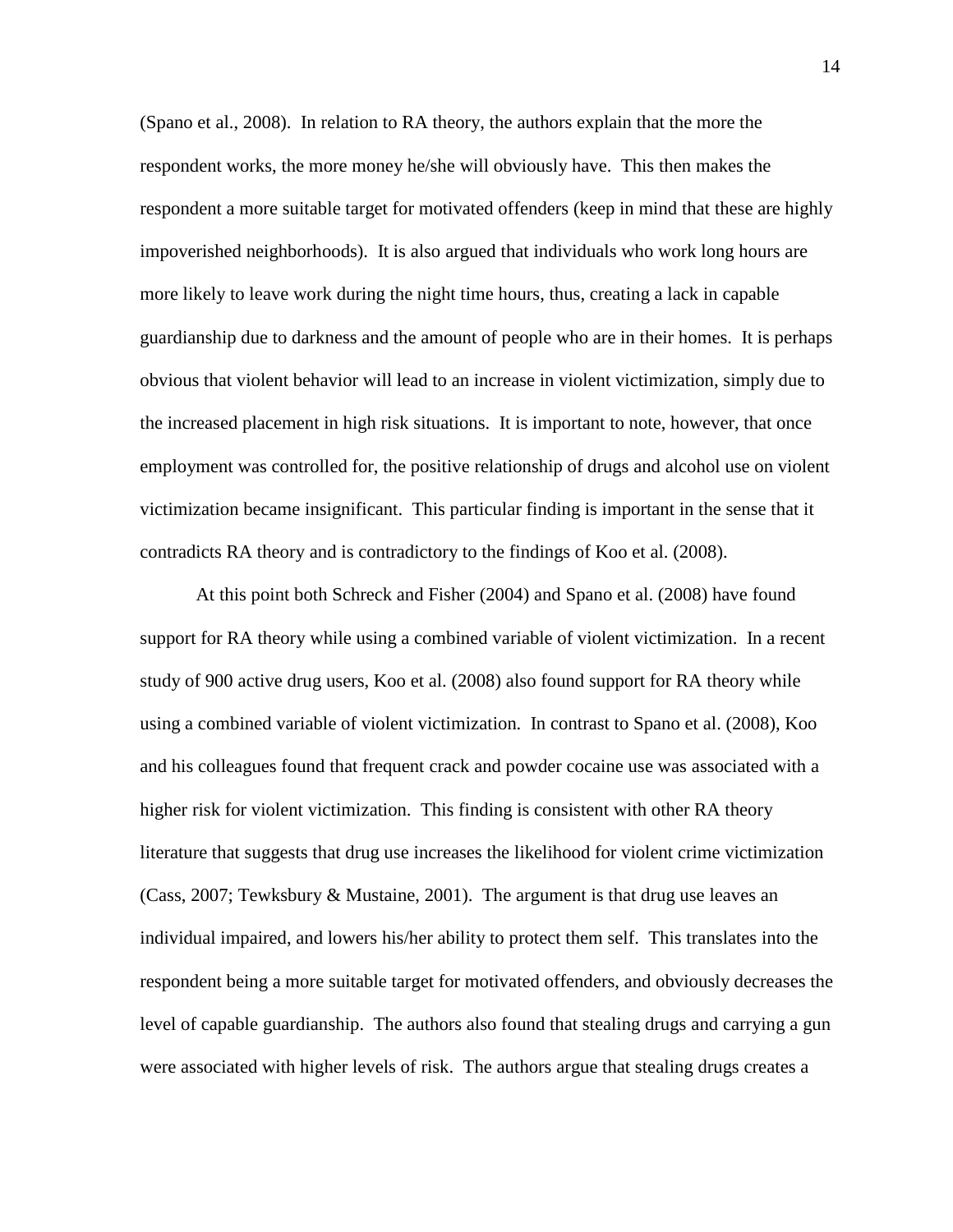(Spano et al., 2008). In relation to RA theory, the authors explain that the more the respondent works, the more money he/she will obviously have. This then makes the respondent a more suitable target for motivated offenders (keep in mind that these are highly impoverished neighborhoods). It is also argued that individuals who work long hours are more likely to leave work during the night time hours, thus, creating a lack in capable guardianship due to darkness and the amount of people who are in their homes. It is perhaps obvious that violent behavior will lead to an increase in violent victimization, simply due to the increased placement in high risk situations. It is important to note, however, that once employment was controlled for, the positive relationship of drugs and alcohol use on violent victimization became insignificant. This particular finding is important in the sense that it contradicts RA theory and is contradictory to the findings of Koo et al. (2008).

At this point both Schreck and Fisher (2004) and Spano et al. (2008) have found support for RA theory while using a combined variable of violent victimization. In a recent study of 900 active drug users, Koo et al. (2008) also found support for RA theory while using a combined variable of violent victimization. In contrast to Spano et al. (2008), Koo and his colleagues found that frequent crack and powder cocaine use was associated with a higher risk for violent victimization. This finding is consistent with other RA theory literature that suggests that drug use increases the likelihood for violent crime victimization (Cass, 2007; Tewksbury & Mustaine, 2001). The argument is that drug use leaves an individual impaired, and lowers his/her ability to protect them self. This translates into the respondent being a more suitable target for motivated offenders, and obviously decreases the level of capable guardianship. The authors also found that stealing drugs and carrying a gun were associated with higher levels of risk. The authors argue that stealing drugs creates a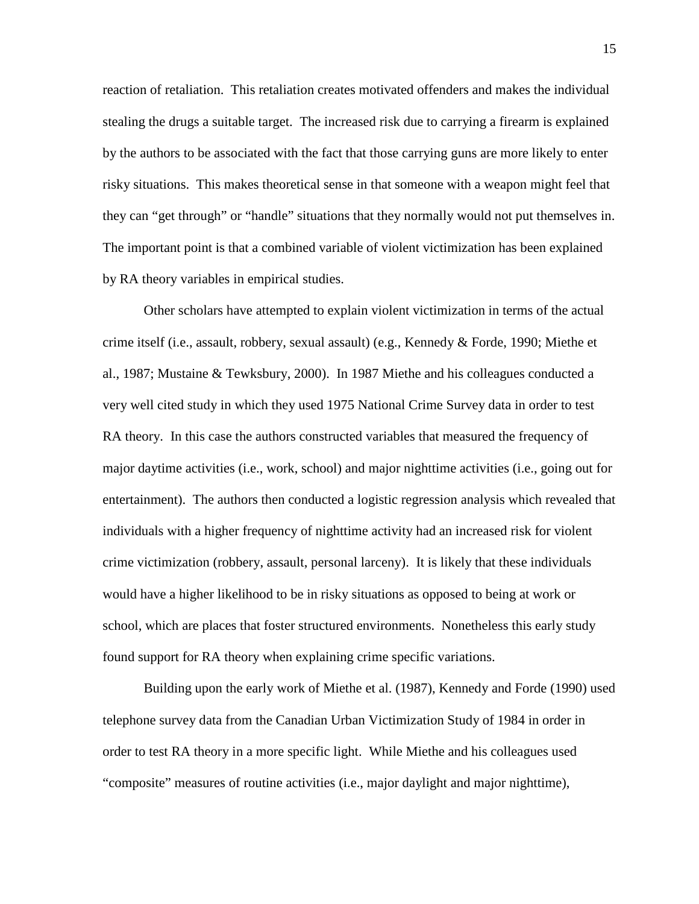reaction of retaliation. This retaliation creates motivated offenders and makes the individual stealing the drugs a suitable target. The increased risk due to carrying a firearm is explained by the authors to be associated with the fact that those carrying guns are more likely to enter risky situations. This makes theoretical sense in that someone with a weapon might feel that they can "get through" or "handle" situations that they normally would not put themselves in. The important point is that a combined variable of violent victimization has been explained by RA theory variables in empirical studies.

Other scholars have attempted to explain violent victimization in terms of the actual crime itself (i.e., assault, robbery, sexual assault) (e.g., Kennedy & Forde, 1990; Miethe et al., 1987; Mustaine & Tewksbury, 2000). In 1987 Miethe and his colleagues conducted a very well cited study in which they used 1975 National Crime Survey data in order to test RA theory. In this case the authors constructed variables that measured the frequency of major daytime activities (i.e., work, school) and major nighttime activities (i.e., going out for entertainment). The authors then conducted a logistic regression analysis which revealed that individuals with a higher frequency of nighttime activity had an increased risk for violent crime victimization (robbery, assault, personal larceny). It is likely that these individuals would have a higher likelihood to be in risky situations as opposed to being at work or school, which are places that foster structured environments. Nonetheless this early study found support for RA theory when explaining crime specific variations.

Building upon the early work of Miethe et al. (1987), Kennedy and Forde (1990) used telephone survey data from the Canadian Urban Victimization Study of 1984 in order in order to test RA theory in a more specific light. While Miethe and his colleagues used "composite" measures of routine activities (i.e., major daylight and major nighttime),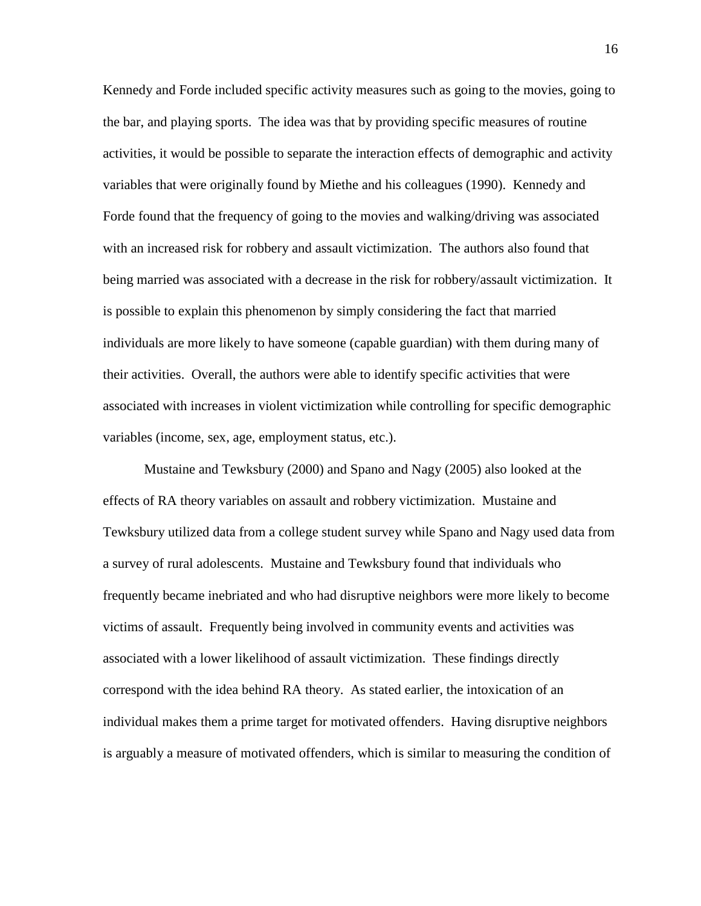Kennedy and Forde included specific activity measures such as going to the movies, going to the bar, and playing sports. The idea was that by providing specific measures of routine activities, it would be possible to separate the interaction effects of demographic and activity variables that were originally found by Miethe and his colleagues (1990). Kennedy and Forde found that the frequency of going to the movies and walking/driving was associated with an increased risk for robbery and assault victimization. The authors also found that being married was associated with a decrease in the risk for robbery/assault victimization. It is possible to explain this phenomenon by simply considering the fact that married individuals are more likely to have someone (capable guardian) with them during many of their activities. Overall, the authors were able to identify specific activities that were associated with increases in violent victimization while controlling for specific demographic variables (income, sex, age, employment status, etc.).

Mustaine and Tewksbury (2000) and Spano and Nagy (2005) also looked at the effects of RA theory variables on assault and robbery victimization. Mustaine and Tewksbury utilized data from a college student survey while Spano and Nagy used data from a survey of rural adolescents. Mustaine and Tewksbury found that individuals who frequently became inebriated and who had disruptive neighbors were more likely to become victims of assault. Frequently being involved in community events and activities was associated with a lower likelihood of assault victimization. These findings directly correspond with the idea behind RA theory. As stated earlier, the intoxication of an individual makes them a prime target for motivated offenders. Having disruptive neighbors is arguably a measure of motivated offenders, which is similar to measuring the condition of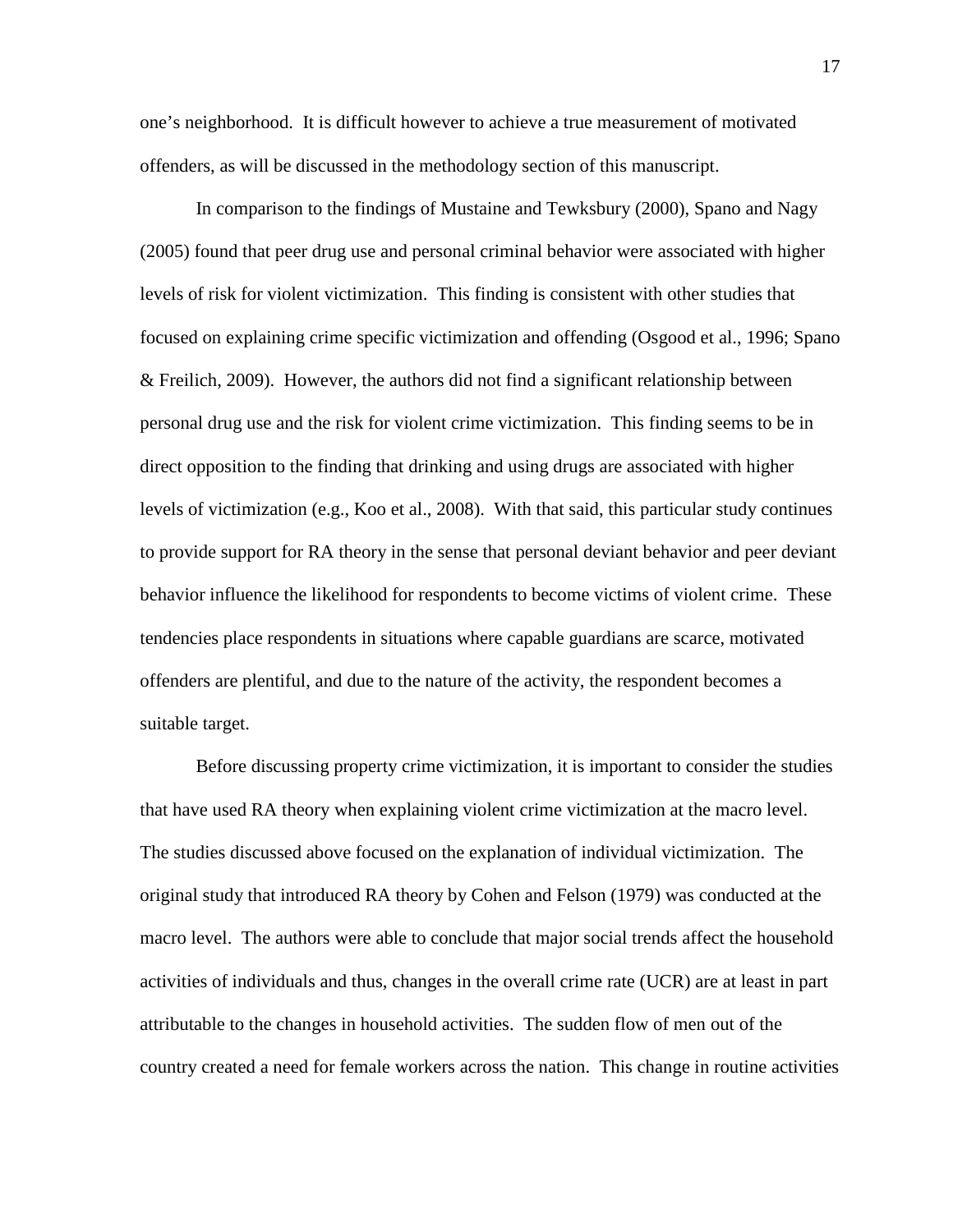one's neighborhood. It is difficult however to achieve a true measurement of motivated offenders, as will be discussed in the methodology section of this manuscript.

In comparison to the findings of Mustaine and Tewksbury (2000), Spano and Nagy (2005) found that peer drug use and personal criminal behavior were associated with higher levels of risk for violent victimization. This finding is consistent with other studies that focused on explaining crime specific victimization and offending (Osgood et al., 1996; Spano & Freilich, 2009). However, the authors did not find a significant relationship between personal drug use and the risk for violent crime victimization. This finding seems to be in direct opposition to the finding that drinking and using drugs are associated with higher levels of victimization (e.g., Koo et al., 2008). With that said, this particular study continues to provide support for RA theory in the sense that personal deviant behavior and peer deviant behavior influence the likelihood for respondents to become victims of violent crime. These tendencies place respondents in situations where capable guardians are scarce, motivated offenders are plentiful, and due to the nature of the activity, the respondent becomes a suitable target.

Before discussing property crime victimization, it is important to consider the studies that have used RA theory when explaining violent crime victimization at the macro level. The studies discussed above focused on the explanation of individual victimization. The original study that introduced RA theory by Cohen and Felson (1979) was conducted at the macro level. The authors were able to conclude that major social trends affect the household activities of individuals and thus, changes in the overall crime rate (UCR) are at least in part attributable to the changes in household activities. The sudden flow of men out of the country created a need for female workers across the nation. This change in routine activities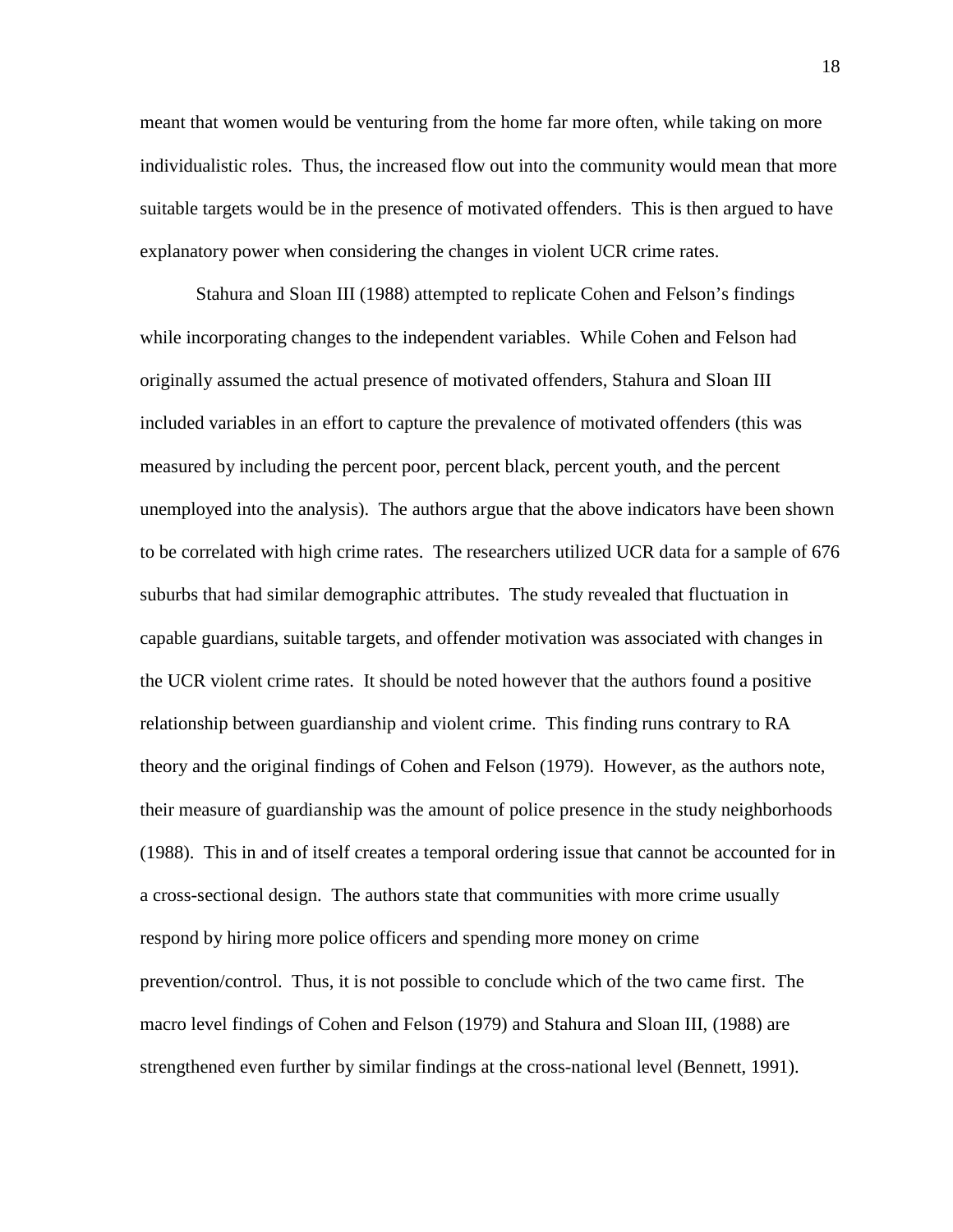meant that women would be venturing from the home far more often, while taking on more individualistic roles. Thus, the increased flow out into the community would mean that more suitable targets would be in the presence of motivated offenders. This is then argued to have explanatory power when considering the changes in violent UCR crime rates.

Stahura and Sloan III (1988) attempted to replicate Cohen and Felson's findings while incorporating changes to the independent variables. While Cohen and Felson had originally assumed the actual presence of motivated offenders, Stahura and Sloan III included variables in an effort to capture the prevalence of motivated offenders (this was measured by including the percent poor, percent black, percent youth, and the percent unemployed into the analysis). The authors argue that the above indicators have been shown to be correlated with high crime rates. The researchers utilized UCR data for a sample of 676 suburbs that had similar demographic attributes. The study revealed that fluctuation in capable guardians, suitable targets, and offender motivation was associated with changes in the UCR violent crime rates. It should be noted however that the authors found a positive relationship between guardianship and violent crime. This finding runs contrary to RA theory and the original findings of Cohen and Felson (1979). However, as the authors note, their measure of guardianship was the amount of police presence in the study neighborhoods (1988). This in and of itself creates a temporal ordering issue that cannot be accounted for in a cross-sectional design. The authors state that communities with more crime usually respond by hiring more police officers and spending more money on crime prevention/control. Thus, it is not possible to conclude which of the two came first. The macro level findings of Cohen and Felson (1979) and Stahura and Sloan III, (1988) are strengthened even further by similar findings at the cross-national level (Bennett, 1991).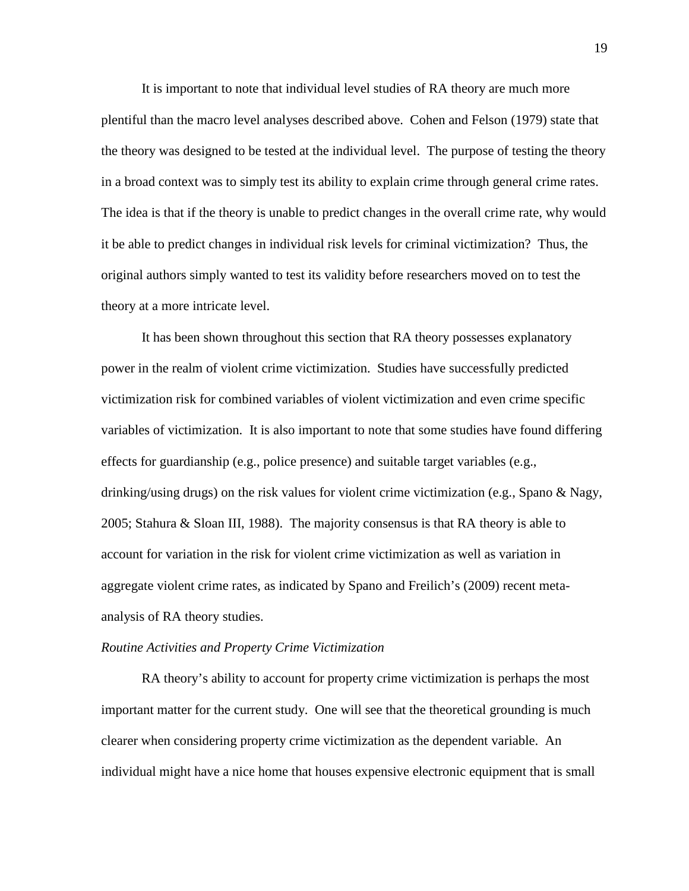It is important to note that individual level studies of RA theory are much more plentiful than the macro level analyses described above. Cohen and Felson (1979) state that the theory was designed to be tested at the individual level. The purpose of testing the theory in a broad context was to simply test its ability to explain crime through general crime rates. The idea is that if the theory is unable to predict changes in the overall crime rate, why would it be able to predict changes in individual risk levels for criminal victimization? Thus, the original authors simply wanted to test its validity before researchers moved on to test the theory at a more intricate level.

It has been shown throughout this section that RA theory possesses explanatory power in the realm of violent crime victimization. Studies have successfully predicted victimization risk for combined variables of violent victimization and even crime specific variables of victimization. It is also important to note that some studies have found differing effects for guardianship (e.g., police presence) and suitable target variables (e.g., drinking/using drugs) on the risk values for violent crime victimization (e.g., Spano & Nagy, 2005; Stahura & Sloan III, 1988). The majority consensus is that RA theory is able to account for variation in the risk for violent crime victimization as well as variation in aggregate violent crime rates, as indicated by Spano and Freilich's (2009) recent meta-analysis of RA theory studies.

*Routine Activities and Property Crime Victimization*

RA theory's ability to account for property crime victimization is perhaps the most important matter for the current study. One will see that the theoretical grounding is much clearer when considering property crime victimization as the dependent variable. An individual might have a nice home that houses expensive electronic equipment that is small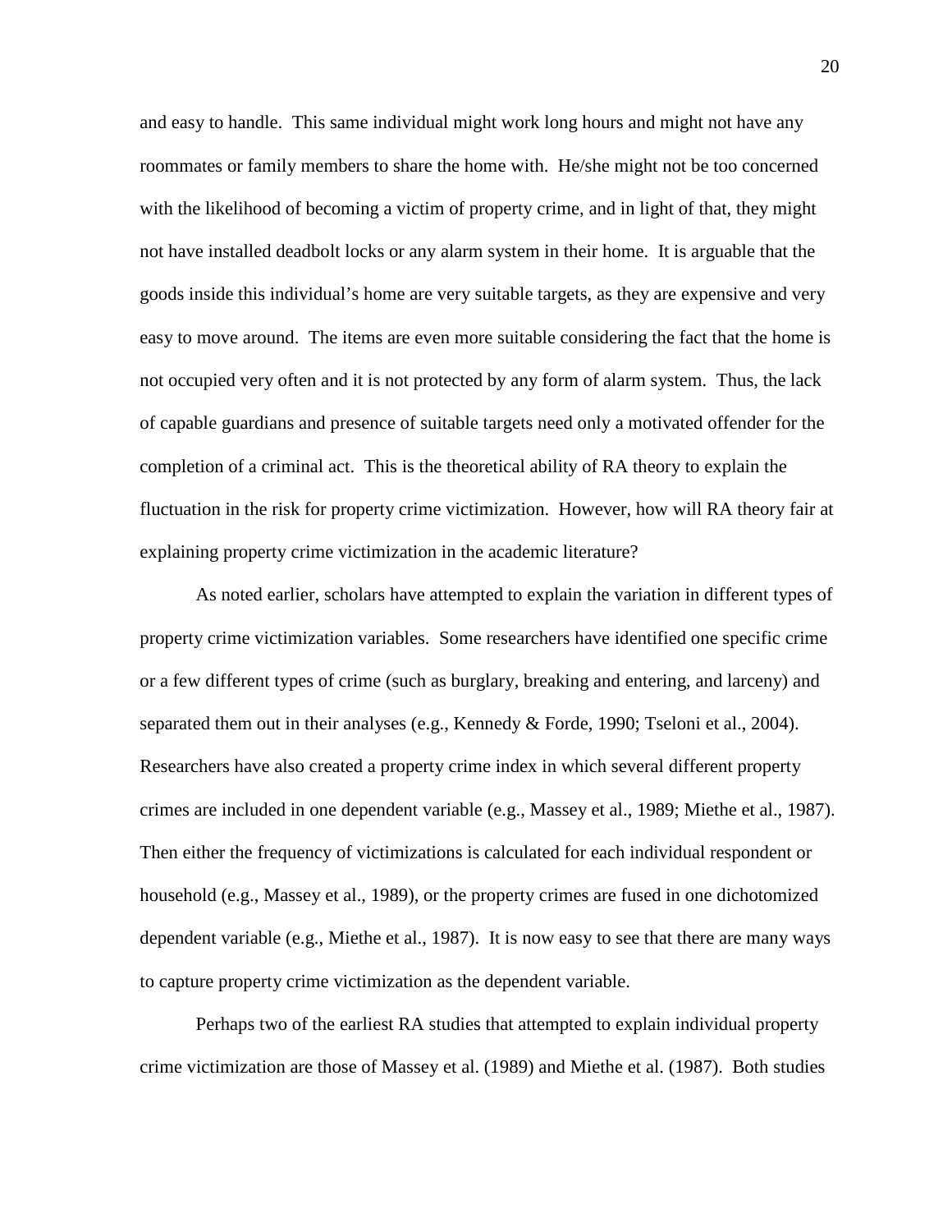and easy to handle. This same individual might work long hours and might not have any roommates or family members to share the home with. He/she might not be too concerned with the likelihood of becoming a victim of property crime, and in light of that, they might not have installed deadbolt locks or any alarm system in their home. It is arguable that the goods inside this individual's home are very suitable targets, as they are expensive and very easy to move around. The items are even more suitable considering the fact that the home is not occupied very often and it is not protected by any form of alarm system. Thus, the lack of capable guardians and presence of suitable targets need only a motivated offender for the completion of a criminal act. This is the theoretical ability of RA theory to explain the fluctuation in the risk for property crime victimization. However, how will RA theory fair at explaining property crime victimization in the academic literature?

As noted earlier, scholars have attempted to explain the variation in different types of property crime victimization variables. Some researchers have identified one specific crime or a few different types of crime (such as burglary, breaking and entering, and larceny) and separated them out in their analyses (e.g., Kennedy & Forde, 1990; Tseloni et al., 2004). Researchers have also created a property crime index in which several different property crimes are included in one dependent variable (e.g., Massey et al., 1989; Miethe et al., 1987). Then either the frequency of victimizations is calculated for each individual respondent or household (e.g., Massey et al., 1989), or the property crimes are fused in one dichotomized dependent variable (e.g., Miethe et al., 1987). It is now easy to see that there are many ways to capture property crime victimization as the dependent variable.

Perhaps two of the earliest RA studies that attempted to explain individual property crime victimization are those of Massey et al. (1989) and Miethe et al. (1987). Both studies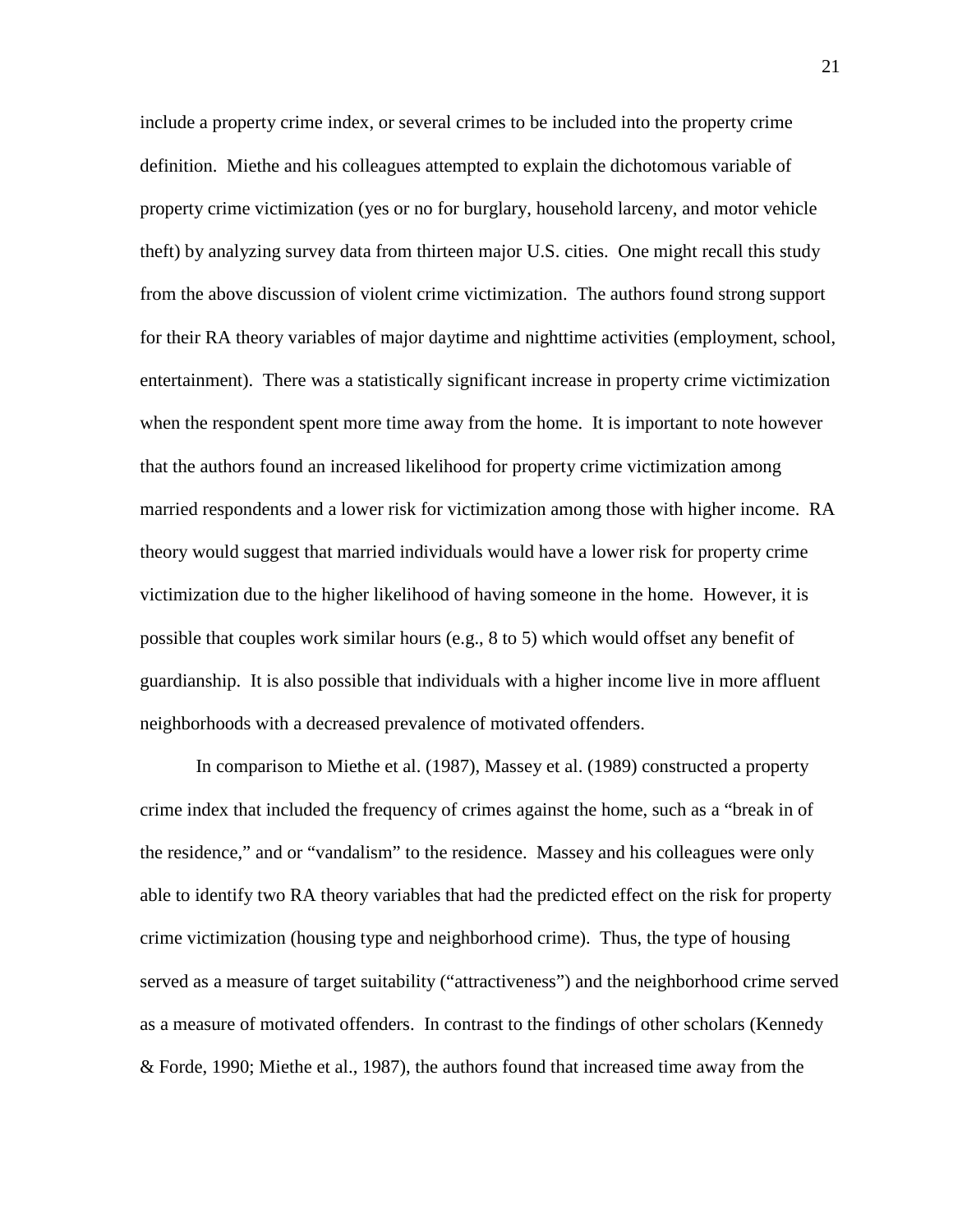include a property crime index, or several crimes to be included into the property crime definition. Miethe and his colleagues attempted to explain the dichotomous variable of property crime victimization (yes or no for burglary, household larceny, and motor vehicle theft) by analyzing survey data from thirteen major U.S. cities. One might recall this study from the above discussion of violent crime victimization. The authors found strong support for their RA theory variables of major daytime and nighttime activities (employment, school, entertainment). There was a statistically significant increase in property crime victimization when the respondent spent more time away from the home. It is important to note however that the authors found an increased likelihood for property crime victimization among married respondents and a lower risk for victimization among those with higher income. RA theory would suggest that married individuals would have a lower risk for property crime victimization due to the higher likelihood of having someone in the home. However, it is possible that couples work similar hours (e.g., 8 to 5) which would offset any benefit of guardianship. It is also possible that individuals with a higher income live in more affluent neighborhoods with a decreased prevalence of motivated offenders.

In comparison to Miethe et al. (1987), Massey et al. (1989) constructed a property crime index that included the frequency of crimes against the home, such as a "break in of the residence," and or "vandalism" to the residence. Massey and his colleagues were only able to identify two RA theory variables that had the predicted effect on the risk for property crime victimization (housing type and neighborhood crime). Thus, the type of housing served as a measure of target suitability ("attractiveness") and the neighborhood crime served as a measure of motivated offenders. In contrast to the findings of other scholars (Kennedy & Forde, 1990; Miethe et al., 1987), the authors found that increased time away from the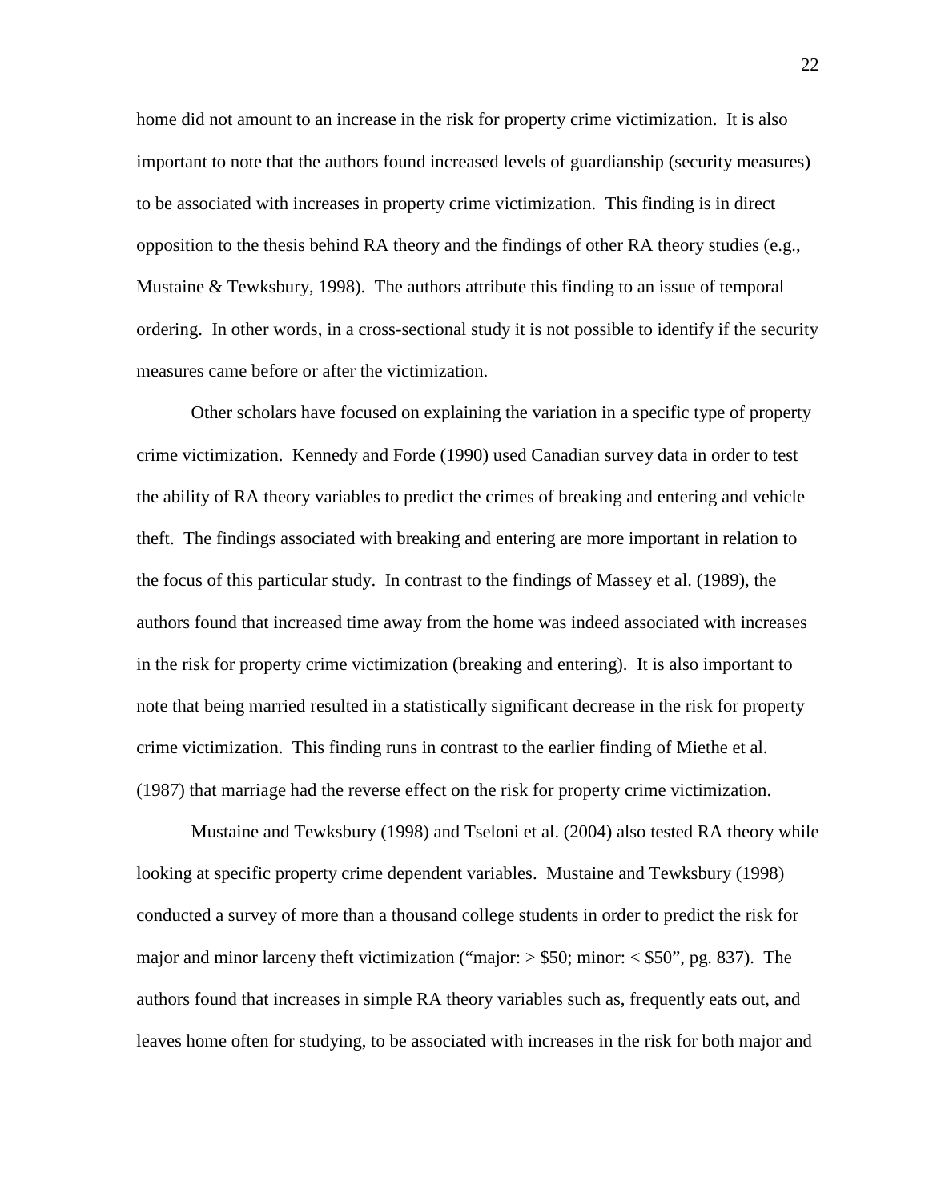home did not amount to an increase in the risk for property crime victimization. It is also important to note that the authors found increased levels of guardianship (security measures) to be associated with increases in property crime victimization. This finding is in direct opposition to the thesis behind RA theory and the findings of other RA theory studies (e.g., Mustaine & Tewksbury, 1998). The authors attribute this finding to an issue of temporal ordering. In other words, in a cross-sectional study it is not possible to identify if the security measures came before or after the victimization.

Other scholars have focused on explaining the variation in a specific type of property crime victimization. Kennedy and Forde (1990) used Canadian survey data in order to test the ability of RA theory variables to predict the crimes of breaking and entering and vehicle theft. The findings associated with breaking and entering are more important in relation to the focus of this particular study. In contrast to the findings of Massey et al. (1989), the authors found that increased time away from the home was indeed associated with increases in the risk for property crime victimization (breaking and entering). It is also important to note that being married resulted in a statistically significant decrease in the risk for property crime victimization. This finding runs in contrast to the earlier finding of Miethe et al. (1987) that marriage had the reverse effect on the risk for property crime victimization.

Mustaine and Tewksbury (1998) and Tseloni et al. (2004) also tested RA theory while looking at specific property crime dependent variables. Mustaine and Tewksbury (1998) conducted a survey of more than a thousand college students in order to predict the risk for major and minor larceny theft victimization ("major: > $50; minor: < $50", pg. 837). The authors found that increases in simple RA theory variables such as, frequently eats out, and leaves home often for studying, to be associated with increases in the risk for both major and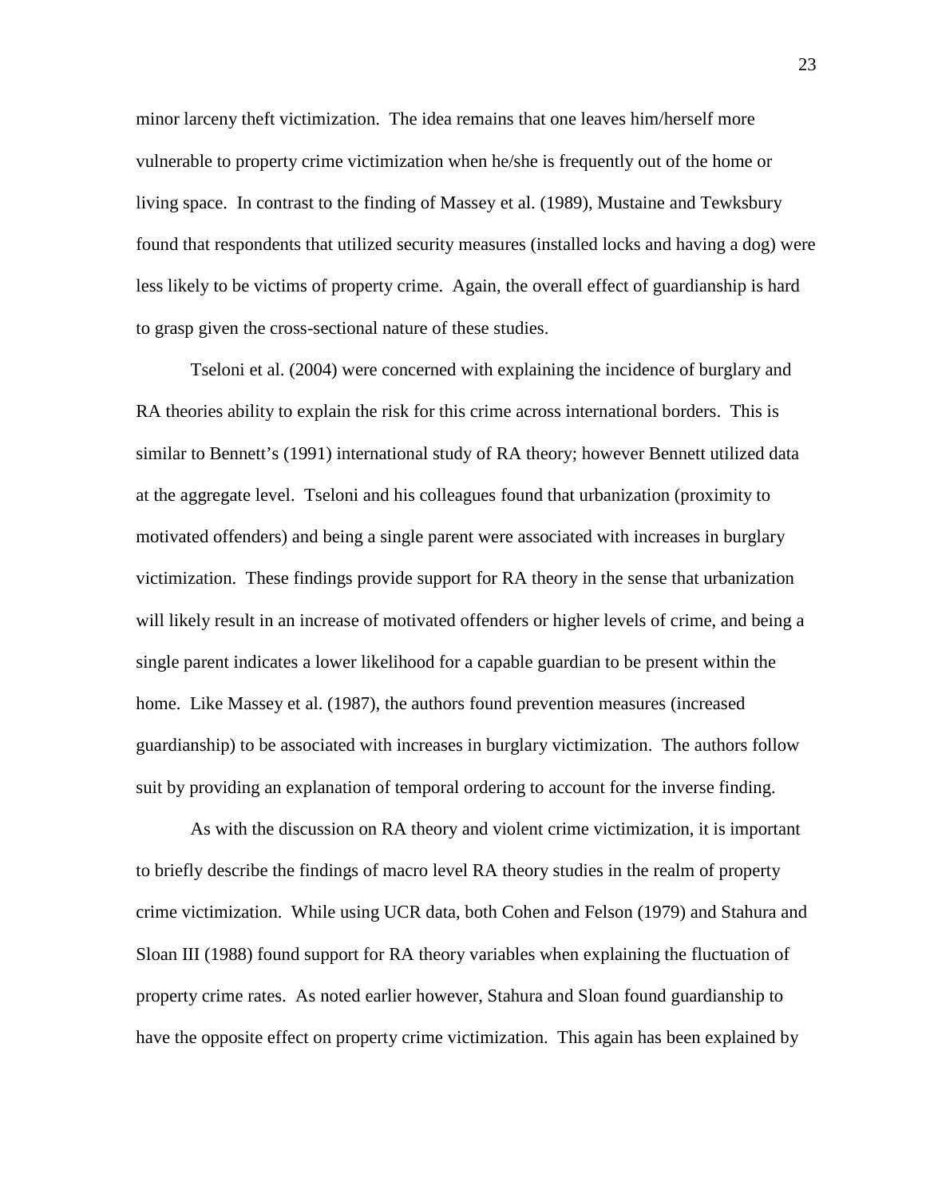minor larceny theft victimization. The idea remains that one leaves him/herself more vulnerable to property crime victimization when he/she is frequently out of the home or living space. In contrast to the finding of Massey et al. (1989), Mustaine and Tewksbury found that respondents that utilized security measures (installed locks and having a dog) were less likely to be victims of property crime. Again, the overall effect of guardianship is hard to grasp given the cross-sectional nature of these studies.

Tseloni et al. (2004) were concerned with explaining the incidence of burglary and RA theories ability to explain the risk for this crime across international borders. This is similar to Bennett's (1991) international study of RA theory; however Bennett utilized data at the aggregate level. Tseloni and his colleagues found that urbanization (proximity to motivated offenders) and being a single parent were associated with increases in burglary victimization. These findings provide support for RA theory in the sense that urbanization will likely result in an increase of motivated offenders or higher levels of crime, and being a single parent indicates a lower likelihood for a capable guardian to be present within the home. Like Massey et al. (1987), the authors found prevention measures (increased guardianship) to be associated with increases in burglary victimization. The authors follow suit by providing an explanation of temporal ordering to account for the inverse finding.

As with the discussion on RA theory and violent crime victimization, it is important to briefly describe the findings of macro level RA theory studies in the realm of property crime victimization. While using UCR data, both Cohen and Felson (1979) and Stahura and Sloan III (1988) found support for RA theory variables when explaining the fluctuation of property crime rates. As noted earlier however, Stahura and Sloan found guardianship to have the opposite effect on property crime victimization. This again has been explained by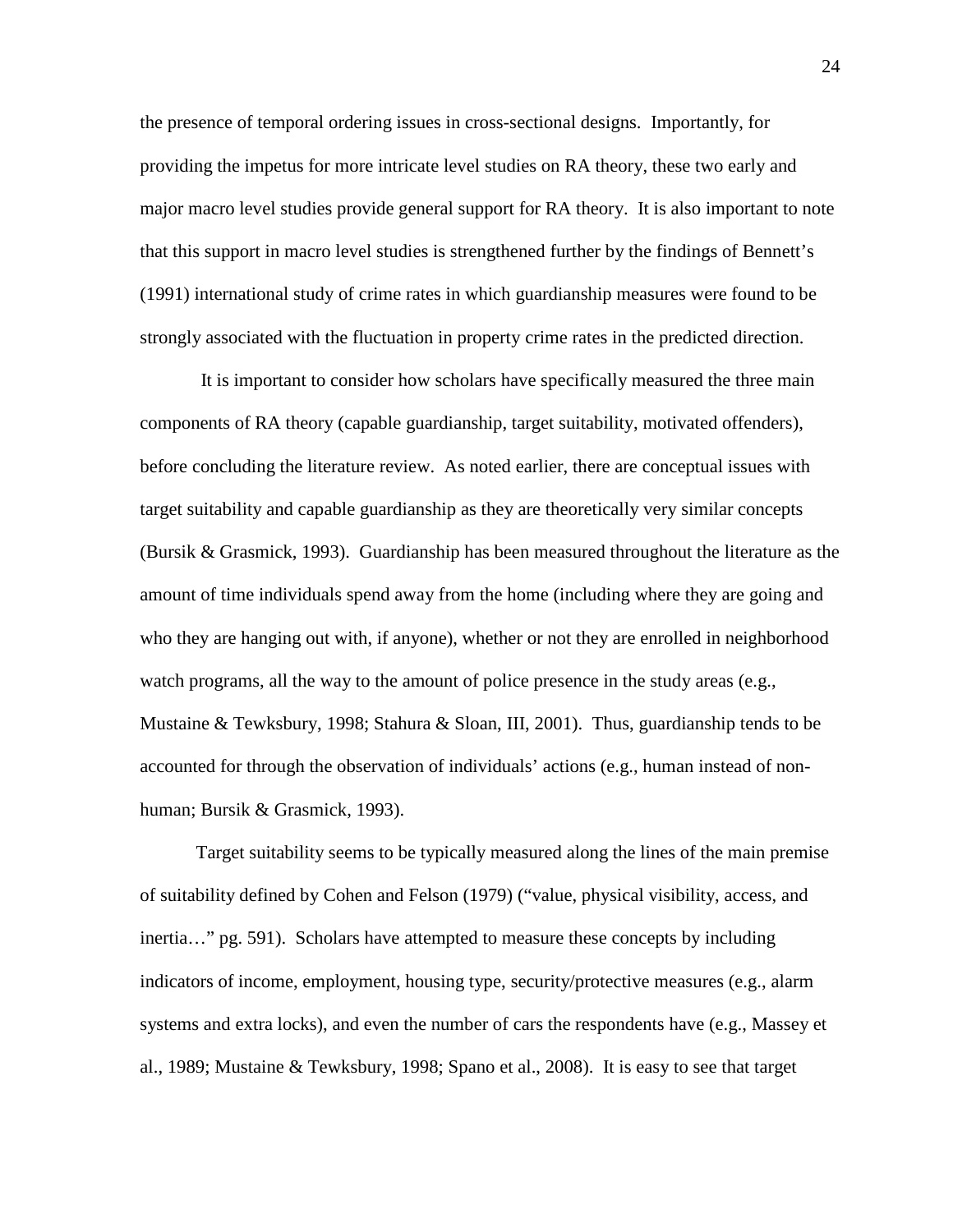the presence of temporal ordering issues in cross-sectional designs. Importantly, for providing the impetus for more intricate level studies on RA theory, these two early and major macro level studies provide general support for RA theory. It is also important to note that this support in macro level studies is strengthened further by the findings of Bennett's (1991) international study of crime rates in which guardianship measures were found to be strongly associated with the fluctuation in property crime rates in the predicted direction.

It is important to consider how scholars have specifically measured the three main components of RA theory (capable guardianship, target suitability, motivated offenders), before concluding the literature review. As noted earlier, there are conceptual issues with target suitability and capable guardianship as they are theoretically very similar concepts (Bursik & Grasmick, 1993). Guardianship has been measured throughout the literature as the amount of time individuals spend away from the home (including where they are going and who they are hanging out with, if anyone), whether or not they are enrolled in neighborhood watch programs, all the way to the amount of police presence in the study areas (e.g., Mustaine & Tewksbury, 1998; Stahura & Sloan, III, 2001). Thus, guardianship tends to be accounted for through the observation of individuals' actions (e.g., human instead of non-human; Bursik & Grasmick, 1993).

Target suitability seems to be typically measured along the lines of the main premise of suitability defined by Cohen and Felson (1979) ("value, physical visibility, access, and inertia…" pg. 591). Scholars have attempted to measure these concepts by including indicators of income, employment, housing type, security/protective measures (e.g., alarm systems and extra locks), and even the number of cars the respondents have (e.g., Massey et al., 1989; Mustaine & Tewksbury, 1998; Spano et al., 2008). It is easy to see that target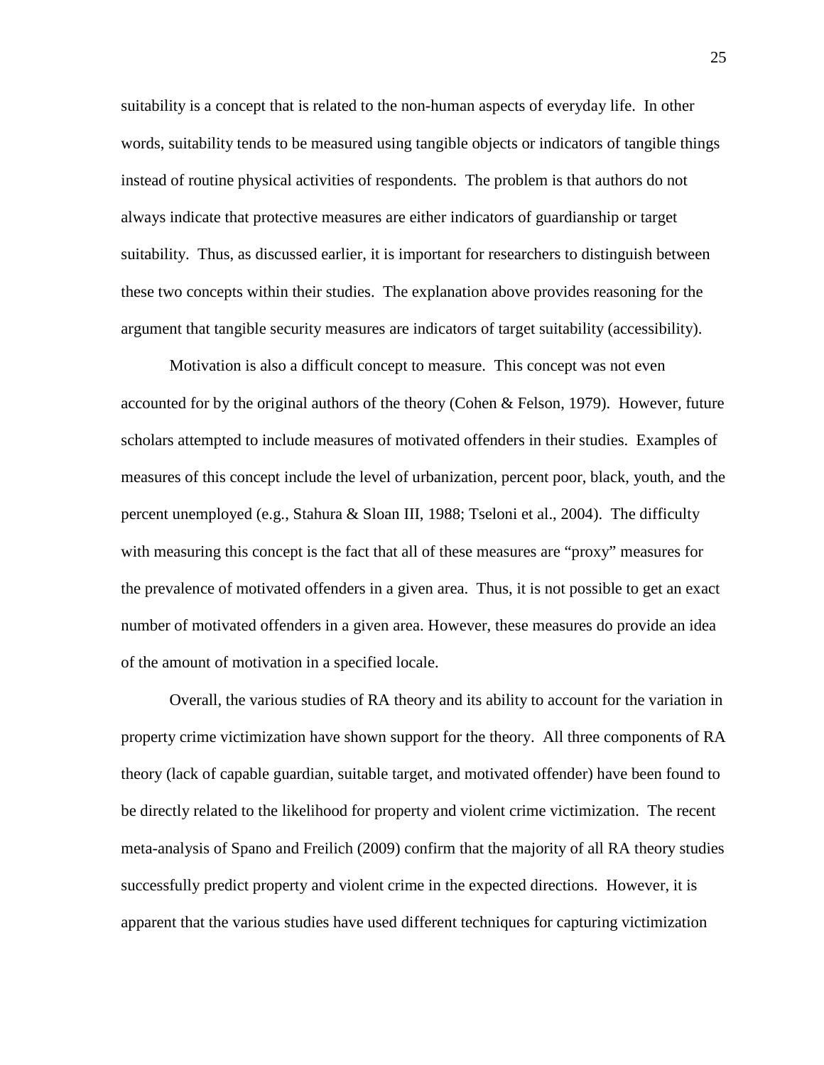suitability is a concept that is related to the non-human aspects of everyday life. In other words, suitability tends to be measured using tangible objects or indicators of tangible things instead of routine physical activities of respondents. The problem is that authors do not always indicate that protective measures are either indicators of guardianship or target suitability. Thus, as discussed earlier, it is important for researchers to distinguish between these two concepts within their studies. The explanation above provides reasoning for the argument that tangible security measures are indicators of target suitability (accessibility).

Motivation is also a difficult concept to measure. This concept was not even accounted for by the original authors of the theory (Cohen & Felson, 1979). However, future scholars attempted to include measures of motivated offenders in their studies. Examples of measures of this concept include the level of urbanization, percent poor, black, youth, and the percent unemployed (e.g., Stahura & Sloan III, 1988; Tseloni et al., 2004). The difficulty with measuring this concept is the fact that all of these measures are "proxy" measures for the prevalence of motivated offenders in a given area. Thus, it is not possible to get an exact number of motivated offenders in a given area. However, these measures do provide an idea of the amount of motivation in a specified locale.

Overall, the various studies of RA theory and its ability to account for the variation in property crime victimization have shown support for the theory. All three components of RA theory (lack of capable guardian, suitable target, and motivated offender) have been found to be directly related to the likelihood for property and violent crime victimization. The recent meta-analysis of Spano and Freilich (2009) confirm that the majority of all RA theory studies successfully predict property and violent crime in the expected directions. However, it is apparent that the various studies have used different techniques for capturing victimization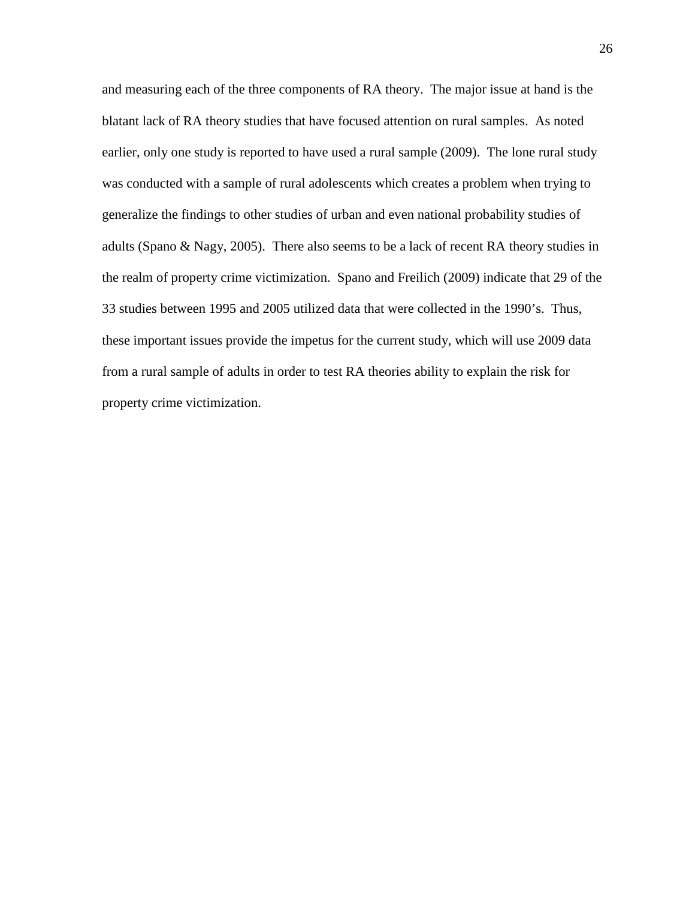and measuring each of the three components of RA theory. The major issue at hand is the blatant lack of RA theory studies that have focused attention on rural samples. As noted earlier, only one study is reported to have used a rural sample (2009). The lone rural study was conducted with a sample of rural adolescents which creates a problem when trying to generalize the findings to other studies of urban and even national probability studies of adults (Spano & Nagy, 2005). There also seems to be a lack of recent RA theory studies in the realm of property crime victimization. Spano and Freilich (2009) indicate that 29 of the 33 studies between 1995 and 2005 utilized data that were collected in the 1990's. Thus, these important issues provide the impetus for the current study, which will use 2009 data from a rural sample of adults in order to test RA theories ability to explain the risk for property crime victimization.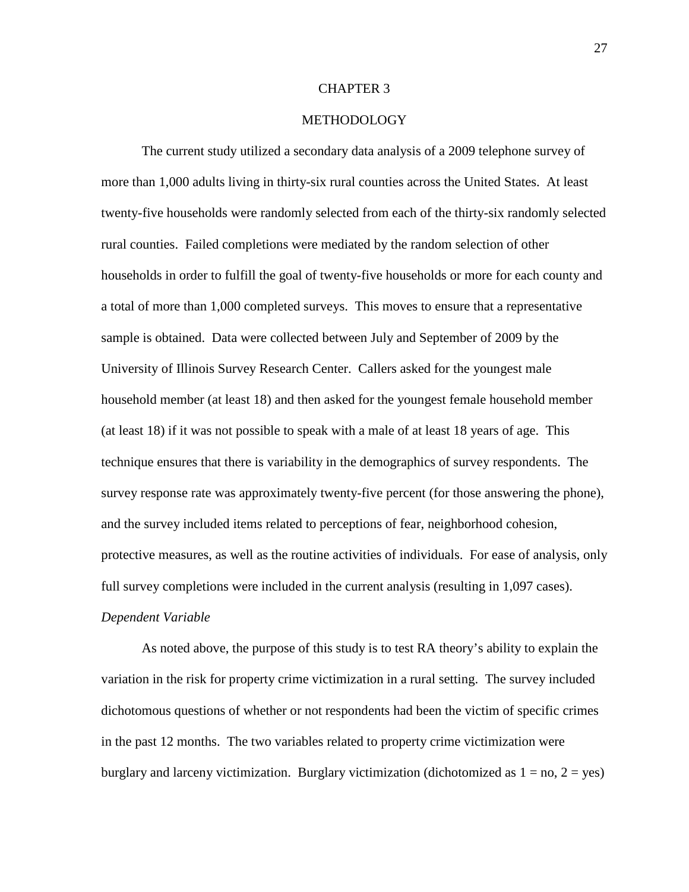# CHAPTER 3

# METHODOLOGY

The current study utilized a secondary data analysis of a 2009 telephone survey of more than 1,000 adults living in thirty-six rural counties across the United States. At least twenty-five households were randomly selected from each of the thirty-six randomly selected rural counties. Failed completions were mediated by the random selection of other households in order to fulfill the goal of twenty-five households or more for each county and a total of more than 1,000 completed surveys. This moves to ensure that a representative sample is obtained. Data were collected between July and September of 2009 by the University of Illinois Survey Research Center. Callers asked for the youngest male household member (at least 18) and then asked for the youngest female household member (at least 18) if it was not possible to speak with a male of at least 18 years of age. This technique ensures that there is variability in the demographics of survey respondents. The survey response rate was approximately twenty-five percent (for those answering the phone), and the survey included items related to perceptions of fear, neighborhood cohesion, protective measures, as well as the routine activities of individuals. For ease of analysis, only full survey completions were included in the current analysis (resulting in 1,097 cases).

*Dependent Variable*

As noted above, the purpose of this study is to test RA theory's ability to explain the variation in the risk for property crime victimization in a rural setting. The survey included dichotomous questions of whether or not respondents had been the victim of specific crimes in the past 12 months. The two variables related to property crime victimization were burglary and larceny victimization. Burglary victimization (dichotomized as 1 = no, 2 = yes)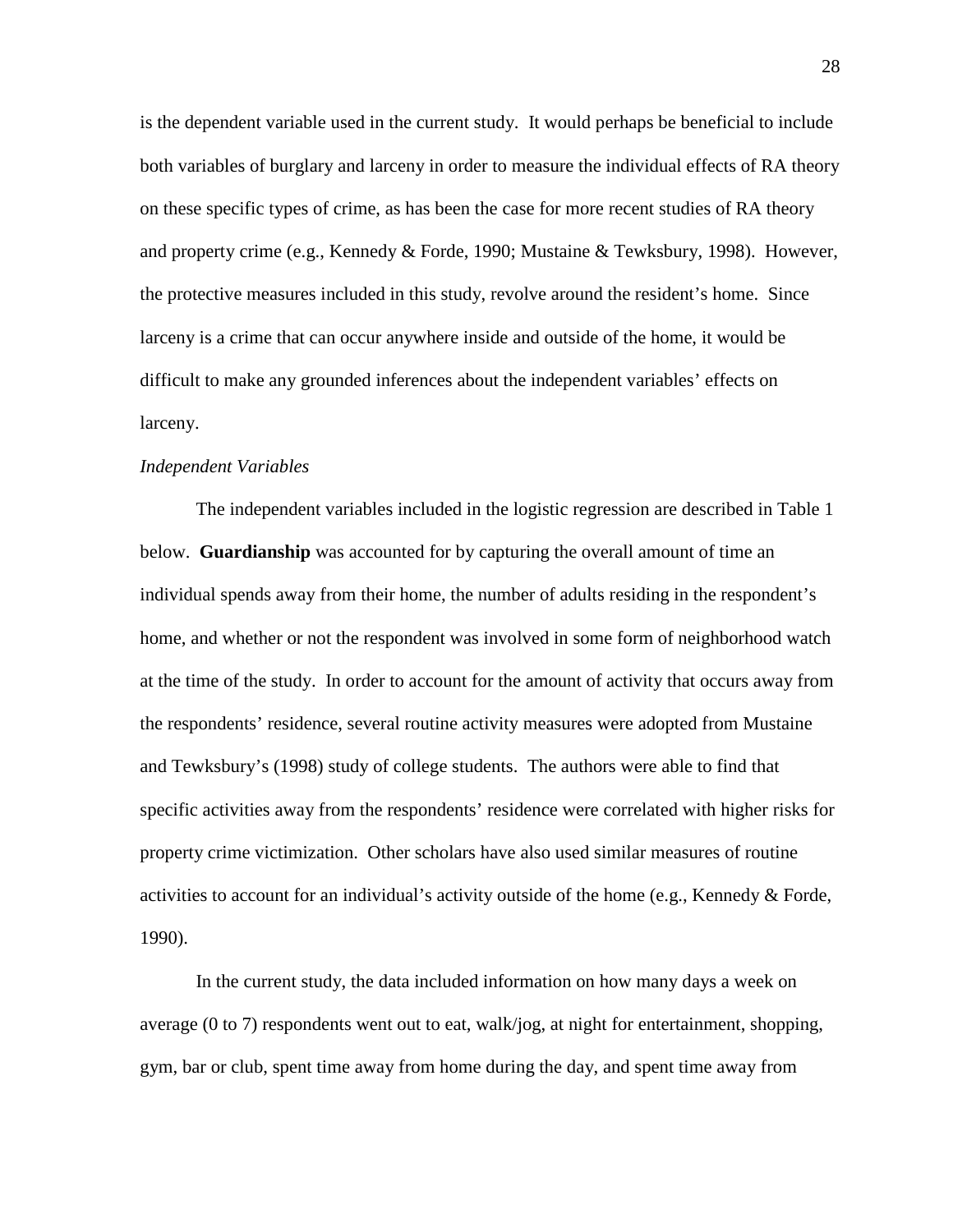is the dependent variable used in the current study. It would perhaps be beneficial to include both variables of burglary and larceny in order to measure the individual effects of RA theory on these specific types of crime, as has been the case for more recent studies of RA theory and property crime (e.g., Kennedy & Forde, 1990; Mustaine & Tewksbury, 1998). However, the protective measures included in this study, revolve around the resident's home. Since larceny is a crime that can occur anywhere inside and outside of the home, it would be difficult to make any grounded inferences about the independent variables' effects on larceny.

*Independent Variables*

The independent variables included in the logistic regression are described in Table 1 below. **Guardianship** was accounted for by capturing the overall amount of time an individual spends away from their home, the number of adults residing in the respondent's home, and whether or not the respondent was involved in some form of neighborhood watch at the time of the study. In order to account for the amount of activity that occurs away from the respondents' residence, several routine activity measures were adopted from Mustaine and Tewksbury's (1998) study of college students. The authors were able to find that specific activities away from the respondents' residence were correlated with higher risks for property crime victimization. Other scholars have also used similar measures of routine activities to account for an individual's activity outside of the home (e.g., Kennedy & Forde, 1990).

In the current study, the data included information on how many days a week on average (0 to 7) respondents went out to eat, walk/jog, at night for entertainment, shopping, gym, bar or club, spent time away from home during the day, and spent time away from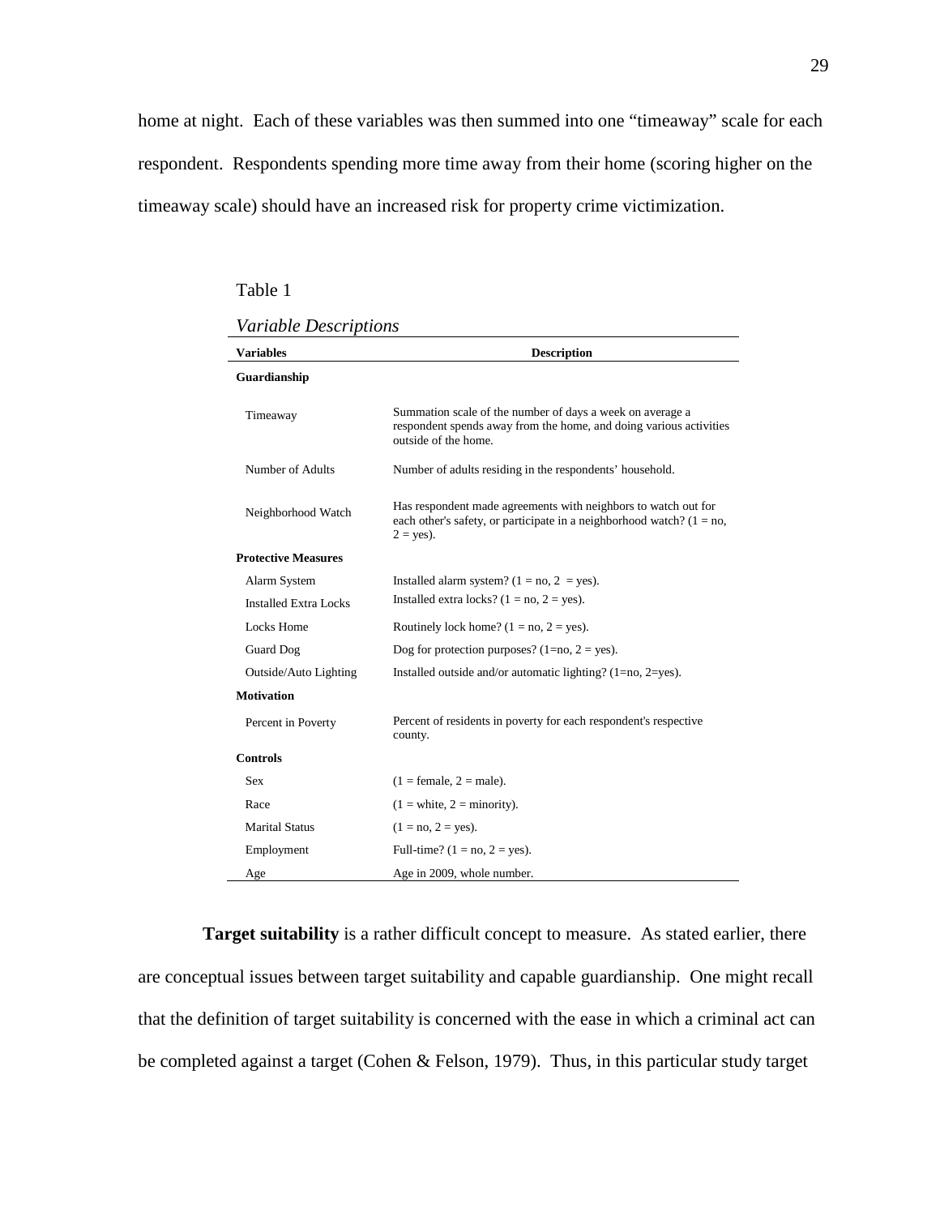home at night. Each of these variables was then summed into one "timeaway" scale for each respondent. Respondents spending more time away from their home (scoring higher on the timeaway scale) should have an increased risk for property crime victimization.

Table 1

*Variable Descriptions*

| Variables | Description |
|---|---|
| **Guardianship** | |
| Timeaway | Summation scale of the number of days a week on average a respondent spends away from the home, and doing various activities outside of the home. |
| Number of Adults | Number of adults residing in the respondents' household. |
| Neighborhood Watch | Has respondent made agreements with neighbors to watch out for each other's safety, or participate in a neighborhood watch? (1 = no, 2 = yes). |
| **Protective Measures** | |
| Alarm System | Installed alarm system? (1 = no, 2 = yes). |
| Installed Extra Locks | Installed extra locks? (1 = no, 2 = yes). |
| Locks Home | Routinely lock home? (1 = no, 2 = yes). |
| Guard Dog | Dog for protection purposes? (1=no, 2 = yes). |
| Outside/Auto Lighting | Installed outside and/or automatic lighting? (1=no, 2=yes). |
| **Motivation** | |
| Percent in Poverty | Percent of residents in poverty for each respondent's respective county. |
| **Controls** | |
| Sex | (1 = female, 2 = male). |
| Race | (1 = white, 2 = minority). |
| Marital Status | (1 = no, 2 = yes). |
| Employment | Full-time? (1 = no, 2 = yes). |
| Age | Age in 2009, whole number. |

**Target suitability** is a rather difficult concept to measure. As stated earlier, there are conceptual issues between target suitability and capable guardianship. One might recall that the definition of target suitability is concerned with the ease in which a criminal act can be completed against a target (Cohen & Felson, 1979). Thus, in this particular study target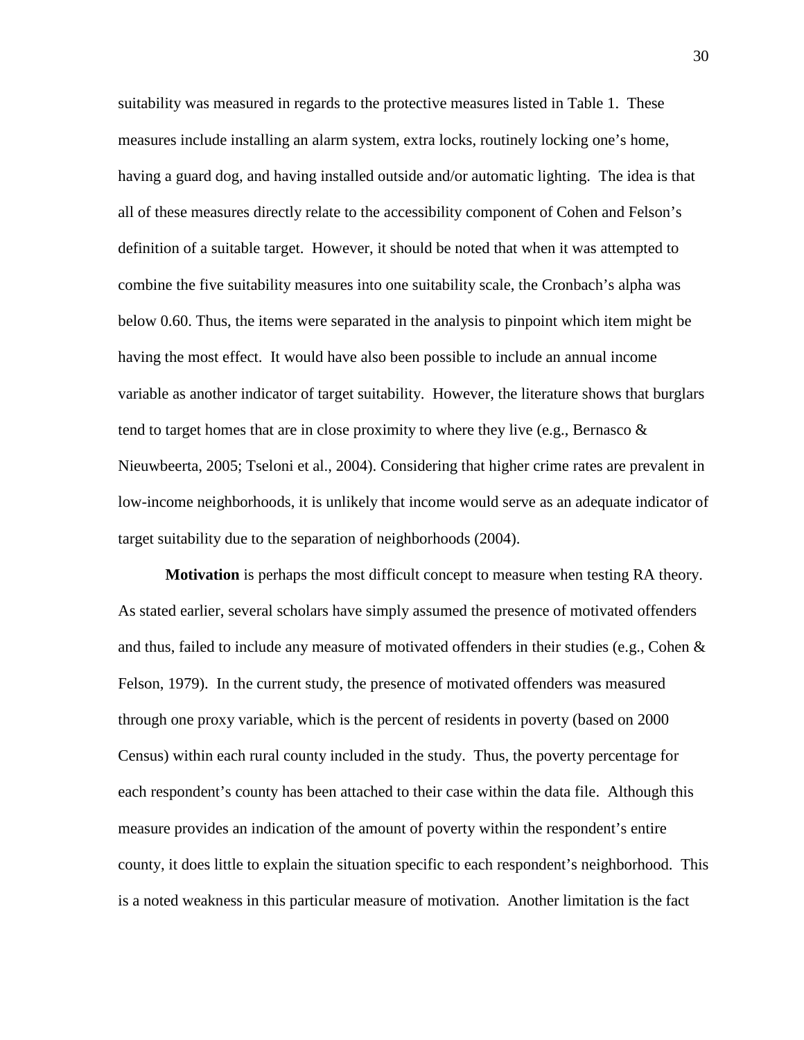suitability was measured in regards to the protective measures listed in Table 1. These measures include installing an alarm system, extra locks, routinely locking one's home, having a guard dog, and having installed outside and/or automatic lighting. The idea is that all of these measures directly relate to the accessibility component of Cohen and Felson's definition of a suitable target. However, it should be noted that when it was attempted to combine the five suitability measures into one suitability scale, the Cronbach's alpha was below 0.60. Thus, the items were separated in the analysis to pinpoint which item might be having the most effect. It would have also been possible to include an annual income variable as another indicator of target suitability. However, the literature shows that burglars tend to target homes that are in close proximity to where they live (e.g., Bernasco & Nieuwbeerta, 2005; Tseloni et al., 2004). Considering that higher crime rates are prevalent in low-income neighborhoods, it is unlikely that income would serve as an adequate indicator of target suitability due to the separation of neighborhoods (2004).

**Motivation** is perhaps the most difficult concept to measure when testing RA theory. As stated earlier, several scholars have simply assumed the presence of motivated offenders and thus, failed to include any measure of motivated offenders in their studies (e.g., Cohen & Felson, 1979). In the current study, the presence of motivated offenders was measured through one proxy variable, which is the percent of residents in poverty (based on 2000 Census) within each rural county included in the study. Thus, the poverty percentage for each respondent's county has been attached to their case within the data file. Although this measure provides an indication of the amount of poverty within the respondent's entire county, it does little to explain the situation specific to each respondent's neighborhood. This is a noted weakness in this particular measure of motivation. Another limitation is the fact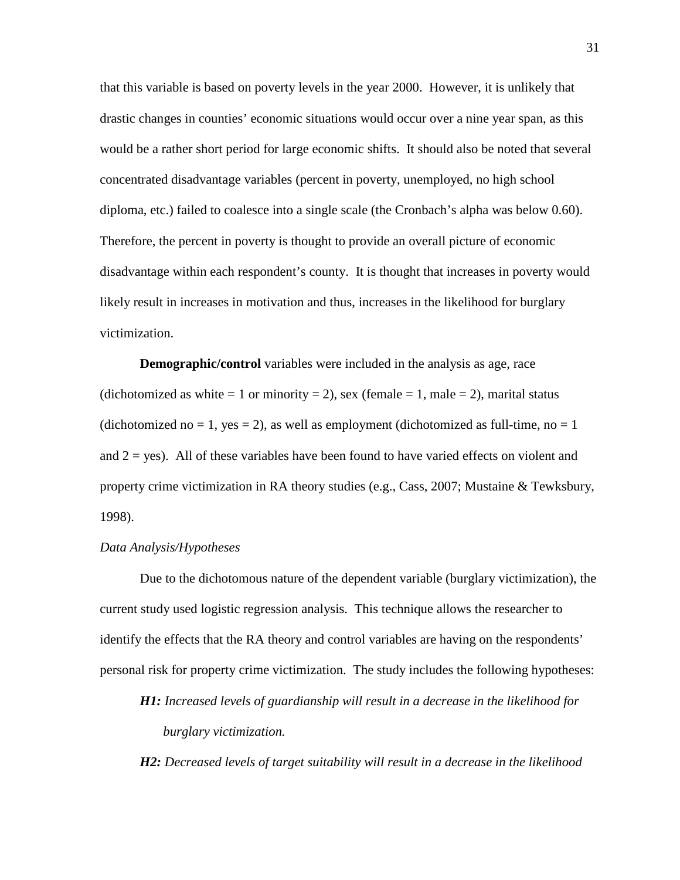that this variable is based on poverty levels in the year 2000. However, it is unlikely that drastic changes in counties' economic situations would occur over a nine year span, as this would be a rather short period for large economic shifts. It should also be noted that several concentrated disadvantage variables (percent in poverty, unemployed, no high school diploma, etc.) failed to coalesce into a single scale (the Cronbach's alpha was below 0.60). Therefore, the percent in poverty is thought to provide an overall picture of economic disadvantage within each respondent's county. It is thought that increases in poverty would likely result in increases in motivation and thus, increases in the likelihood for burglary victimization.

**Demographic/control** variables were included in the analysis as age, race (dichotomized as white = 1 or minority = 2), sex (female = 1, male = 2), marital status (dichotomized no = 1, yes = 2), as well as employment (dichotomized as full-time, no = 1 and 2 = yes). All of these variables have been found to have varied effects on violent and property crime victimization in RA theory studies (e.g., Cass, 2007; Mustaine & Tewksbury, 1998).

*Data Analysis/Hypotheses*

Due to the dichotomous nature of the dependent variable (burglary victimization), the current study used logistic regression analysis. This technique allows the researcher to identify the effects that the RA theory and control variables are having on the respondents' personal risk for property crime victimization. The study includes the following hypotheses:

***H1:*** *Increased levels of guardianship will result in a decrease in the likelihood for burglary victimization.*

***H2:*** *Decreased levels of target suitability will result in a decrease in the likelihood*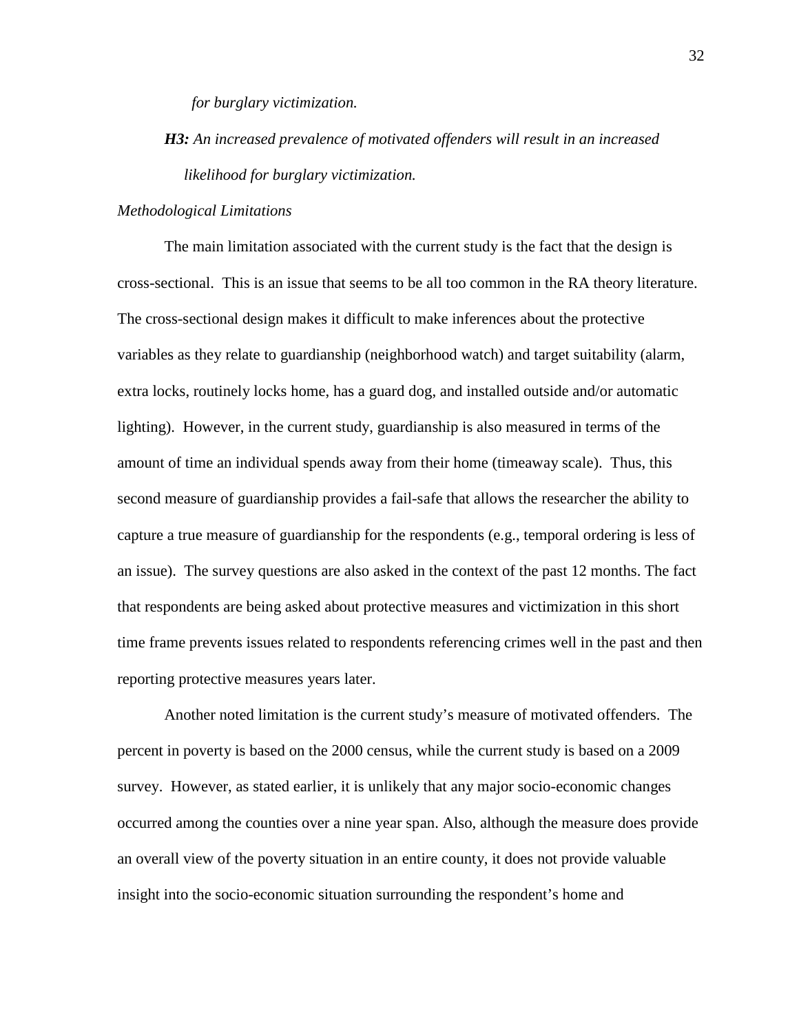*for burglary victimization.*

***H3:*** *An increased prevalence of motivated offenders will result in an increased likelihood for burglary victimization.*

*Methodological Limitations*

The main limitation associated with the current study is the fact that the design is cross-sectional. This is an issue that seems to be all too common in the RA theory literature. The cross-sectional design makes it difficult to make inferences about the protective variables as they relate to guardianship (neighborhood watch) and target suitability (alarm, extra locks, routinely locks home, has a guard dog, and installed outside and/or automatic lighting). However, in the current study, guardianship is also measured in terms of the amount of time an individual spends away from their home (timeaway scale). Thus, this second measure of guardianship provides a fail-safe that allows the researcher the ability to capture a true measure of guardianship for the respondents (e.g., temporal ordering is less of an issue). The survey questions are also asked in the context of the past 12 months. The fact that respondents are being asked about protective measures and victimization in this short time frame prevents issues related to respondents referencing crimes well in the past and then reporting protective measures years later.

Another noted limitation is the current study's measure of motivated offenders. The percent in poverty is based on the 2000 census, while the current study is based on a 2009 survey. However, as stated earlier, it is unlikely that any major socio-economic changes occurred among the counties over a nine year span. Also, although the measure does provide an overall view of the poverty situation in an entire county, it does not provide valuable insight into the socio-economic situation surrounding the respondent's home and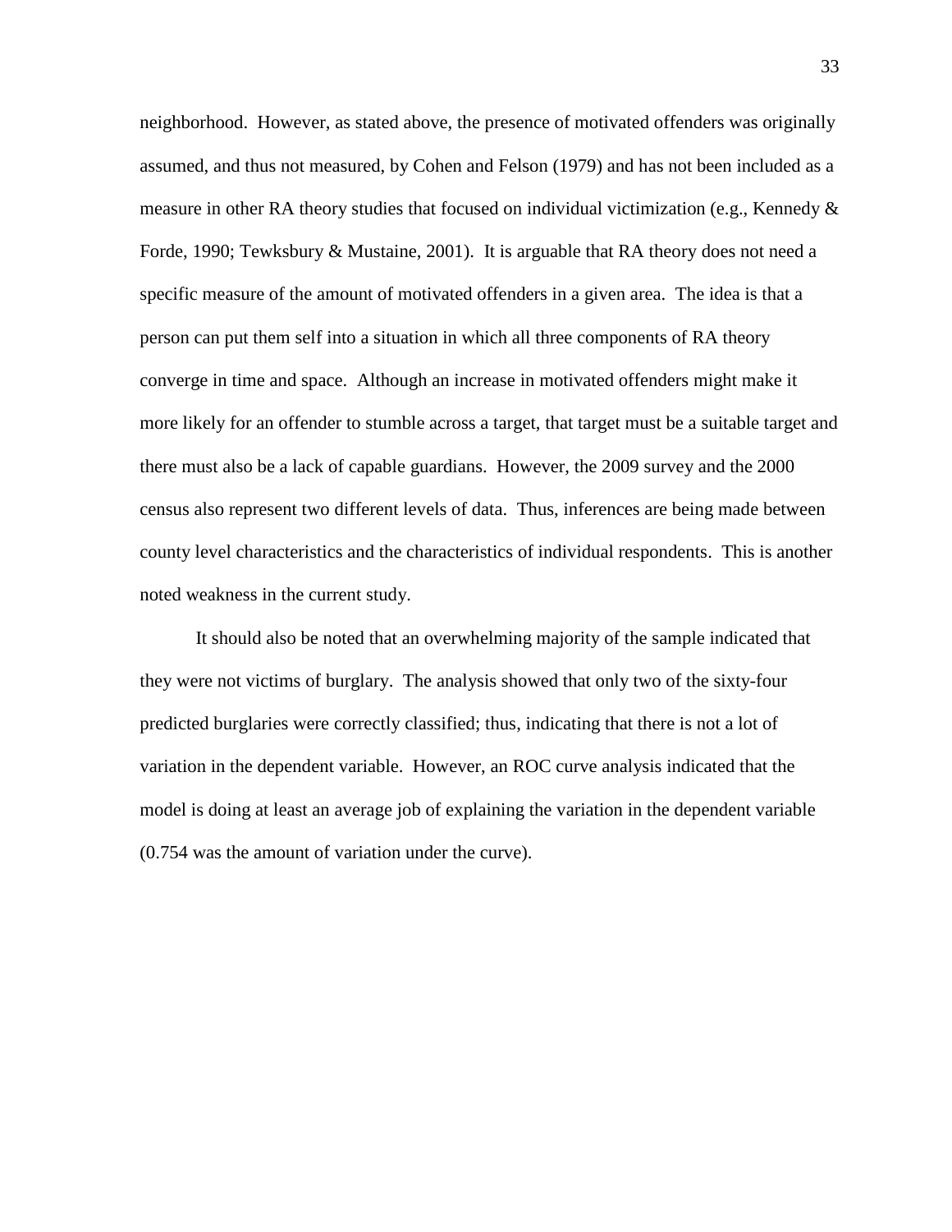neighborhood. However, as stated above, the presence of motivated offenders was originally assumed, and thus not measured, by Cohen and Felson (1979) and has not been included as a measure in other RA theory studies that focused on individual victimization (e.g., Kennedy & Forde, 1990; Tewksbury & Mustaine, 2001). It is arguable that RA theory does not need a specific measure of the amount of motivated offenders in a given area. The idea is that a person can put them self into a situation in which all three components of RA theory converge in time and space. Although an increase in motivated offenders might make it more likely for an offender to stumble across a target, that target must be a suitable target and there must also be a lack of capable guardians. However, the 2009 survey and the 2000 census also represent two different levels of data. Thus, inferences are being made between county level characteristics and the characteristics of individual respondents. This is another noted weakness in the current study.

It should also be noted that an overwhelming majority of the sample indicated that they were not victims of burglary. The analysis showed that only two of the sixty-four predicted burglaries were correctly classified; thus, indicating that there is not a lot of variation in the dependent variable. However, an ROC curve analysis indicated that the model is doing at least an average job of explaining the variation in the dependent variable (0.754 was the amount of variation under the curve).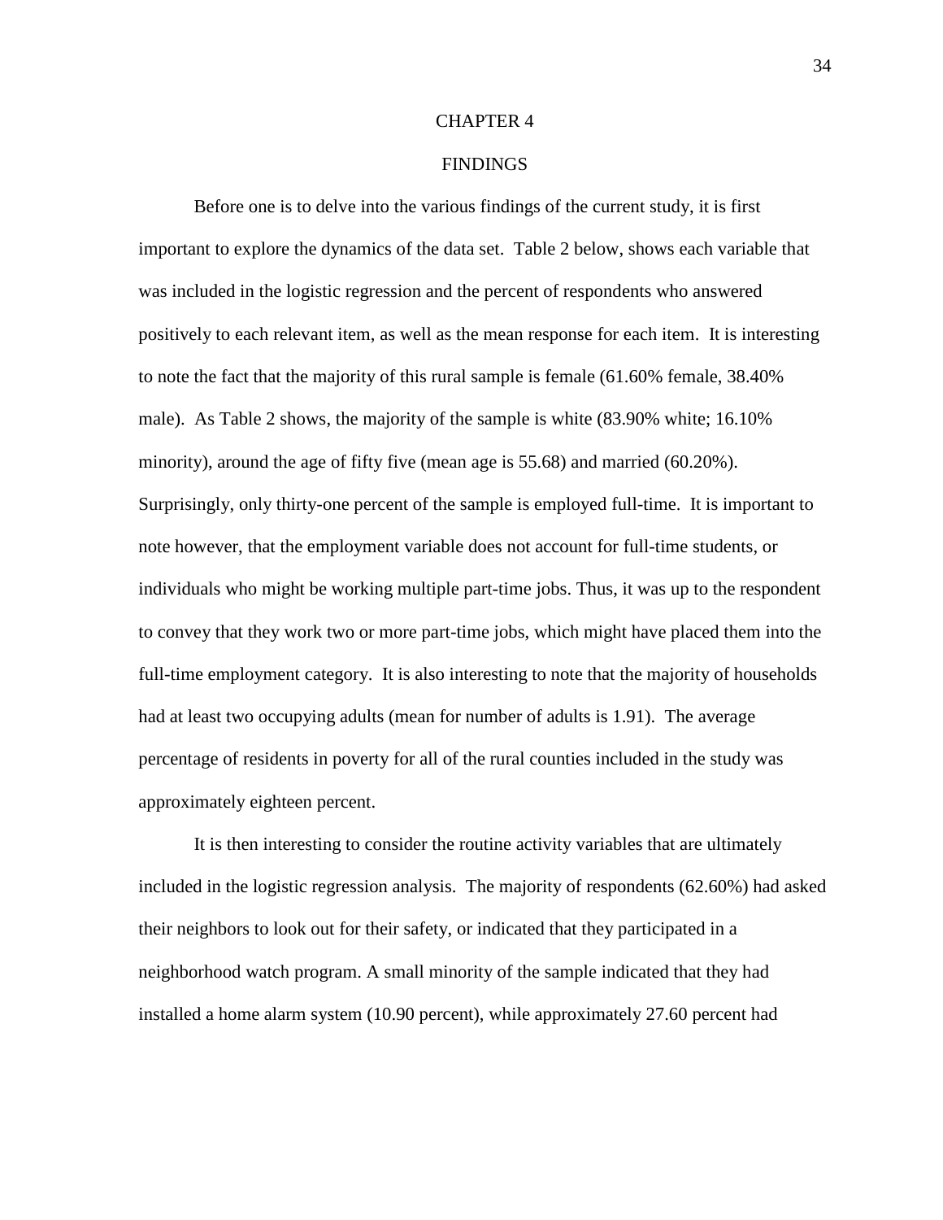# CHAPTER 4

## FINDINGS

Before one is to delve into the various findings of the current study, it is first important to explore the dynamics of the data set. Table 2 below, shows each variable that was included in the logistic regression and the percent of respondents who answered positively to each relevant item, as well as the mean response for each item. It is interesting to note the fact that the majority of this rural sample is female (61.60% female, 38.40% male). As Table 2 shows, the majority of the sample is white (83.90% white; 16.10% minority), around the age of fifty five (mean age is 55.68) and married (60.20%). Surprisingly, only thirty-one percent of the sample is employed full-time. It is important to note however, that the employment variable does not account for full-time students, or individuals who might be working multiple part-time jobs. Thus, it was up to the respondent to convey that they work two or more part-time jobs, which might have placed them into the full-time employment category. It is also interesting to note that the majority of households had at least two occupying adults (mean for number of adults is 1.91). The average percentage of residents in poverty for all of the rural counties included in the study was approximately eighteen percent.

It is then interesting to consider the routine activity variables that are ultimately included in the logistic regression analysis. The majority of respondents (62.60%) had asked their neighbors to look out for their safety, or indicated that they participated in a neighborhood watch program. A small minority of the sample indicated that they had installed a home alarm system (10.90 percent), while approximately 27.60 percent had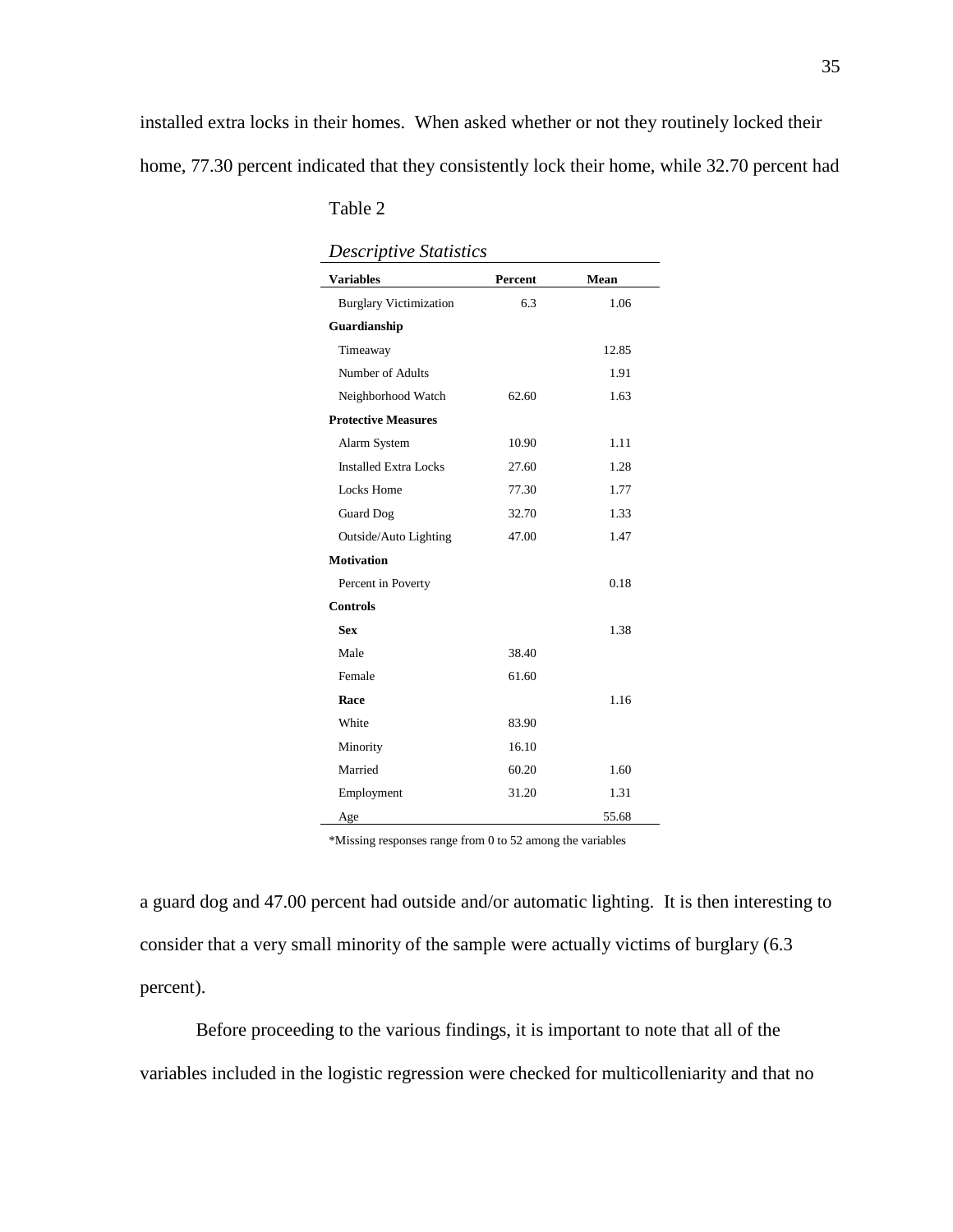installed extra locks in their homes. When asked whether or not they routinely locked their home, 77.30 percent indicated that they consistently lock their home, while 32.70 percent had

Table 2

*Descriptive Statistics*

| Variables | Percent | Mean |
|---|---|---|
| Burglary Victimization | 6.3 | 1.06 |
| **Guardianship** | | |
| Timeaway | | 12.85 |
| Number of Adults | | 1.91 |
| Neighborhood Watch | 62.60 | 1.63 |
| **Protective Measures** | | |
| Alarm System | 10.90 | 1.11 |
| Installed Extra Locks | 27.60 | 1.28 |
| Locks Home | 77.30 | 1.77 |
| Guard Dog | 32.70 | 1.33 |
| Outside/Auto Lighting | 47.00 | 1.47 |
| **Motivation** | | |
| Percent in Poverty | | 0.18 |
| **Controls** | | |
| **Sex** | | 1.38 |
| Male | 38.40 | |
| Female | 61.60 | |
| **Race** | | 1.16 |
| White | 83.90 | |
| Minority | 16.10 | |
| Married | 60.20 | 1.60 |
| Employment | 31.20 | 1.31 |
| Age | | 55.68 |

*Missing responses range from 0 to 52 among the variables

a guard dog and 47.00 percent had outside and/or automatic lighting. It is then interesting to consider that a very small minority of the sample were actually victims of burglary (6.3 percent).

Before proceeding to the various findings, it is important to note that all of the variables included in the logistic regression were checked for multicolleniarity and that no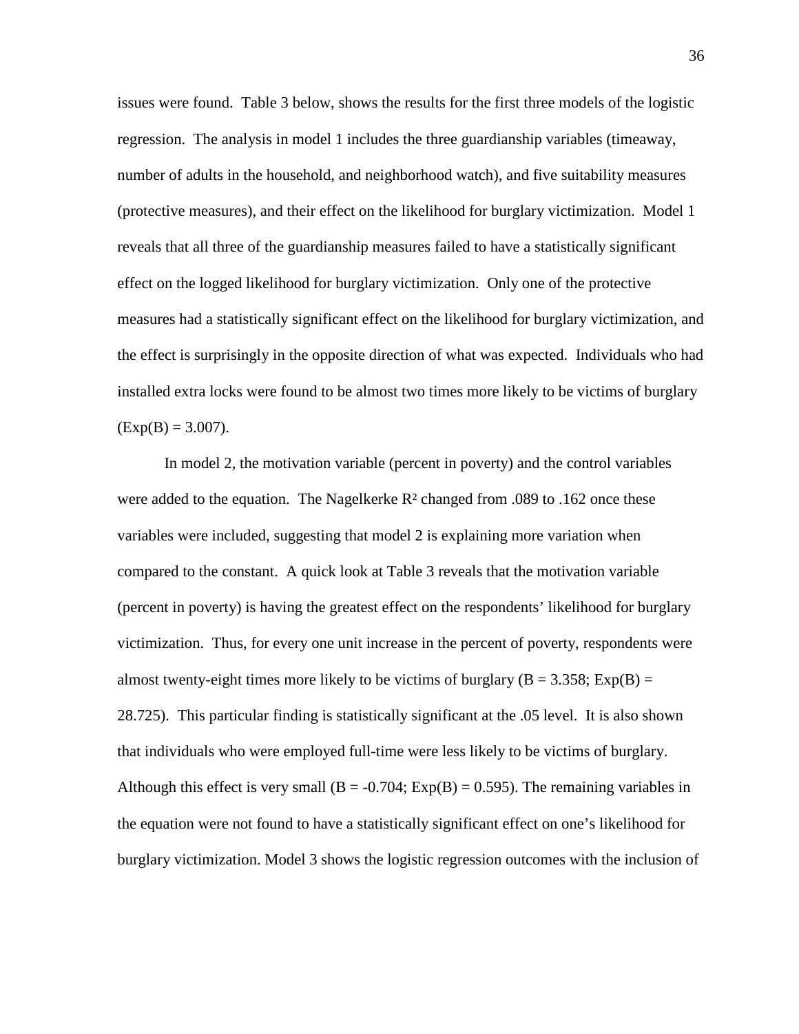issues were found. Table 3 below, shows the results for the first three models of the logistic regression. The analysis in model 1 includes the three guardianship variables (timeaway, number of adults in the household, and neighborhood watch), and five suitability measures (protective measures), and their effect on the likelihood for burglary victimization. Model 1 reveals that all three of the guardianship measures failed to have a statistically significant effect on the logged likelihood for burglary victimization. Only one of the protective measures had a statistically significant effect on the likelihood for burglary victimization, and the effect is surprisingly in the opposite direction of what was expected. Individuals who had installed extra locks were found to be almost two times more likely to be victims of burglary (Exp(B) = 3.007).

In model 2, the motivation variable (percent in poverty) and the control variables were added to the equation. The Nagelkerke $R^2$ changed from .089 to .162 once these variables were included, suggesting that model 2 is explaining more variation when compared to the constant. A quick look at Table 3 reveals that the motivation variable (percent in poverty) is having the greatest effect on the respondents' likelihood for burglary victimization. Thus, for every one unit increase in the percent of poverty, respondents were almost twenty-eight times more likely to be victims of burglary (B = 3.358; Exp(B) = 28.725). This particular finding is statistically significant at the .05 level. It is also shown that individuals who were employed full-time were less likely to be victims of burglary. Although this effect is very small (B = -0.704; Exp(B) = 0.595). The remaining variables in the equation were not found to have a statistically significant effect on one's likelihood for burglary victimization. Model 3 shows the logistic regression outcomes with the inclusion of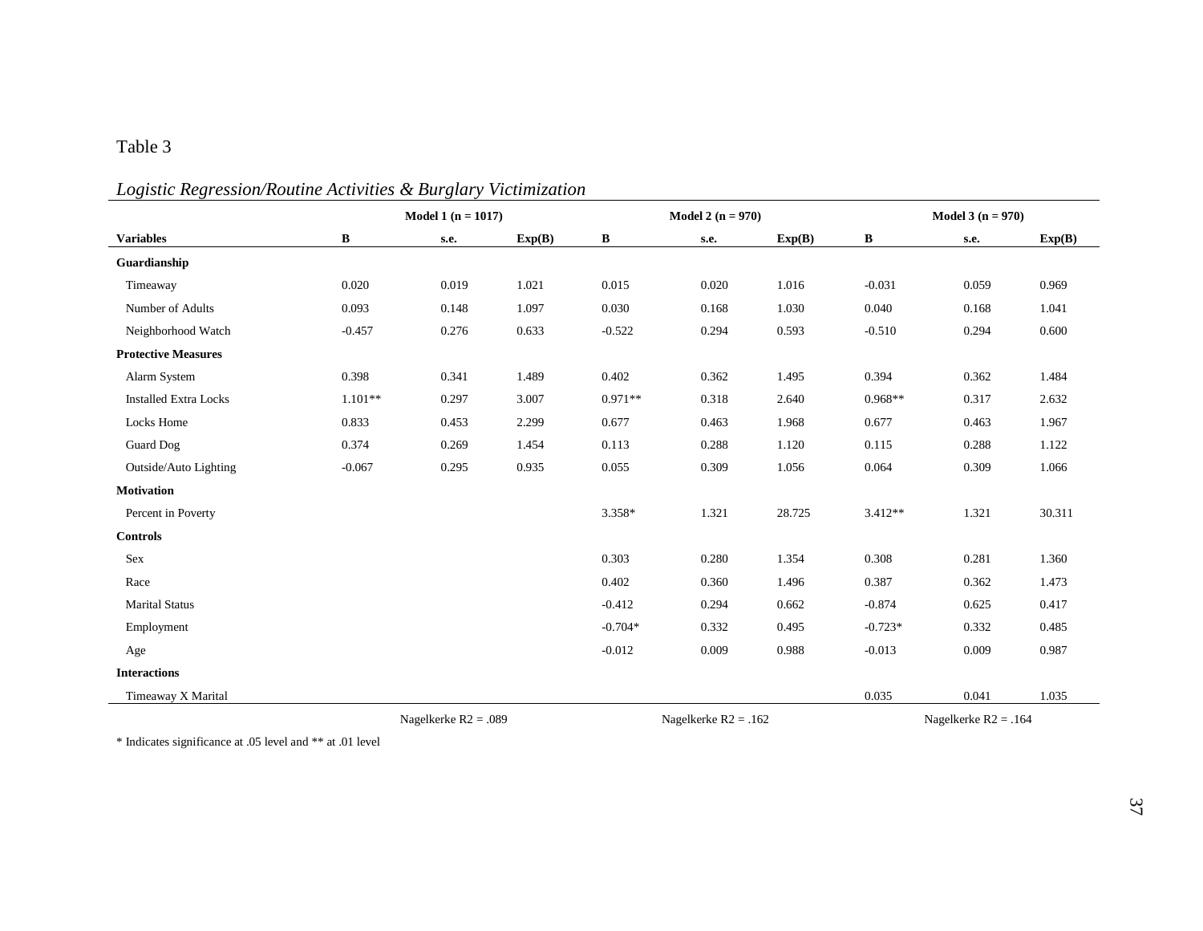Table 3

*Logistic Regression/Routine Activities & Burglary Victimization*

| | Model 1 (n = 1017) | | | Model 2 (n = 970) | | | Model 3 (n = 970) | | |
|---|---|---|---|---|---|---|---|---|---|
| **Variables** | **B** | **s.e.** | **Exp(B)** | **B** | **s.e.** | **Exp(B)** | **B** | **s.e.** | **Exp(B)** |
| **Guardianship** | | | | | | | | | |
| Timeaway | 0.020 | 0.019 | 1.021 | 0.015 | 0.020 | 1.016 | -0.031 | 0.059 | 0.969 |
| Number of Adults | 0.093 | 0.148 | 1.097 | 0.030 | 0.168 | 1.030 | 0.040 | 0.168 | 1.041 |
| Neighborhood Watch | -0.457 | 0.276 | 0.633 | -0.522 | 0.294 | 0.593 | -0.510 | 0.294 | 0.600 |
| **Protective Measures** | | | | | | | | | |
| Alarm System | 0.398 | 0.341 | 1.489 | 0.402 | 0.362 | 1.495 | 0.394 | 0.362 | 1.484 |
| Installed Extra Locks | 1.101** | 0.297 | 3.007 | 0.971** | 0.318 | 2.640 | 0.968** | 0.317 | 2.632 |
| Locks Home | 0.833 | 0.453 | 2.299 | 0.677 | 0.463 | 1.968 | 0.677 | 0.463 | 1.967 |
| Guard Dog | 0.374 | 0.269 | 1.454 | 0.113 | 0.288 | 1.120 | 0.115 | 0.288 | 1.122 |
| Outside/Auto Lighting | -0.067 | 0.295 | 0.935 | 0.055 | 0.309 | 1.056 | 0.064 | 0.309 | 1.066 |
| **Motivation** | | | | | | | | | |
| Percent in Poverty | | | | 3.358* | 1.321 | 28.725 | 3.412** | 1.321 | 30.311 |
| **Controls** | | | | | | | | | |
| Sex | | | | 0.303 | 0.280 | 1.354 | 0.308 | 0.281 | 1.360 |
| Race | | | | 0.402 | 0.360 | 1.496 | 0.387 | 0.362 | 1.473 |
| Marital Status | | | | -0.412 | 0.294 | 0.662 | -0.874 | 0.625 | 0.417 |
| Employment | | | | -0.704* | 0.332 | 0.495 | -0.723* | 0.332 | 0.485 |
| Age | | | | -0.012 | 0.009 | 0.988 | -0.013 | 0.009 | 0.987 |
| **Interactions** | | | | | | | | | |
| Timeaway X Marital | | | | | | | 0.035 | 0.041 | 1.035 |
| | Nagelkerke R2 = .089 | | | Nagelkerke R2 = .162 | | | Nagelkerke R2 = .164 | | |

* Indicates significance at .05 level and ** at .01 level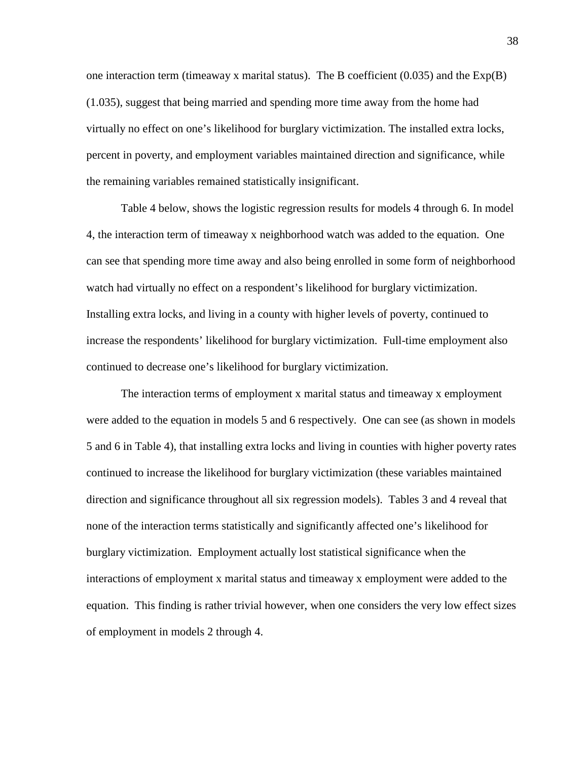one interaction term (timeaway x marital status). The B coefficient (0.035) and the Exp(B) (1.035), suggest that being married and spending more time away from the home had virtually no effect on one's likelihood for burglary victimization. The installed extra locks, percent in poverty, and employment variables maintained direction and significance, while the remaining variables remained statistically insignificant.

Table 4 below, shows the logistic regression results for models 4 through 6. In model 4, the interaction term of timeaway x neighborhood watch was added to the equation. One can see that spending more time away and also being enrolled in some form of neighborhood watch had virtually no effect on a respondent's likelihood for burglary victimization. Installing extra locks, and living in a county with higher levels of poverty, continued to increase the respondents' likelihood for burglary victimization. Full-time employment also continued to decrease one's likelihood for burglary victimization.

The interaction terms of employment x marital status and timeaway x employment were added to the equation in models 5 and 6 respectively. One can see (as shown in models 5 and 6 in Table 4), that installing extra locks and living in counties with higher poverty rates continued to increase the likelihood for burglary victimization (these variables maintained direction and significance throughout all six regression models). Tables 3 and 4 reveal that none of the interaction terms statistically and significantly affected one's likelihood for burglary victimization. Employment actually lost statistical significance when the interactions of employment x marital status and timeaway x employment were added to the equation. This finding is rather trivial however, when one considers the very low effect sizes of employment in models 2 through 4.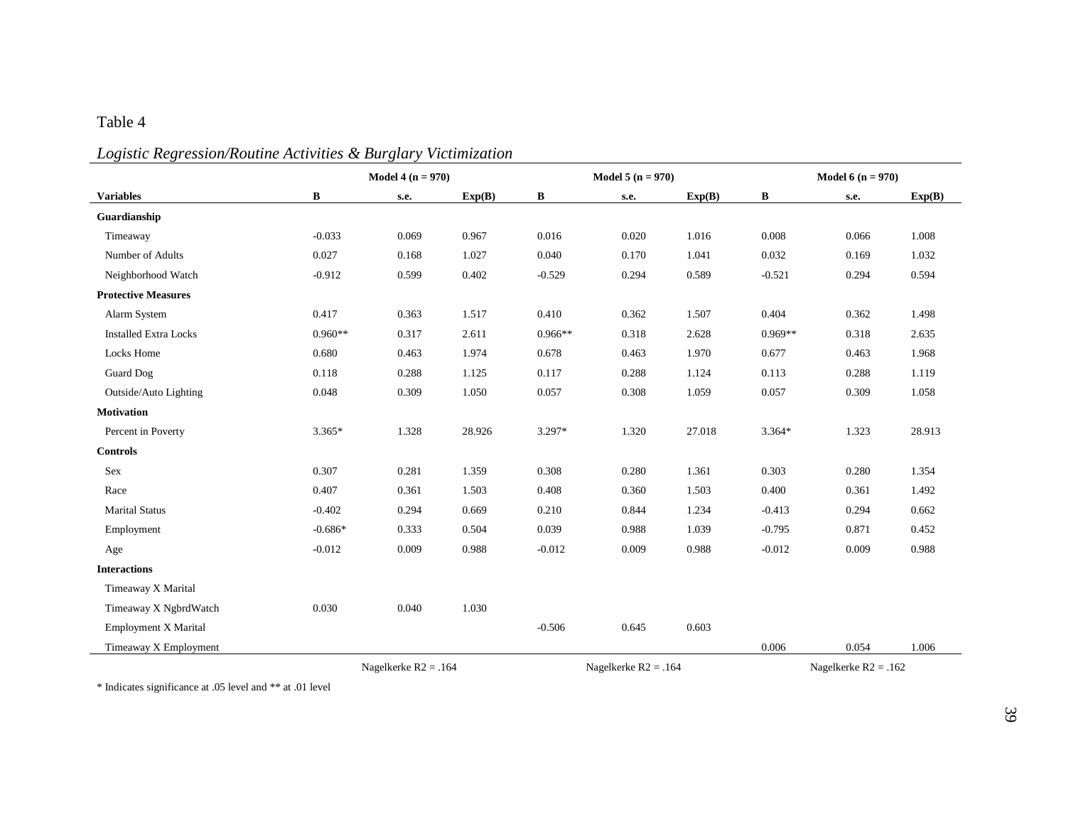Table 4

*Logistic Regression/Routine Activities & Burglary Victimization*

| | Model 4 (n = 970) | | | Model 5 (n = 970) | | | Model 6 (n = 970) | | |
|---|---|---|---|---|---|---|---|---|---|
| **Variables** | **B** | **s.e.** | **Exp(B)** | **B** | **s.e.** | **Exp(B)** | **B** | **s.e.** | **Exp(B)** |
| **Guardianship** | | | | | | | | | |
| Timeaway | -0.033 | 0.069 | 0.967 | 0.016 | 0.020 | 1.016 | 0.008 | 0.066 | 1.008 |
| Number of Adults | 0.027 | 0.168 | 1.027 | 0.040 | 0.170 | 1.041 | 0.032 | 0.169 | 1.032 |
| Neighborhood Watch | -0.912 | 0.599 | 0.402 | -0.529 | 0.294 | 0.589 | -0.521 | 0.294 | 0.594 |
| **Protective Measures** | | | | | | | | | |
| Alarm System | 0.417 | 0.363 | 1.517 | 0.410 | 0.362 | 1.507 | 0.404 | 0.362 | 1.498 |
| Installed Extra Locks | 0.960** | 0.317 | 2.611 | 0.966** | 0.318 | 2.628 | 0.969** | 0.318 | 2.635 |
| Locks Home | 0.680 | 0.463 | 1.974 | 0.678 | 0.463 | 1.970 | 0.677 | 0.463 | 1.968 |
| Guard Dog | 0.118 | 0.288 | 1.125 | 0.117 | 0.288 | 1.124 | 0.113 | 0.288 | 1.119 |
| Outside/Auto Lighting | 0.048 | 0.309 | 1.050 | 0.057 | 0.308 | 1.059 | 0.057 | 0.309 | 1.058 |
| **Motivation** | | | | | | | | | |
| Percent in Poverty | 3.365* | 1.328 | 28.926 | 3.297* | 1.320 | 27.018 | 3.364* | 1.323 | 28.913 |
| **Controls** | | | | | | | | | |
| Sex | 0.307 | 0.281 | 1.359 | 0.308 | 0.280 | 1.361 | 0.303 | 0.280 | 1.354 |
| Race | 0.407 | 0.361 | 1.503 | 0.408 | 0.360 | 1.503 | 0.400 | 0.361 | 1.492 |
| Marital Status | -0.402 | 0.294 | 0.669 | 0.210 | 0.844 | 1.234 | -0.413 | 0.294 | 0.662 |
| Employment | -0.686* | 0.333 | 0.504 | 0.039 | 0.988 | 1.039 | -0.795 | 0.871 | 0.452 |
| Age | -0.012 | 0.009 | 0.988 | -0.012 | 0.009 | 0.988 | -0.012 | 0.009 | 0.988 |
| **Interactions** | | | | | | | | | |
| Timeaway X Marital | | | | | | | | | |
| Timeaway X NgbrdWatch | 0.030 | 0.040 | 1.030 | | | | | | |
| Employment X Marital | | | | -0.506 | 0.645 | 0.603 | | | |
| Timeaway X Employment | | | | | | | 0.006 | 0.054 | 1.006 |
| | Nagelkerke R2 = .164 | | | Nagelkerke R2 = .164 | | | Nagelkerke R2 = .162 | | |

\* Indicates significance at .05 level and ** at .01 level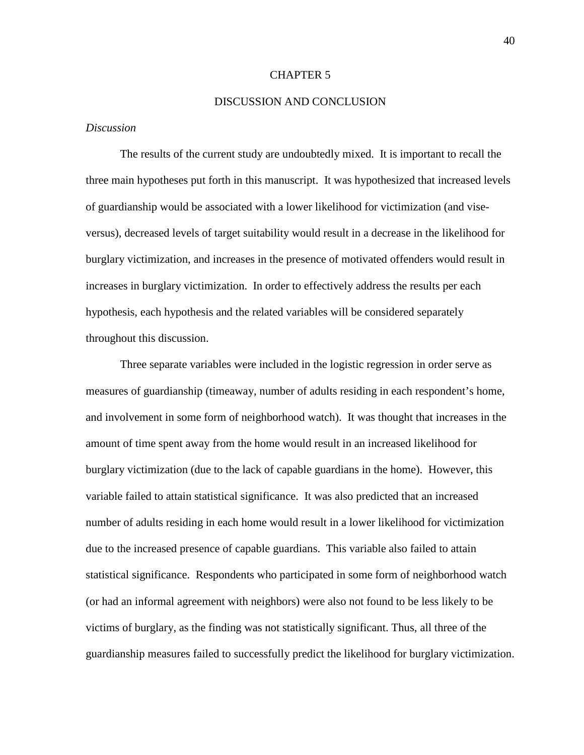# CHAPTER 5

# DISCUSSION AND CONCLUSION

*Discussion*

The results of the current study are undoubtedly mixed. It is important to recall the three main hypotheses put forth in this manuscript. It was hypothesized that increased levels of guardianship would be associated with a lower likelihood for victimization (and vise-versus), decreased levels of target suitability would result in a decrease in the likelihood for burglary victimization, and increases in the presence of motivated offenders would result in increases in burglary victimization. In order to effectively address the results per each hypothesis, each hypothesis and the related variables will be considered separately throughout this discussion.

Three separate variables were included in the logistic regression in order serve as measures of guardianship (timeaway, number of adults residing in each respondent's home, and involvement in some form of neighborhood watch). It was thought that increases in the amount of time spent away from the home would result in an increased likelihood for burglary victimization (due to the lack of capable guardians in the home). However, this variable failed to attain statistical significance. It was also predicted that an increased number of adults residing in each home would result in a lower likelihood for victimization due to the increased presence of capable guardians. This variable also failed to attain statistical significance. Respondents who participated in some form of neighborhood watch (or had an informal agreement with neighbors) were also not found to be less likely to be victims of burglary, as the finding was not statistically significant. Thus, all three of the guardianship measures failed to successfully predict the likelihood for burglary victimization.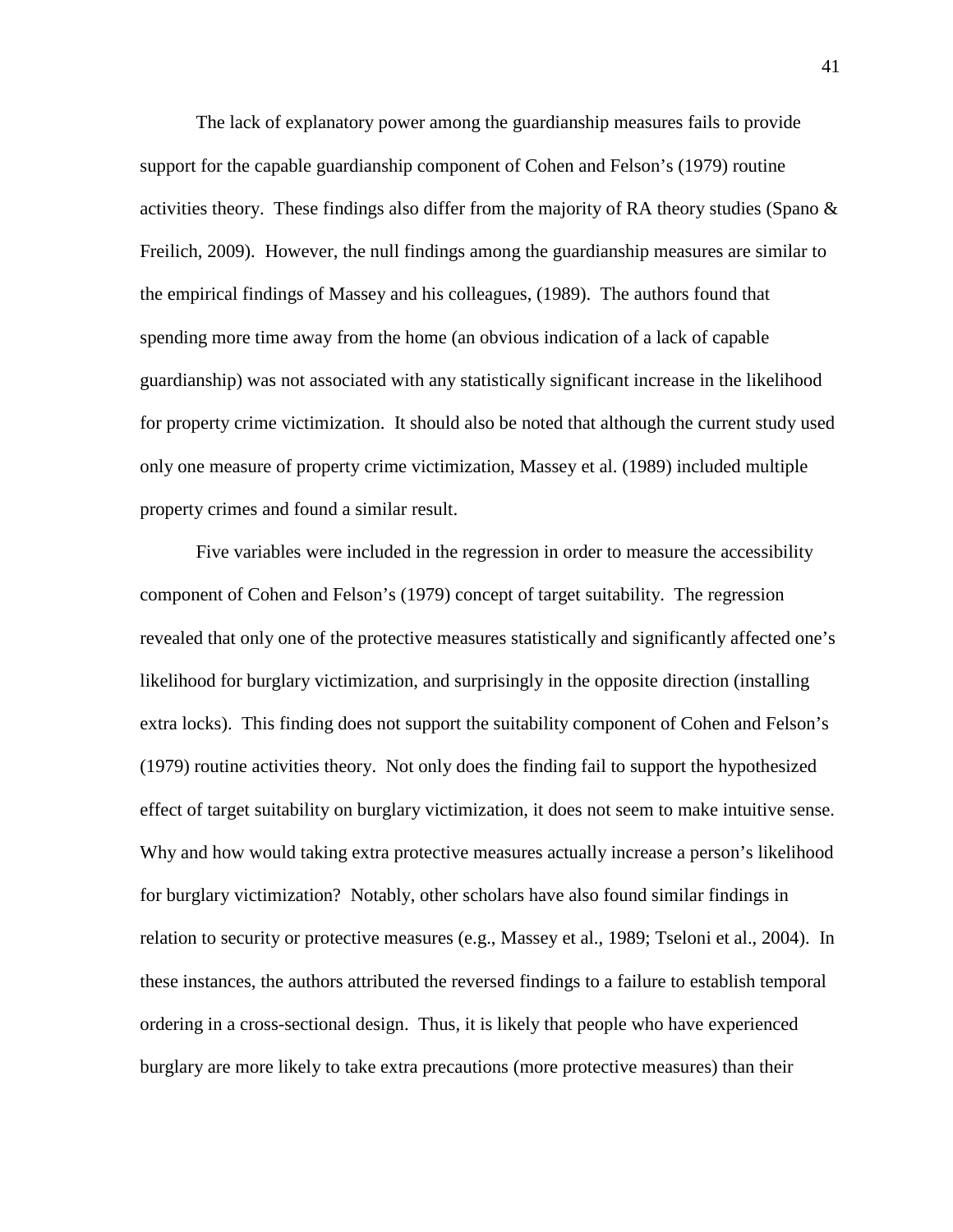The lack of explanatory power among the guardianship measures fails to provide support for the capable guardianship component of Cohen and Felson's (1979) routine activities theory. These findings also differ from the majority of RA theory studies (Spano & Freilich, 2009). However, the null findings among the guardianship measures are similar to the empirical findings of Massey and his colleagues, (1989). The authors found that spending more time away from the home (an obvious indication of a lack of capable guardianship) was not associated with any statistically significant increase in the likelihood for property crime victimization. It should also be noted that although the current study used only one measure of property crime victimization, Massey et al. (1989) included multiple property crimes and found a similar result.

Five variables were included in the regression in order to measure the accessibility component of Cohen and Felson's (1979) concept of target suitability. The regression revealed that only one of the protective measures statistically and significantly affected one's likelihood for burglary victimization, and surprisingly in the opposite direction (installing extra locks). This finding does not support the suitability component of Cohen and Felson's (1979) routine activities theory. Not only does the finding fail to support the hypothesized effect of target suitability on burglary victimization, it does not seem to make intuitive sense. Why and how would taking extra protective measures actually increase a person's likelihood for burglary victimization? Notably, other scholars have also found similar findings in relation to security or protective measures (e.g., Massey et al., 1989; Tseloni et al., 2004). In these instances, the authors attributed the reversed findings to a failure to establish temporal ordering in a cross-sectional design. Thus, it is likely that people who have experienced burglary are more likely to take extra precautions (more protective measures) than their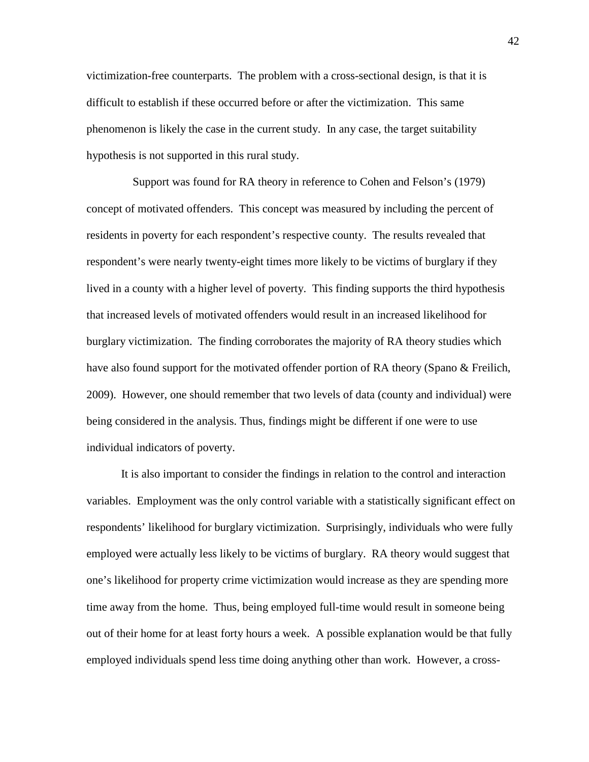victimization-free counterparts. The problem with a cross-sectional design, is that it is difficult to establish if these occurred before or after the victimization. This same phenomenon is likely the case in the current study. In any case, the target suitability hypothesis is not supported in this rural study.

Support was found for RA theory in reference to Cohen and Felson's (1979) concept of motivated offenders. This concept was measured by including the percent of residents in poverty for each respondent's respective county. The results revealed that respondent's were nearly twenty-eight times more likely to be victims of burglary if they lived in a county with a higher level of poverty. This finding supports the third hypothesis that increased levels of motivated offenders would result in an increased likelihood for burglary victimization. The finding corroborates the majority of RA theory studies which have also found support for the motivated offender portion of RA theory (Spano & Freilich, 2009). However, one should remember that two levels of data (county and individual) were being considered in the analysis. Thus, findings might be different if one were to use individual indicators of poverty.

It is also important to consider the findings in relation to the control and interaction variables. Employment was the only control variable with a statistically significant effect on respondents' likelihood for burglary victimization. Surprisingly, individuals who were fully employed were actually less likely to be victims of burglary. RA theory would suggest that one's likelihood for property crime victimization would increase as they are spending more time away from the home. Thus, being employed full-time would result in someone being out of their home for at least forty hours a week. A possible explanation would be that fully employed individuals spend less time doing anything other than work. However, a cross-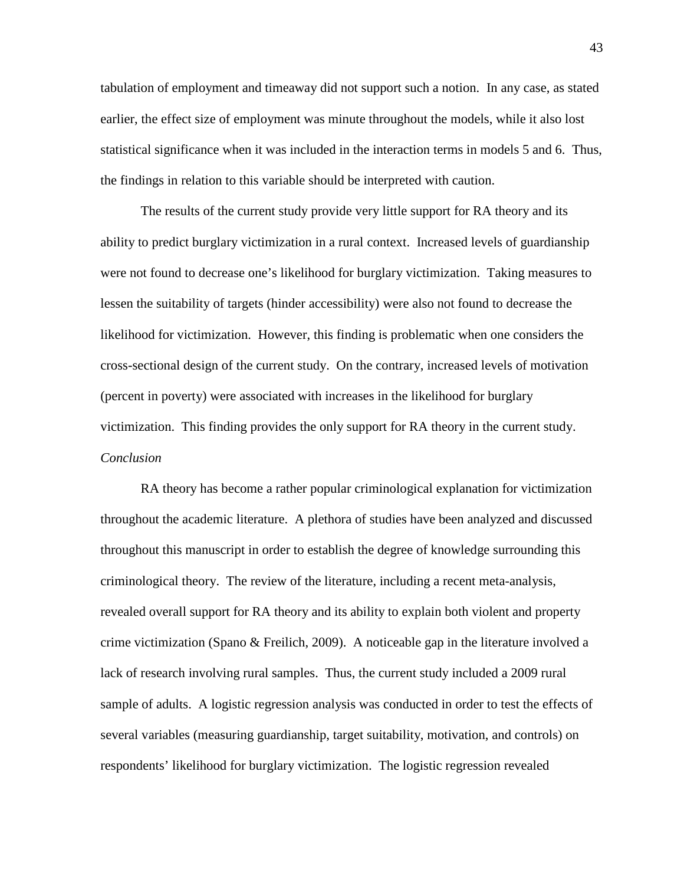tabulation of employment and timeaway did not support such a notion. In any case, as stated earlier, the effect size of employment was minute throughout the models, while it also lost statistical significance when it was included in the interaction terms in models 5 and 6. Thus, the findings in relation to this variable should be interpreted with caution.

The results of the current study provide very little support for RA theory and its ability to predict burglary victimization in a rural context. Increased levels of guardianship were not found to decrease one's likelihood for burglary victimization. Taking measures to lessen the suitability of targets (hinder accessibility) were also not found to decrease the likelihood for victimization. However, this finding is problematic when one considers the cross-sectional design of the current study. On the contrary, increased levels of motivation (percent in poverty) were associated with increases in the likelihood for burglary victimization. This finding provides the only support for RA theory in the current study.

*Conclusion*

RA theory has become a rather popular criminological explanation for victimization throughout the academic literature. A plethora of studies have been analyzed and discussed throughout this manuscript in order to establish the degree of knowledge surrounding this criminological theory. The review of the literature, including a recent meta-analysis, revealed overall support for RA theory and its ability to explain both violent and property crime victimization (Spano & Freilich, 2009). A noticeable gap in the literature involved a lack of research involving rural samples. Thus, the current study included a 2009 rural sample of adults. A logistic regression analysis was conducted in order to test the effects of several variables (measuring guardianship, target suitability, motivation, and controls) on respondents' likelihood for burglary victimization. The logistic regression revealed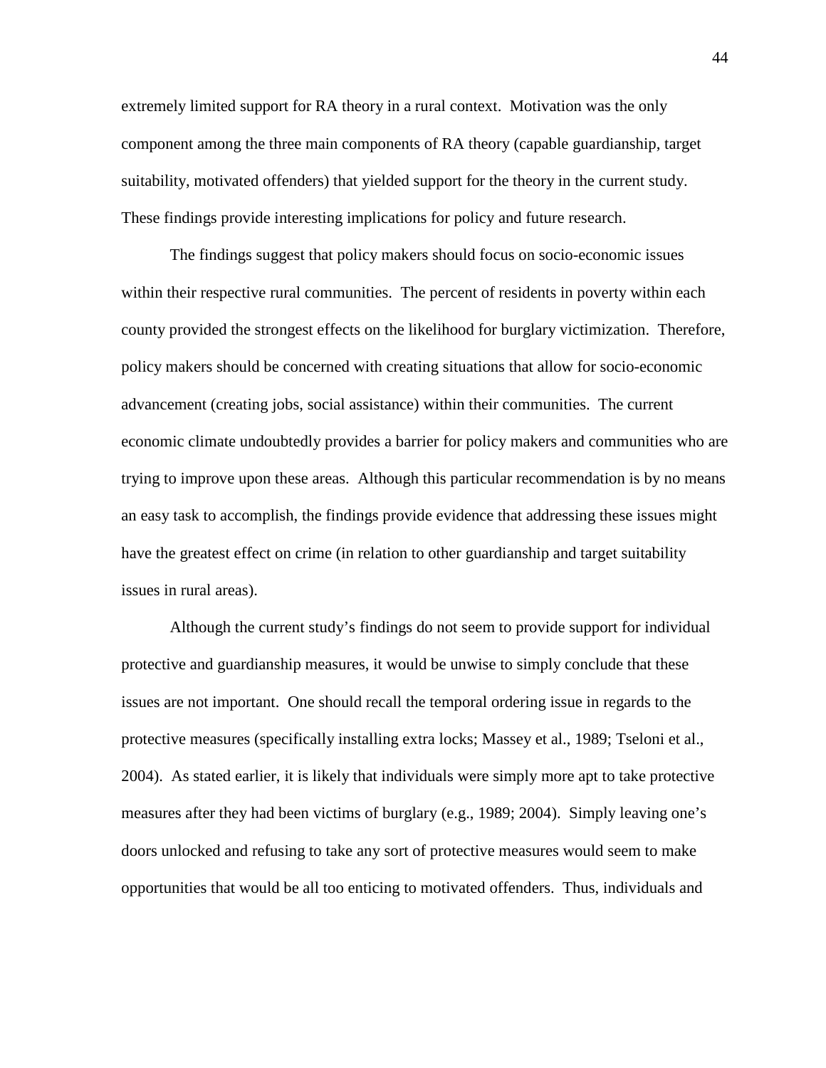extremely limited support for RA theory in a rural context. Motivation was the only component among the three main components of RA theory (capable guardianship, target suitability, motivated offenders) that yielded support for the theory in the current study. These findings provide interesting implications for policy and future research.

The findings suggest that policy makers should focus on socio-economic issues within their respective rural communities. The percent of residents in poverty within each county provided the strongest effects on the likelihood for burglary victimization. Therefore, policy makers should be concerned with creating situations that allow for socio-economic advancement (creating jobs, social assistance) within their communities. The current economic climate undoubtedly provides a barrier for policy makers and communities who are trying to improve upon these areas. Although this particular recommendation is by no means an easy task to accomplish, the findings provide evidence that addressing these issues might have the greatest effect on crime (in relation to other guardianship and target suitability issues in rural areas).

Although the current study's findings do not seem to provide support for individual protective and guardianship measures, it would be unwise to simply conclude that these issues are not important. One should recall the temporal ordering issue in regards to the protective measures (specifically installing extra locks; Massey et al., 1989; Tseloni et al., 2004). As stated earlier, it is likely that individuals were simply more apt to take protective measures after they had been victims of burglary (e.g., 1989; 2004). Simply leaving one's doors unlocked and refusing to take any sort of protective measures would seem to make opportunities that would be all too enticing to motivated offenders. Thus, individuals and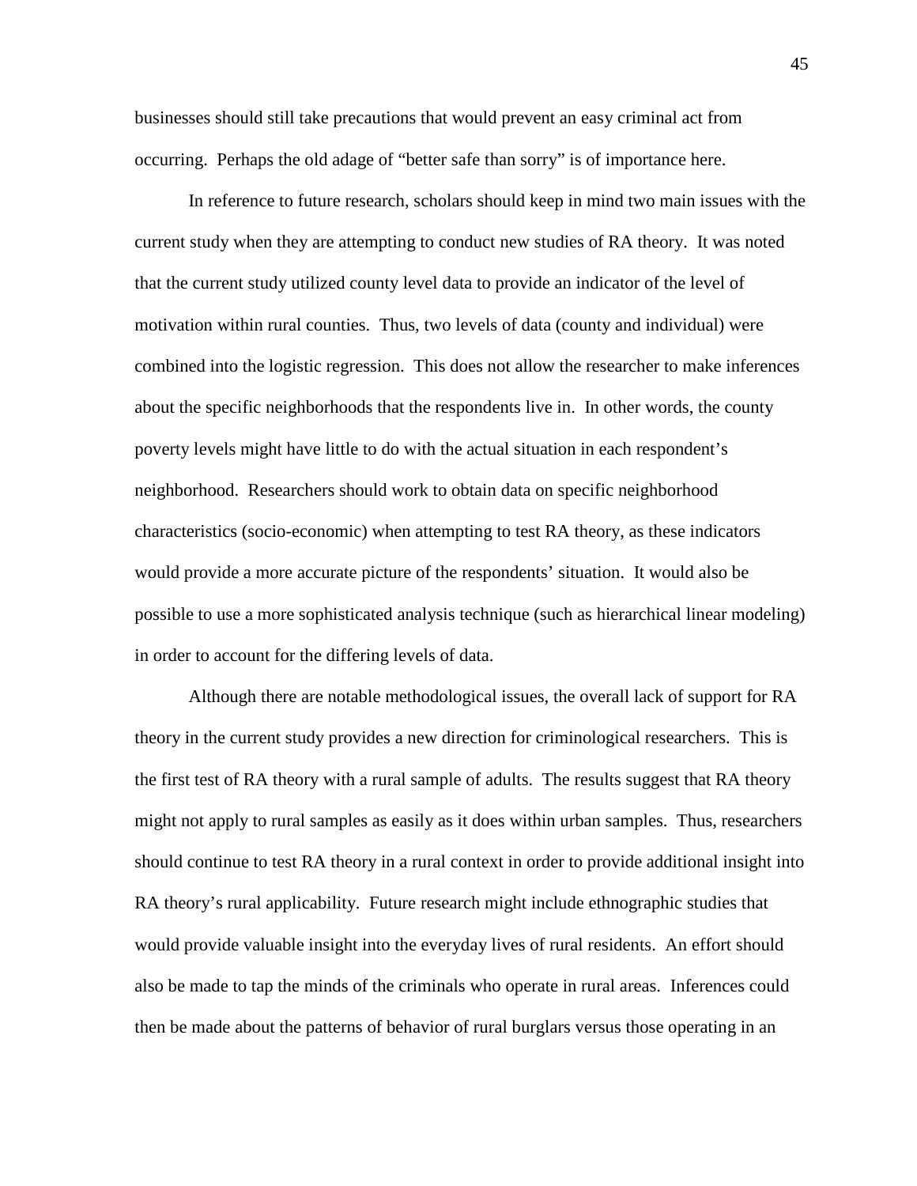businesses should still take precautions that would prevent an easy criminal act from occurring. Perhaps the old adage of "better safe than sorry" is of importance here.

In reference to future research, scholars should keep in mind two main issues with the current study when they are attempting to conduct new studies of RA theory. It was noted that the current study utilized county level data to provide an indicator of the level of motivation within rural counties. Thus, two levels of data (county and individual) were combined into the logistic regression. This does not allow the researcher to make inferences about the specific neighborhoods that the respondents live in. In other words, the county poverty levels might have little to do with the actual situation in each respondent's neighborhood. Researchers should work to obtain data on specific neighborhood characteristics (socio-economic) when attempting to test RA theory, as these indicators would provide a more accurate picture of the respondents' situation. It would also be possible to use a more sophisticated analysis technique (such as hierarchical linear modeling) in order to account for the differing levels of data.

Although there are notable methodological issues, the overall lack of support for RA theory in the current study provides a new direction for criminological researchers. This is the first test of RA theory with a rural sample of adults. The results suggest that RA theory might not apply to rural samples as easily as it does within urban samples. Thus, researchers should continue to test RA theory in a rural context in order to provide additional insight into RA theory's rural applicability. Future research might include ethnographic studies that would provide valuable insight into the everyday lives of rural residents. An effort should also be made to tap the minds of the criminals who operate in rural areas. Inferences could then be made about the patterns of behavior of rural burglars versus those operating in an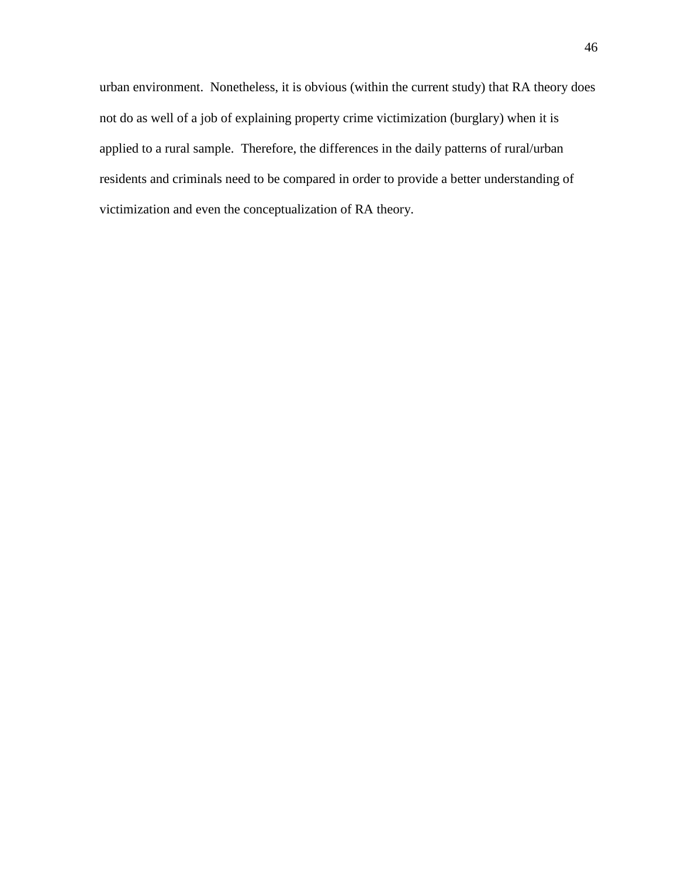urban environment. Nonetheless, it is obvious (within the current study) that RA theory does not do as well of a job of explaining property crime victimization (burglary) when it is applied to a rural sample. Therefore, the differences in the daily patterns of rural/urban residents and criminals need to be compared in order to provide a better understanding of victimization and even the conceptualization of RA theory.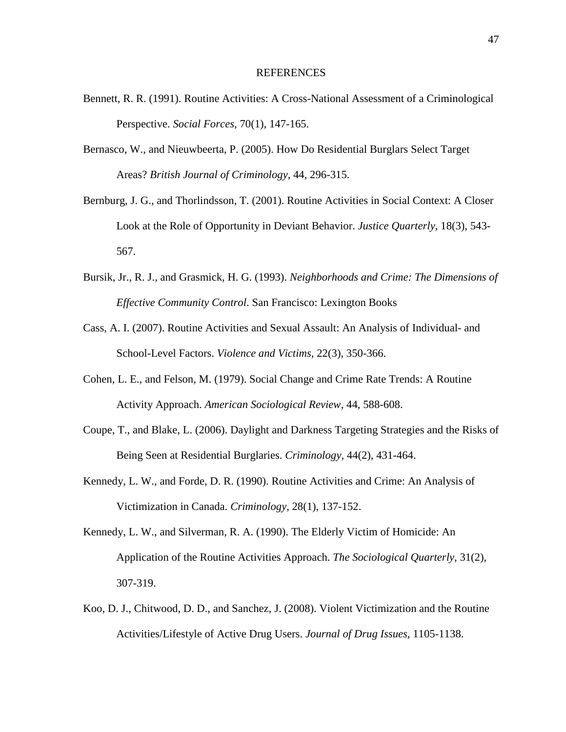# REFERENCES

Bennett, R. R. (1991). Routine Activities: A Cross-National Assessment of a Criminological Perspective. *Social Forces*, 70(1), 147-165.

Bernasco, W., and Nieuwbeerta, P. (2005). How Do Residential Burglars Select Target Areas? *British Journal of Criminology*, 44, 296-315.

Bernburg, J. G., and Thorlindsson, T. (2001). Routine Activities in Social Context: A Closer Look at the Role of Opportunity in Deviant Behavior. *Justice Quarterly*, 18(3), 543-567.

Bursik, Jr., R. J., and Grasmick, H. G. (1993). *Neighborhoods and Crime: The Dimensions of Effective Community Control*. San Francisco: Lexington Books

Cass, A. I. (2007). Routine Activities and Sexual Assault: An Analysis of Individual- and School-Level Factors. *Violence and Victims*, 22(3), 350-366.

Cohen, L. E., and Felson, M. (1979). Social Change and Crime Rate Trends: A Routine Activity Approach. *American Sociological Review*, 44, 588-608.

Coupe, T., and Blake, L. (2006). Daylight and Darkness Targeting Strategies and the Risks of Being Seen at Residential Burglaries. *Criminology*, 44(2), 431-464.

Kennedy, L. W., and Forde, D. R. (1990). Routine Activities and Crime: An Analysis of Victimization in Canada. *Criminology*, 28(1), 137-152.

Kennedy, L. W., and Silverman, R. A. (1990). The Elderly Victim of Homicide: An Application of the Routine Activities Approach. *The Sociological Quarterly*, 31(2), 307-319.

Koo, D. J., Chitwood, D. D., and Sanchez, J. (2008). Violent Victimization and the Routine Activities/Lifestyle of Active Drug Users. *Journal of Drug Issues*, 1105-1138.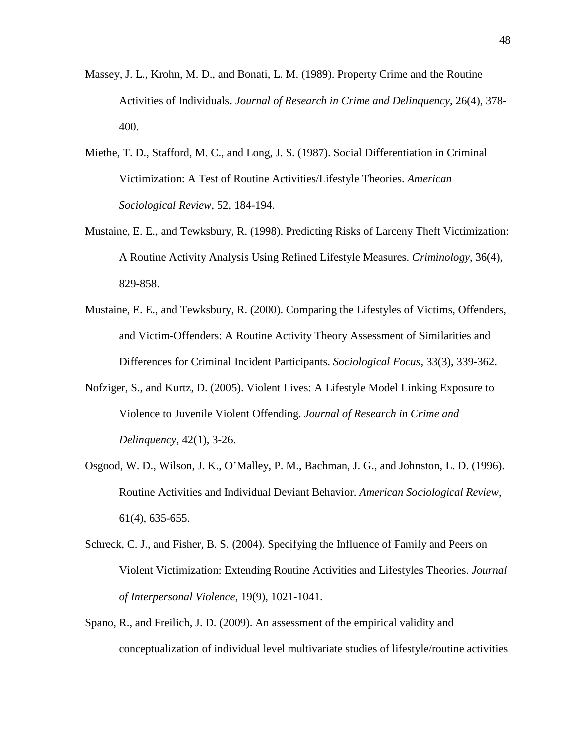Massey, J. L., Krohn, M. D., and Bonati, L. M. (1989). Property Crime and the Routine Activities of Individuals. *Journal of Research in Crime and Delinquency*, 26(4), 378-400.

Miethe, T. D., Stafford, M. C., and Long, J. S. (1987). Social Differentiation in Criminal Victimization: A Test of Routine Activities/Lifestyle Theories. *American Sociological Review*, 52, 184-194.

Mustaine, E. E., and Tewksbury, R. (1998). Predicting Risks of Larceny Theft Victimization: A Routine Activity Analysis Using Refined Lifestyle Measures. *Criminology*, 36(4), 829-858.

Mustaine, E. E., and Tewksbury, R. (2000). Comparing the Lifestyles of Victims, Offenders, and Victim-Offenders: A Routine Activity Theory Assessment of Similarities and Differences for Criminal Incident Participants. *Sociological Focus*, 33(3), 339-362.

Nofziger, S., and Kurtz, D. (2005). Violent Lives: A Lifestyle Model Linking Exposure to Violence to Juvenile Violent Offending. *Journal of Research in Crime and Delinquency*, 42(1), 3-26.

Osgood, W. D., Wilson, J. K., O'Malley, P. M., Bachman, J. G., and Johnston, L. D. (1996). Routine Activities and Individual Deviant Behavior. *American Sociological Review*, 61(4), 635-655.

Schreck, C. J., and Fisher, B. S. (2004). Specifying the Influence of Family and Peers on Violent Victimization: Extending Routine Activities and Lifestyles Theories. *Journal of Interpersonal Violence*, 19(9), 1021-1041.

Spano, R., and Freilich, J. D. (2009). An assessment of the empirical validity and conceptualization of individual level multivariate studies of lifestyle/routine activities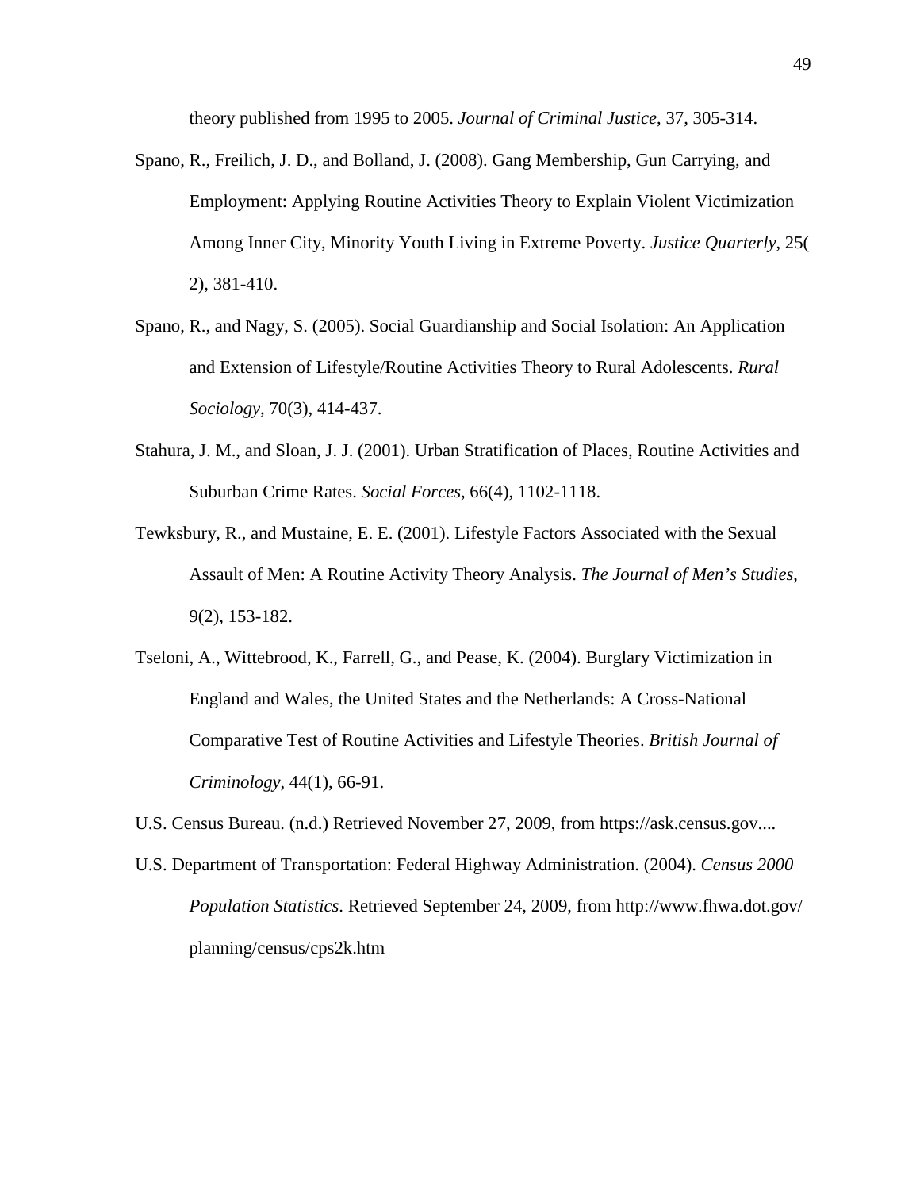theory published from 1995 to 2005. *Journal of Criminal Justice*, 37, 305-314.

Spano, R., Freilich, J. D., and Bolland, J. (2008). Gang Membership, Gun Carrying, and Employment: Applying Routine Activities Theory to Explain Violent Victimization Among Inner City, Minority Youth Living in Extreme Poverty. *Justice Quarterly*, 25( 2), 381-410.

Spano, R., and Nagy, S. (2005). Social Guardianship and Social Isolation: An Application and Extension of Lifestyle/Routine Activities Theory to Rural Adolescents. *Rural Sociology*, 70(3), 414-437.

Stahura, J. M., and Sloan, J. J. (2001). Urban Stratification of Places, Routine Activities and Suburban Crime Rates. *Social Forces*, 66(4), 1102-1118.

Tewksbury, R., and Mustaine, E. E. (2001). Lifestyle Factors Associated with the Sexual Assault of Men: A Routine Activity Theory Analysis. *The Journal of Men's Studies*, 9(2), 153-182.

Tseloni, A., Wittebrood, K., Farrell, G., and Pease, K. (2004). Burglary Victimization in England and Wales, the United States and the Netherlands: A Cross-National Comparative Test of Routine Activities and Lifestyle Theories. *British Journal of Criminology*, 44(1), 66-91.

U.S. Census Bureau. (n.d.) Retrieved November 27, 2009, from https://ask.census.gov....

U.S. Department of Transportation: Federal Highway Administration. (2004). *Census 2000 Population Statistics*. Retrieved September 24, 2009, from http://www.fhwa.dot.gov/ planning/census/cps2k.htm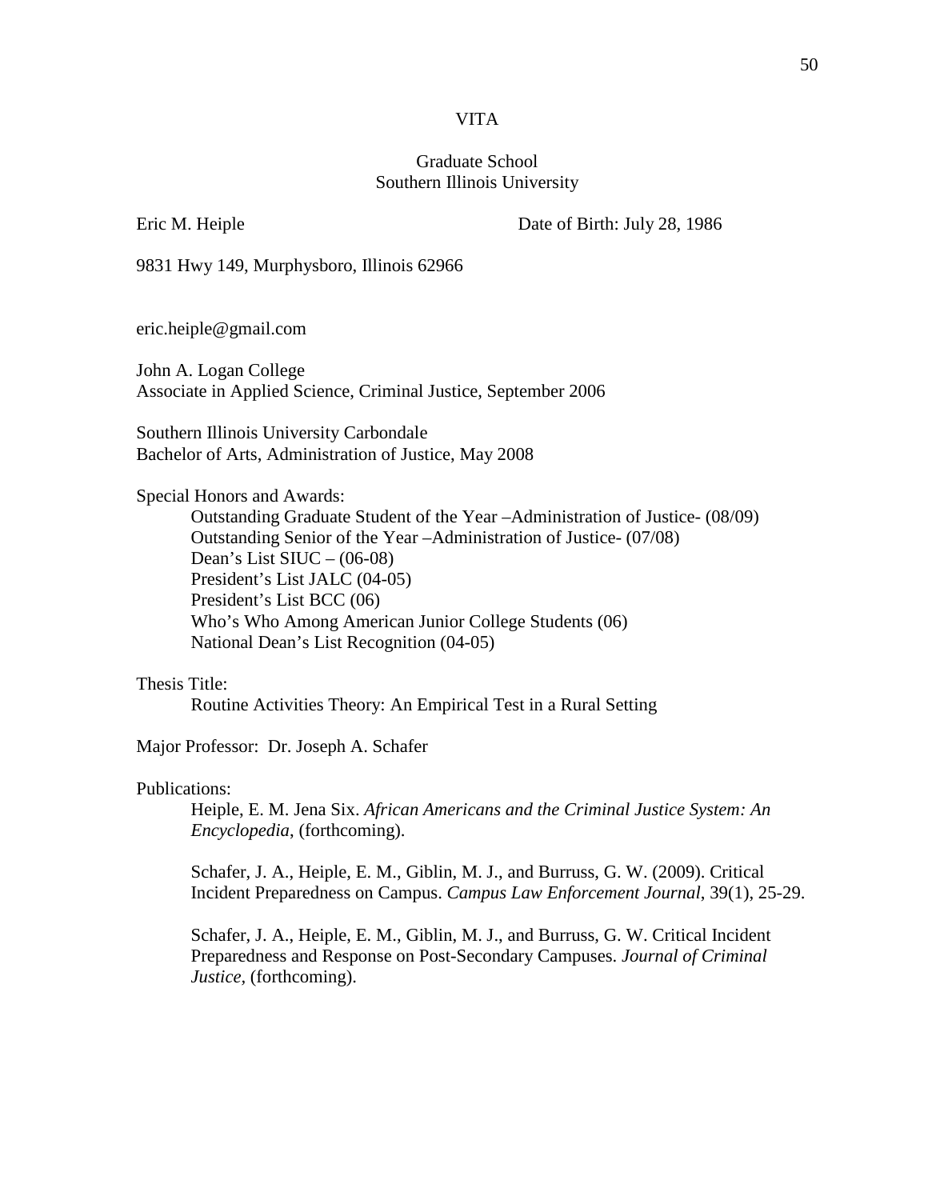# VITA

Graduate School
Southern Illinois University

Eric M. Heiple Date of Birth: July 28, 1986

9831 Hwy 149, Murphysboro, Illinois 62966

eric.heiple@gmail.com

John A. Logan College
Associate in Applied Science, Criminal Justice, September 2006

Southern Illinois University Carbondale
Bachelor of Arts, Administration of Justice, May 2008

Special Honors and Awards:

- Outstanding Graduate Student of the Year –Administration of Justice- (08/09)
- Outstanding Senior of the Year –Administration of Justice- (07/08)
- Dean's List SIUC – (06-08)
- President's List JALC (04-05)
- President's List BCC (06)
- Who's Who Among American Junior College Students (06)
- National Dean's List Recognition (04-05)

Thesis Title:

Routine Activities Theory: An Empirical Test in a Rural Setting

Major Professor: Dr. Joseph A. Schafer

Publications:

Heiple, E. M. Jena Six. *African Americans and the Criminal Justice System: An Encyclopedia*, (forthcoming).

Schafer, J. A., Heiple, E. M., Giblin, M. J., and Burruss, G. W. (2009). Critical Incident Preparedness on Campus. *Campus Law Enforcement Journal*, 39(1), 25-29.

Schafer, J. A., Heiple, E. M., Giblin, M. J., and Burruss, G. W. Critical Incident Preparedness and Response on Post-Secondary Campuses. *Journal of Criminal Justice*, (forthcoming).